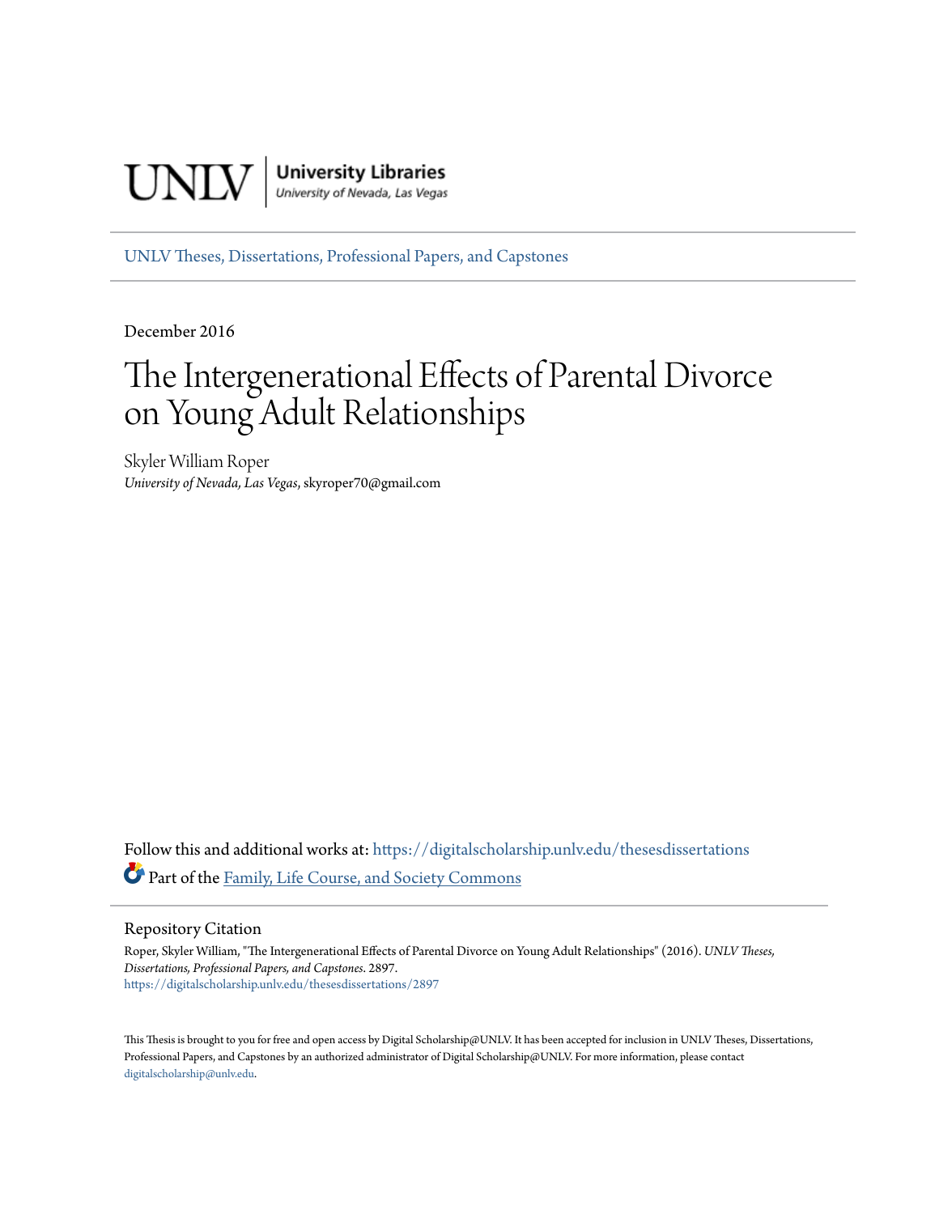UNLV | University Libraries
University of Nevada, Las Vegas

UNLV Theses, Dissertations, Professional Papers, and Capstones

December 2016

# The Intergenerational Effects of Parental Divorce on Young Adult Relationships

Skyler William Roper
*University of Nevada, Las Vegas*, skyroper70@gmail.com

Follow this and additional works at: https://digitalscholarship.unlv.edu/thesesdissertations

Part of the Family, Life Course, and Society Commons

## Repository Citation

Roper, Skyler William, "The Intergenerational Effects of Parental Divorce on Young Adult Relationships" (2016). *UNLV Theses, Dissertations, Professional Papers, and Capstones*. 2897.
https://digitalscholarship.unlv.edu/thesesdissertations/2897

This Thesis is brought to you for free and open access by Digital Scholarship@UNLV. It has been accepted for inclusion in UNLV Theses, Dissertations, Professional Papers, and Capstones by an authorized administrator of Digital Scholarship@UNLV. For more information, please contact digitalscholarship@unlv.edu.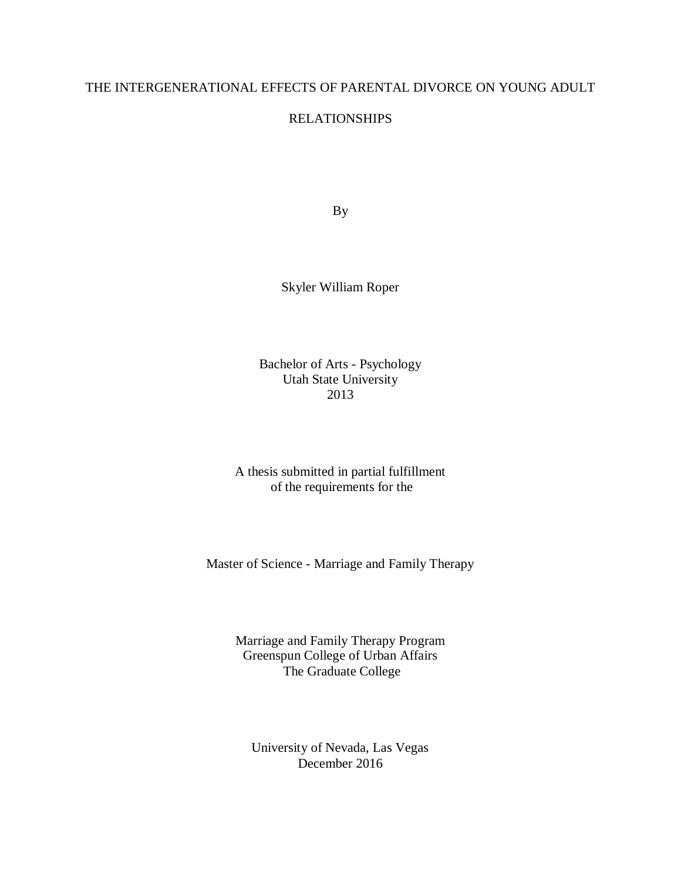# THE INTERGENERATIONAL EFFECTS OF PARENTAL DIVORCE ON YOUNG ADULT RELATIONSHIPS

By

Skyler William Roper

Bachelor of Arts - Psychology
Utah State University
2013

A thesis submitted in partial fulfillment
of the requirements for the

Master of Science - Marriage and Family Therapy

Marriage and Family Therapy Program
Greenspun College of Urban Affairs
The Graduate College

University of Nevada, Las Vegas
December 2016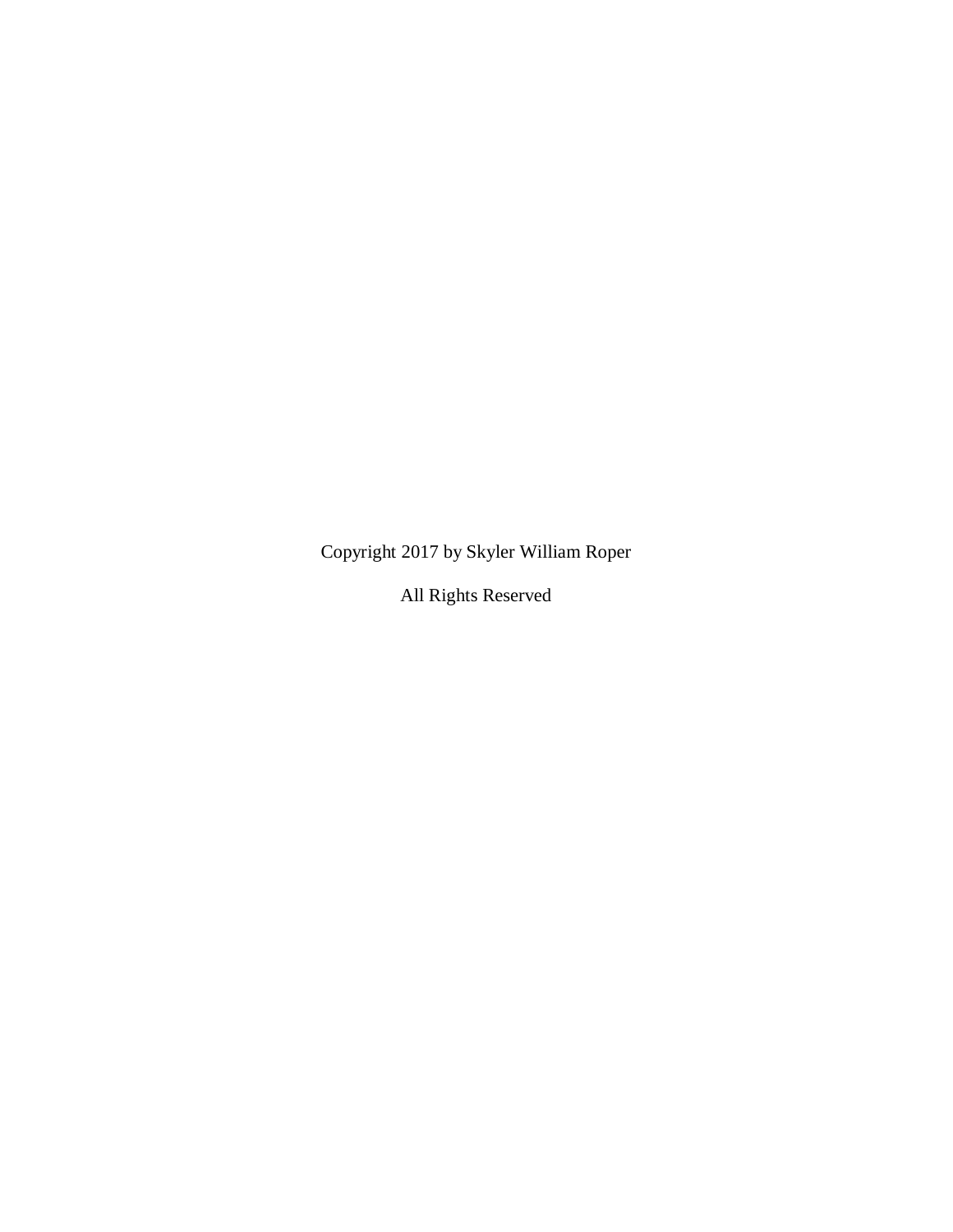Copyright 2017 by Skyler William Roper

All Rights Reserved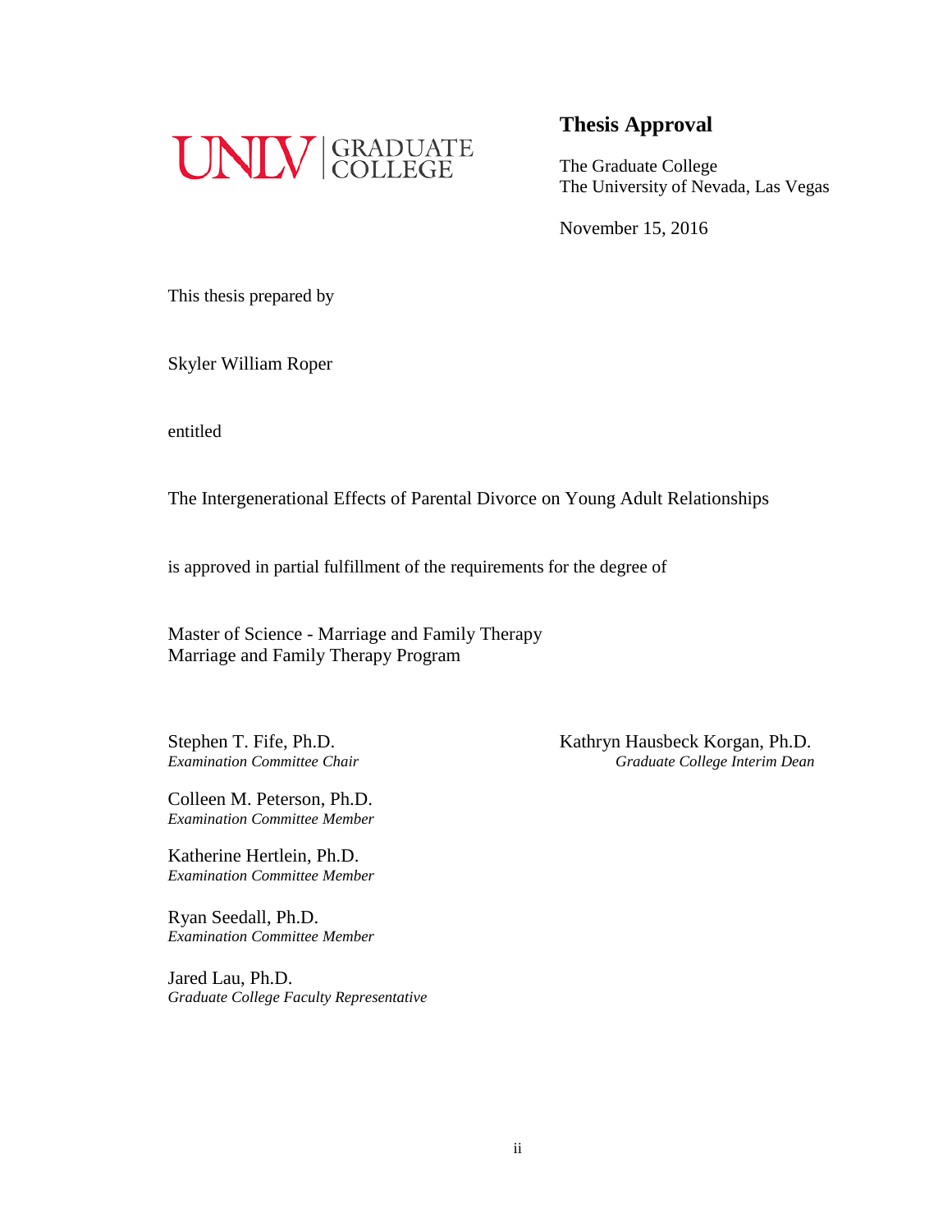UNLV | GRADUATE COLLEGE

## Thesis Approval

The Graduate College
The University of Nevada, Las Vegas

November 15, 2016

This thesis prepared by

Skyler William Roper

entitled

The Intergenerational Effects of Parental Divorce on Young Adult Relationships

is approved in partial fulfillment of the requirements for the degree of

Master of Science - Marriage and Family Therapy
Marriage and Family Therapy Program

Stephen T. Fife, Ph.D.
*Examination Committee Chair*

Colleen M. Peterson, Ph.D.
*Examination Committee Member*

Katherine Hertlein, Ph.D.
*Examination Committee Member*

Ryan Seedall, Ph.D.
*Examination Committee Member*

Jared Lau, Ph.D.
*Graduate College Faculty Representative*

Kathryn Hausbeck Korgan, Ph.D.
*Graduate College Interim Dean*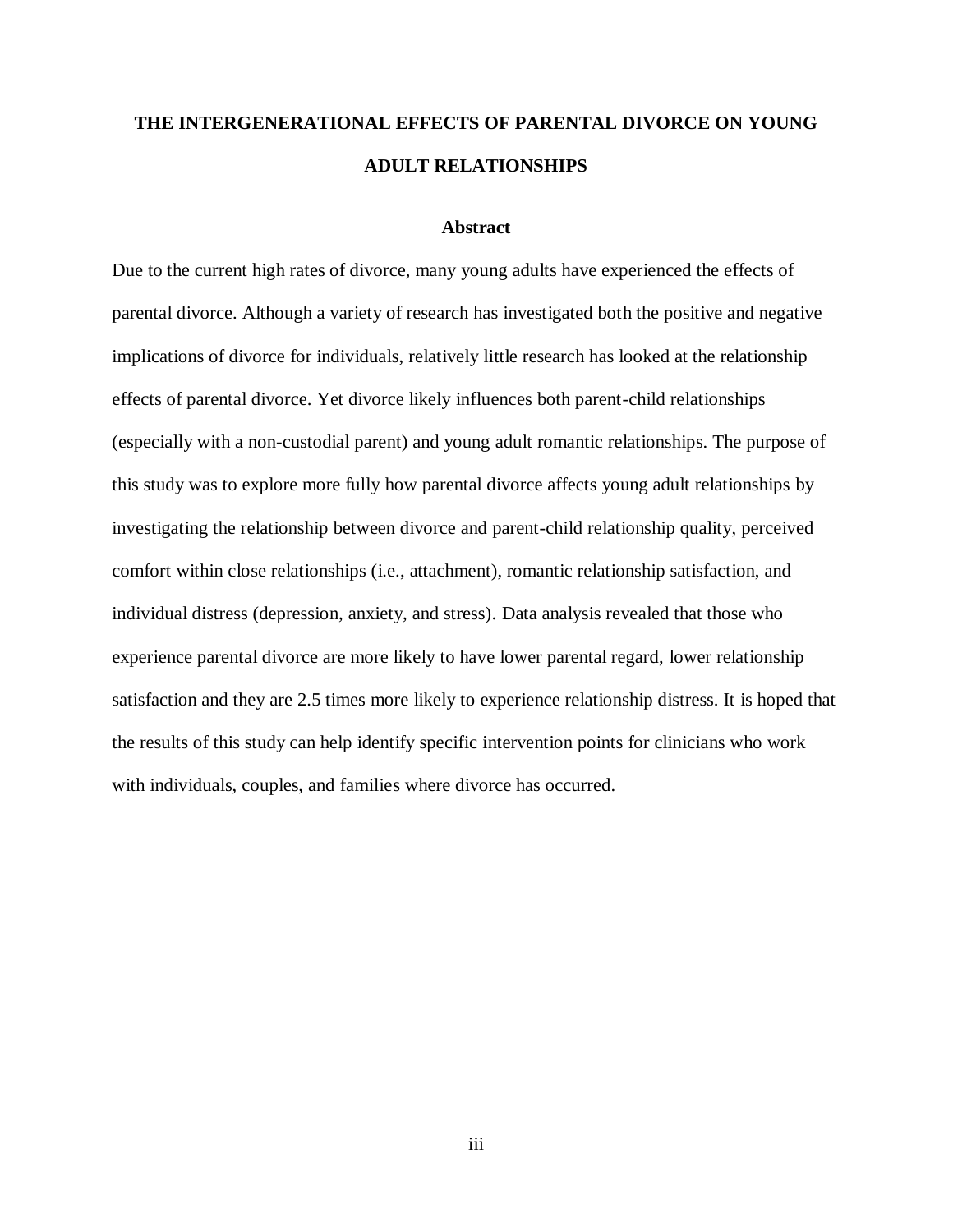# THE INTERGENERATIONAL EFFECTS OF PARENTAL DIVORCE ON YOUNG ADULT RELATIONSHIPS

## Abstract

Due to the current high rates of divorce, many young adults have experienced the effects of parental divorce. Although a variety of research has investigated both the positive and negative implications of divorce for individuals, relatively little research has looked at the relationship effects of parental divorce. Yet divorce likely influences both parent-child relationships (especially with a non-custodial parent) and young adult romantic relationships. The purpose of this study was to explore more fully how parental divorce affects young adult relationships by investigating the relationship between divorce and parent-child relationship quality, perceived comfort within close relationships (i.e., attachment), romantic relationship satisfaction, and individual distress (depression, anxiety, and stress). Data analysis revealed that those who experience parental divorce are more likely to have lower parental regard, lower relationship satisfaction and they are 2.5 times more likely to experience relationship distress. It is hoped that the results of this study can help identify specific intervention points for clinicians who work with individuals, couples, and families where divorce has occurred.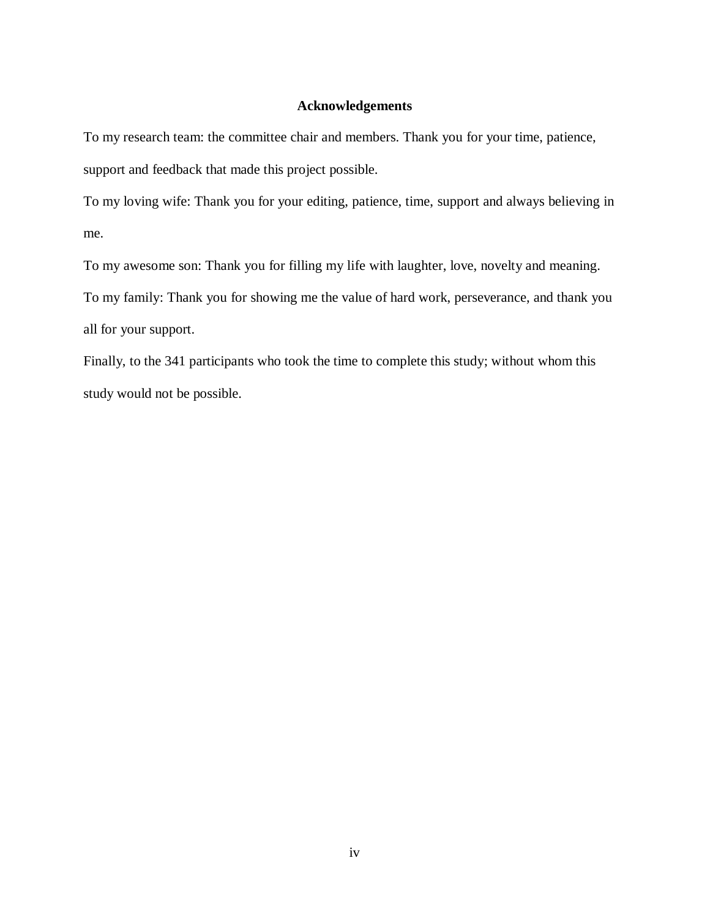# Acknowledgements

To my research team: the committee chair and members. Thank you for your time, patience, support and feedback that made this project possible.

To my loving wife: Thank you for your editing, patience, time, support and always believing in me.

To my awesome son: Thank you for filling my life with laughter, love, novelty and meaning.

To my family: Thank you for showing me the value of hard work, perseverance, and thank you all for your support.

Finally, to the 341 participants who took the time to complete this study; without whom this study would not be possible.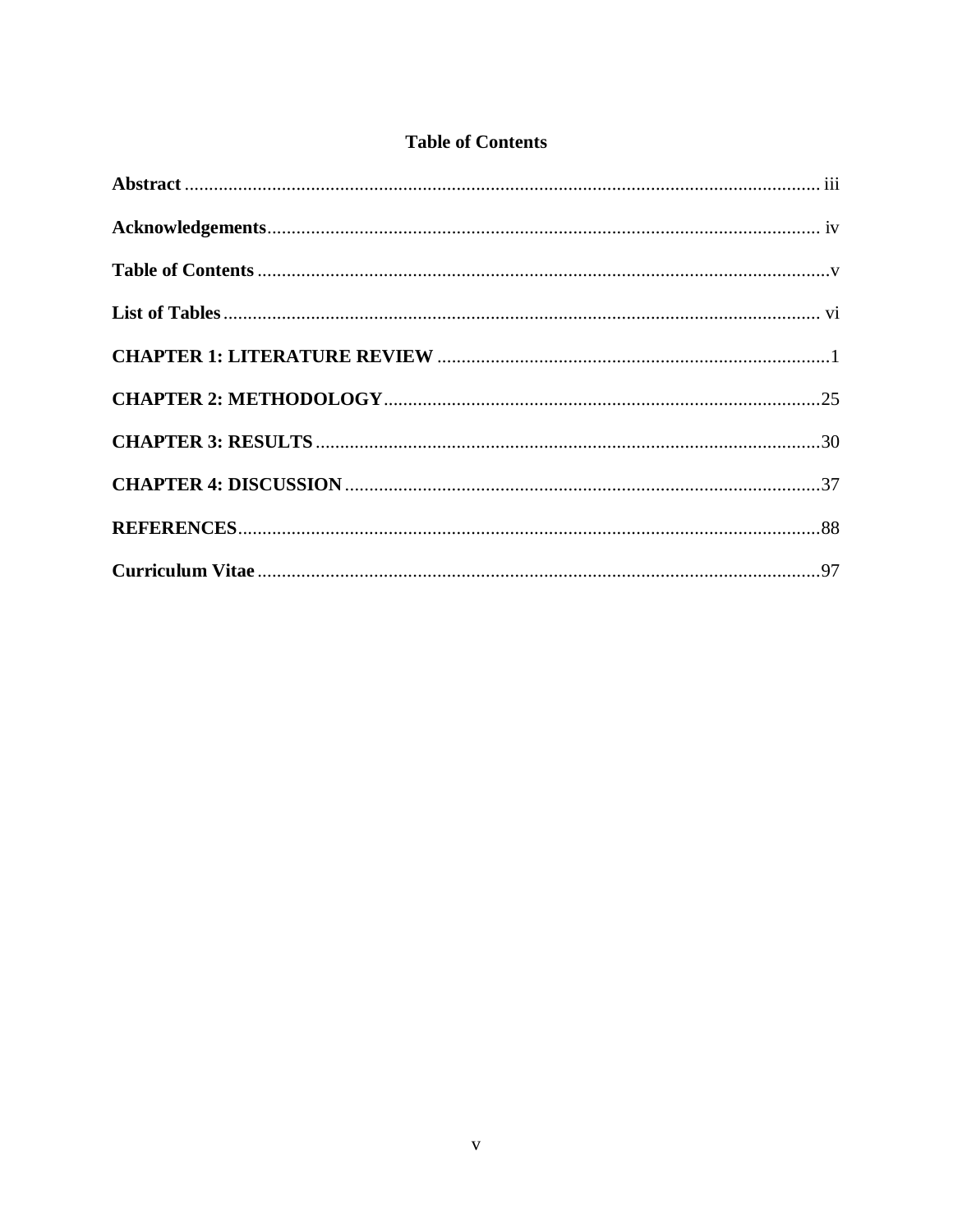# Table of Contents

**Abstract** .................................................................................................................................. iii

**Acknowledgements**.................................................................................................................. iv

**Table of Contents** ......................................................................................................................v

**List of Tables** .......................................................................................................................... vi

**CHAPTER 1: LITERATURE REVIEW** ................................................................................1

**CHAPTER 2: METHODOLOGY**..........................................................................................25

**CHAPTER 3: RESULTS** ........................................................................................................30

**CHAPTER 4: DISCUSSION** ..................................................................................................37

**REFERENCES**........................................................................................................................88

**Curriculum Vitae** ....................................................................................................................97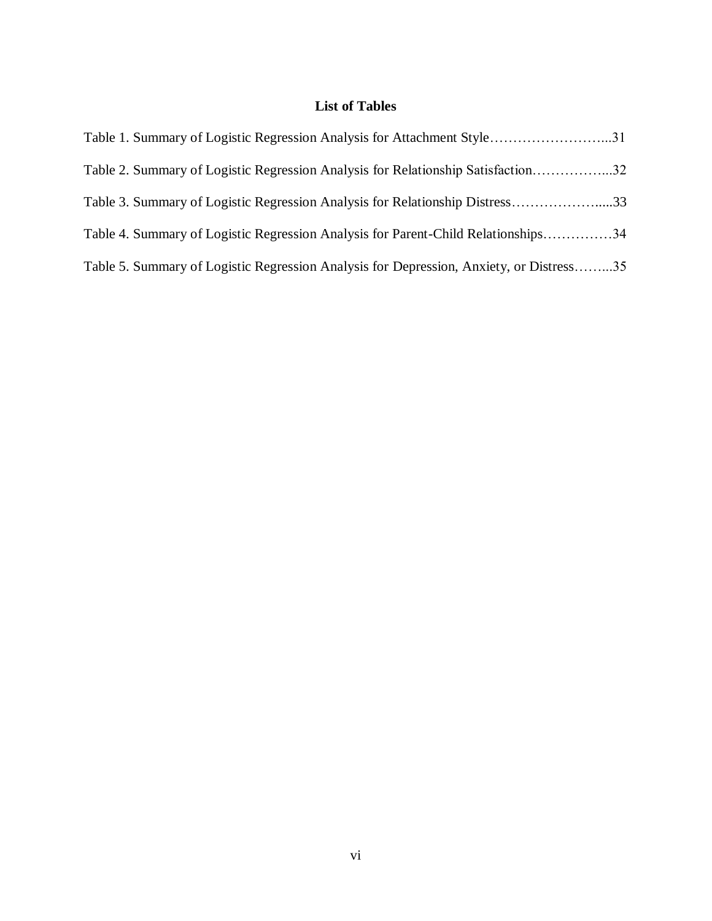# List of Tables

Table 1. Summary of Logistic Regression Analysis for Attachment Style……………………...31

Table 2. Summary of Logistic Regression Analysis for Relationship Satisfaction……………...32

Table 3. Summary of Logistic Regression Analysis for Relationship Distress………………....33

Table 4. Summary of Logistic Regression Analysis for Parent-Child Relationships……………34

Table 5. Summary of Logistic Regression Analysis for Depression, Anxiety, or Distress……...35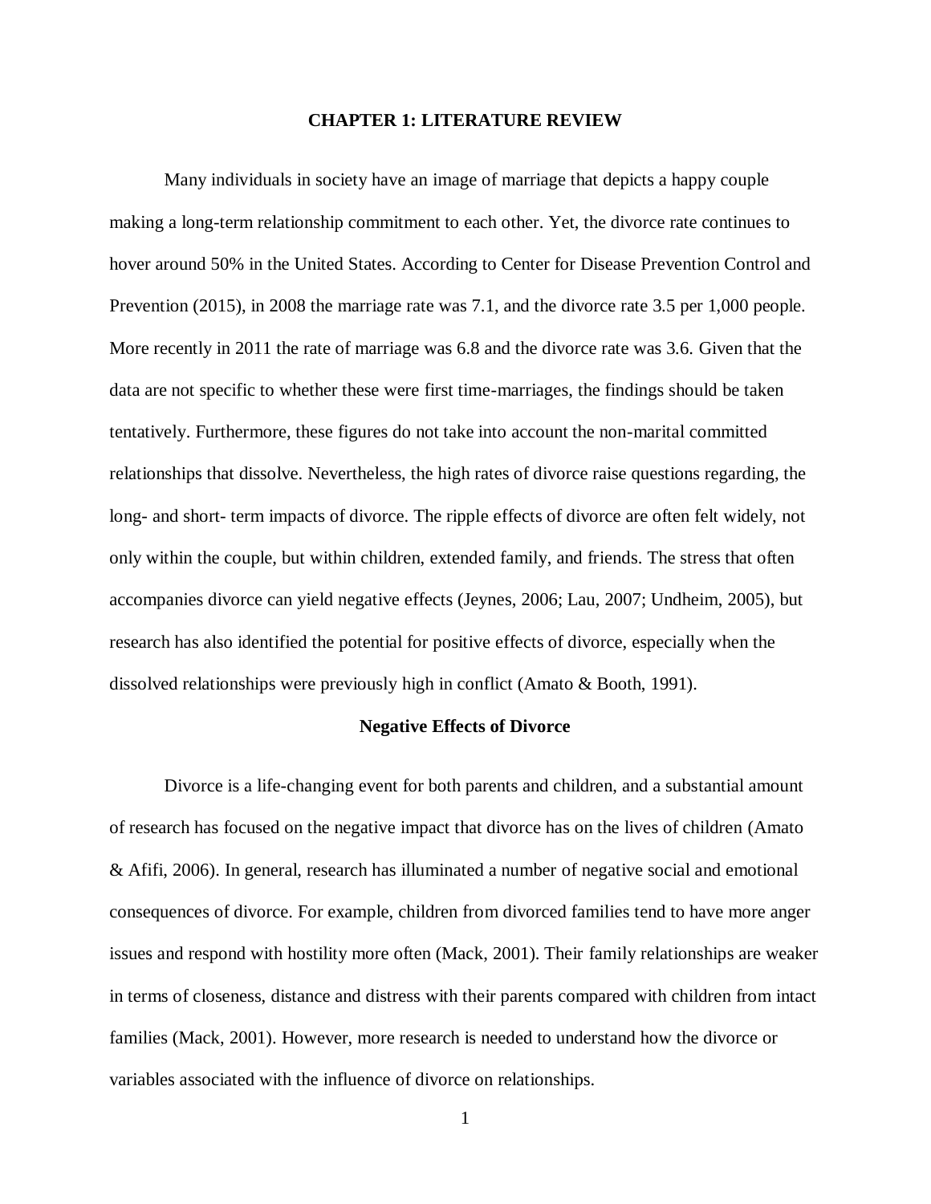# CHAPTER 1: LITERATURE REVIEW

Many individuals in society have an image of marriage that depicts a happy couple making a long-term relationship commitment to each other. Yet, the divorce rate continues to hover around 50% in the United States. According to Center for Disease Prevention Control and Prevention (2015), in 2008 the marriage rate was 7.1, and the divorce rate 3.5 per 1,000 people. More recently in 2011 the rate of marriage was 6.8 and the divorce rate was 3.6. Given that the data are not specific to whether these were first time-marriages, the findings should be taken tentatively. Furthermore, these figures do not take into account the non-marital committed relationships that dissolve. Nevertheless, the high rates of divorce raise questions regarding, the long- and short- term impacts of divorce. The ripple effects of divorce are often felt widely, not only within the couple, but within children, extended family, and friends. The stress that often accompanies divorce can yield negative effects (Jeynes, 2006; Lau, 2007; Undheim, 2005), but research has also identified the potential for positive effects of divorce, especially when the dissolved relationships were previously high in conflict (Amato & Booth, 1991).

## Negative Effects of Divorce

Divorce is a life-changing event for both parents and children, and a substantial amount of research has focused on the negative impact that divorce has on the lives of children (Amato & Afifi, 2006). In general, research has illuminated a number of negative social and emotional consequences of divorce. For example, children from divorced families tend to have more anger issues and respond with hostility more often (Mack, 2001). Their family relationships are weaker in terms of closeness, distance and distress with their parents compared with children from intact families (Mack, 2001). However, more research is needed to understand how the divorce or variables associated with the influence of divorce on relationships.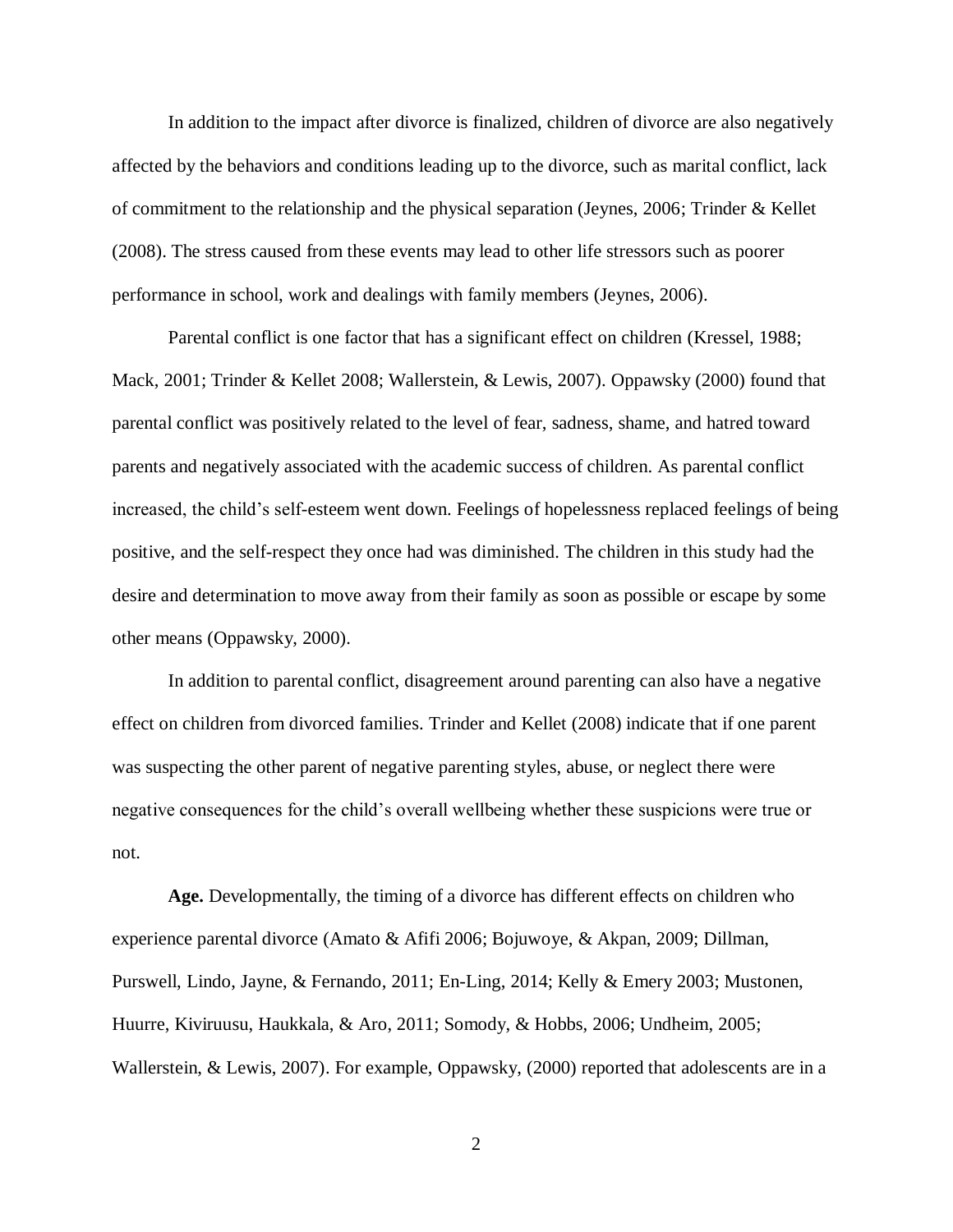In addition to the impact after divorce is finalized, children of divorce are also negatively affected by the behaviors and conditions leading up to the divorce, such as marital conflict, lack of commitment to the relationship and the physical separation (Jeynes, 2006; Trinder & Kellet (2008). The stress caused from these events may lead to other life stressors such as poorer performance in school, work and dealings with family members (Jeynes, 2006).

Parental conflict is one factor that has a significant effect on children (Kressel, 1988; Mack, 2001; Trinder & Kellet 2008; Wallerstein, & Lewis, 2007). Oppawsky (2000) found that parental conflict was positively related to the level of fear, sadness, shame, and hatred toward parents and negatively associated with the academic success of children. As parental conflict increased, the child's self-esteem went down. Feelings of hopelessness replaced feelings of being positive, and the self-respect they once had was diminished. The children in this study had the desire and determination to move away from their family as soon as possible or escape by some other means (Oppawsky, 2000).

In addition to parental conflict, disagreement around parenting can also have a negative effect on children from divorced families. Trinder and Kellet (2008) indicate that if one parent was suspecting the other parent of negative parenting styles, abuse, or neglect there were negative consequences for the child's overall wellbeing whether these suspicions were true or not.

**Age.** Developmentally, the timing of a divorce has different effects on children who experience parental divorce (Amato & Afifi 2006; Bojuwoye, & Akpan, 2009; Dillman, Purswell, Lindo, Jayne, & Fernando, 2011; En-Ling, 2014; Kelly & Emery 2003; Mustonen, Huurre, Kiviruusu, Haukkala, & Aro, 2011; Somody, & Hobbs, 2006; Undheim, 2005; Wallerstein, & Lewis, 2007). For example, Oppawsky, (2000) reported that adolescents are in a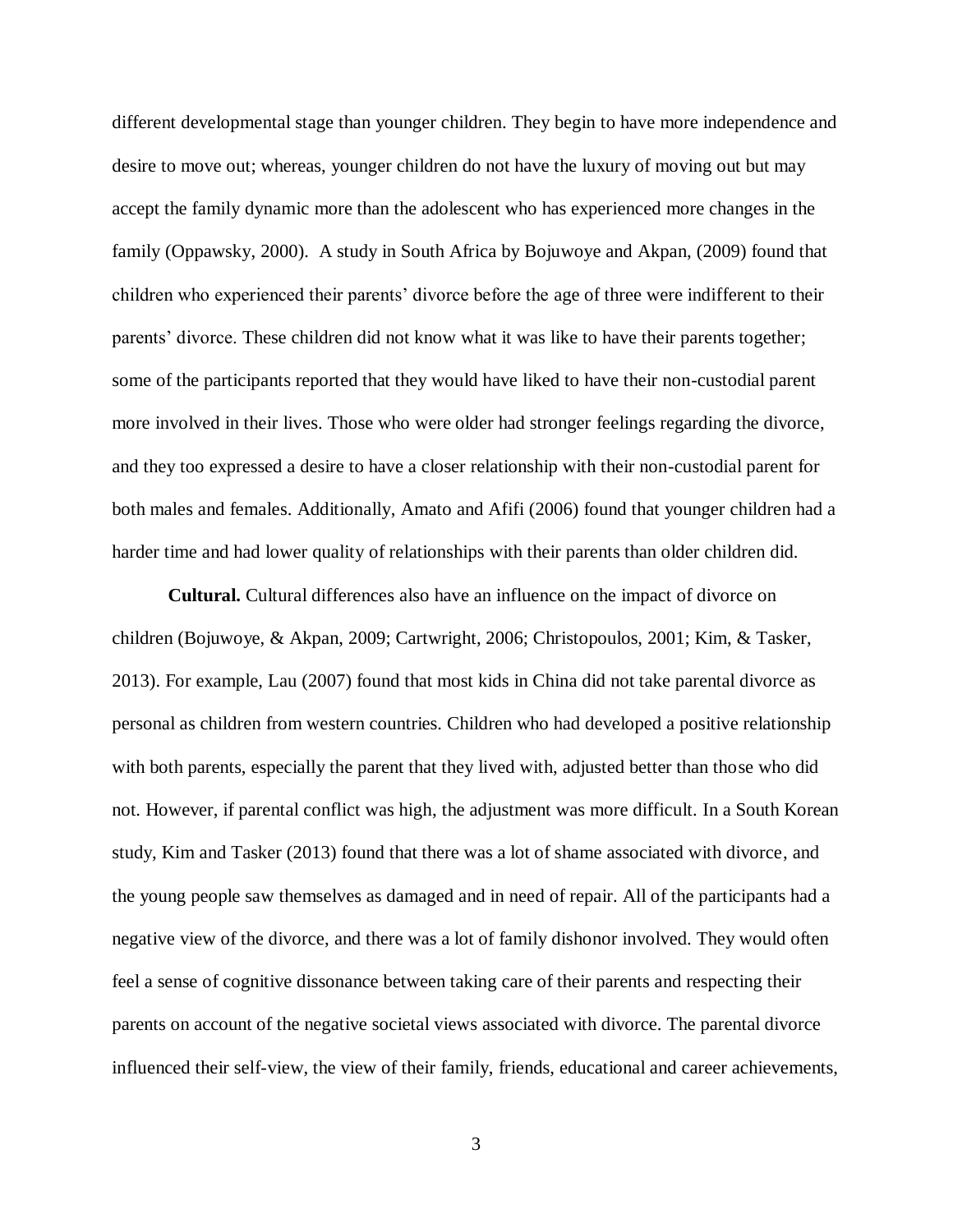different developmental stage than younger children. They begin to have more independence and desire to move out; whereas, younger children do not have the luxury of moving out but may accept the family dynamic more than the adolescent who has experienced more changes in the family (Oppawsky, 2000). A study in South Africa by Bojuwoye and Akpan, (2009) found that children who experienced their parents' divorce before the age of three were indifferent to their parents' divorce. These children did not know what it was like to have their parents together; some of the participants reported that they would have liked to have their non-custodial parent more involved in their lives. Those who were older had stronger feelings regarding the divorce, and they too expressed a desire to have a closer relationship with their non-custodial parent for both males and females. Additionally, Amato and Afifi (2006) found that younger children had a harder time and had lower quality of relationships with their parents than older children did.

**Cultural.** Cultural differences also have an influence on the impact of divorce on children (Bojuwoye, & Akpan, 2009; Cartwright, 2006; Christopoulos, 2001; Kim, & Tasker, 2013). For example, Lau (2007) found that most kids in China did not take parental divorce as personal as children from western countries. Children who had developed a positive relationship with both parents, especially the parent that they lived with, adjusted better than those who did not. However, if parental conflict was high, the adjustment was more difficult. In a South Korean study, Kim and Tasker (2013) found that there was a lot of shame associated with divorce, and the young people saw themselves as damaged and in need of repair. All of the participants had a negative view of the divorce, and there was a lot of family dishonor involved. They would often feel a sense of cognitive dissonance between taking care of their parents and respecting their parents on account of the negative societal views associated with divorce. The parental divorce influenced their self-view, the view of their family, friends, educational and career achievements,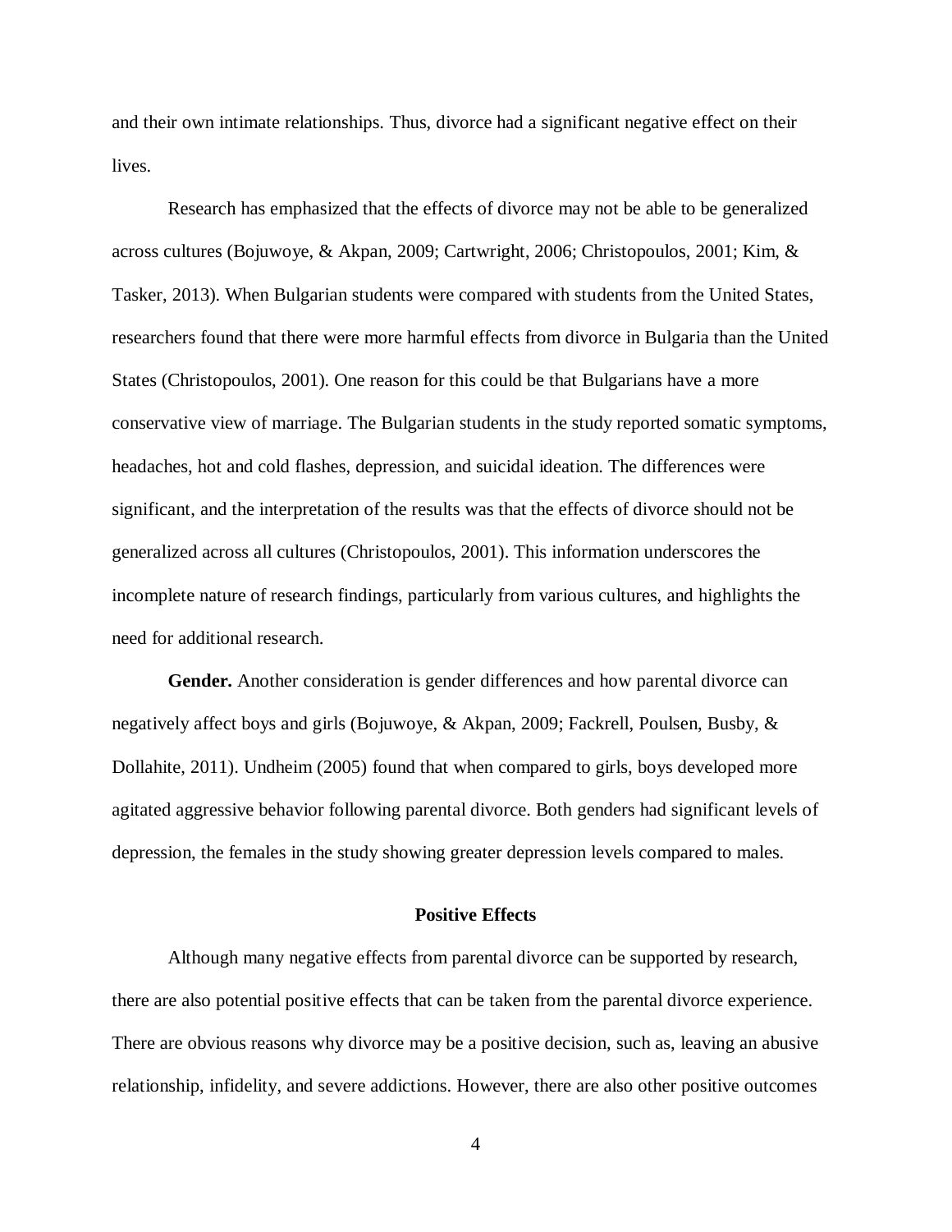and their own intimate relationships. Thus, divorce had a significant negative effect on their lives.

Research has emphasized that the effects of divorce may not be able to be generalized across cultures (Bojuwoye, & Akpan, 2009; Cartwright, 2006; Christopoulos, 2001; Kim, & Tasker, 2013). When Bulgarian students were compared with students from the United States, researchers found that there were more harmful effects from divorce in Bulgaria than the United States (Christopoulos, 2001). One reason for this could be that Bulgarians have a more conservative view of marriage. The Bulgarian students in the study reported somatic symptoms, headaches, hot and cold flashes, depression, and suicidal ideation. The differences were significant, and the interpretation of the results was that the effects of divorce should not be generalized across all cultures (Christopoulos, 2001). This information underscores the incomplete nature of research findings, particularly from various cultures, and highlights the need for additional research.

**Gender.** Another consideration is gender differences and how parental divorce can negatively affect boys and girls (Bojuwoye, & Akpan, 2009; Fackrell, Poulsen, Busby, & Dollahite, 2011). Undheim (2005) found that when compared to girls, boys developed more agitated aggressive behavior following parental divorce. Both genders had significant levels of depression, the females in the study showing greater depression levels compared to males.

## Positive Effects

Although many negative effects from parental divorce can be supported by research, there are also potential positive effects that can be taken from the parental divorce experience. There are obvious reasons why divorce may be a positive decision, such as, leaving an abusive relationship, infidelity, and severe addictions. However, there are also other positive outcomes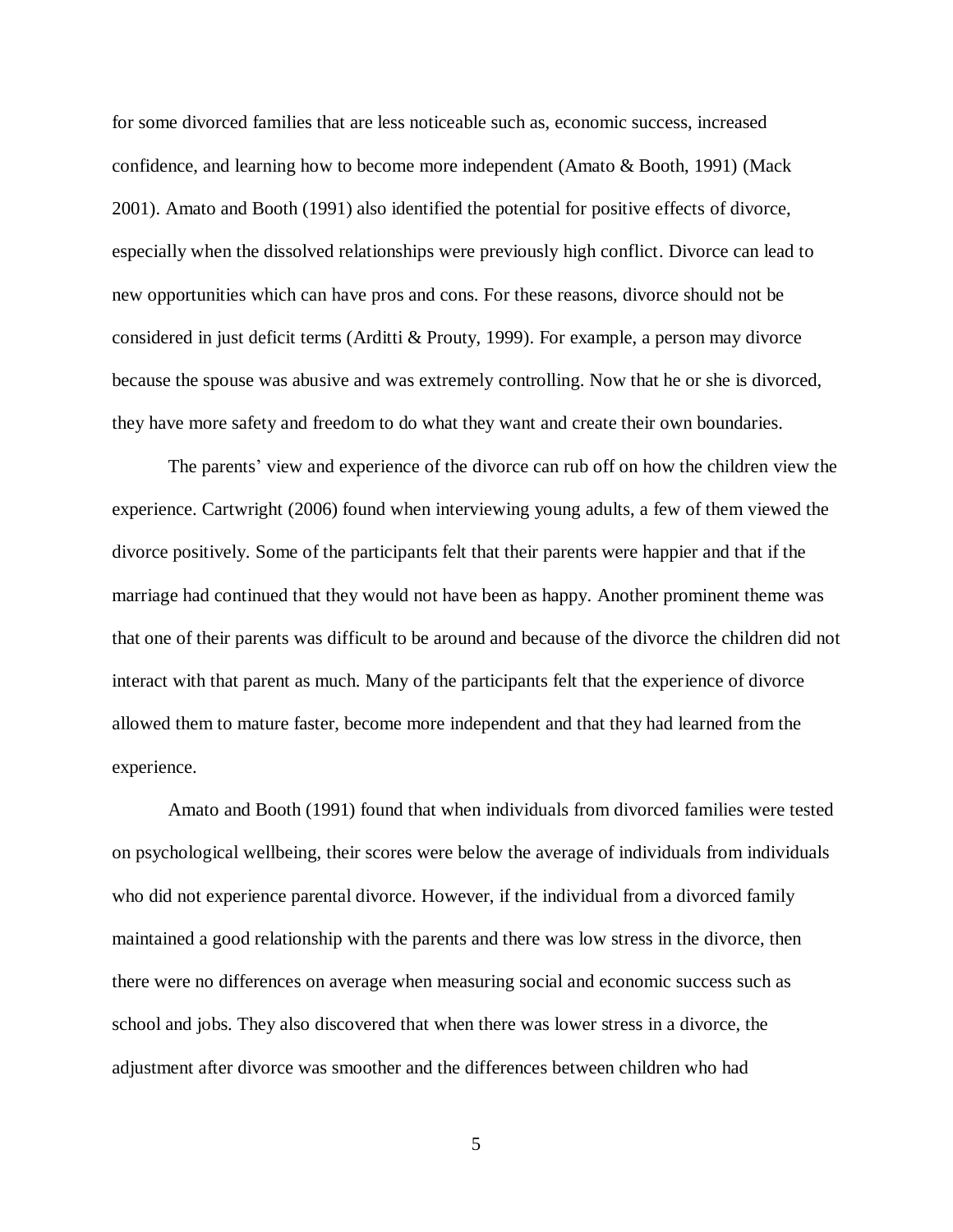for some divorced families that are less noticeable such as, economic success, increased confidence, and learning how to become more independent (Amato & Booth, 1991) (Mack 2001). Amato and Booth (1991) also identified the potential for positive effects of divorce, especially when the dissolved relationships were previously high conflict. Divorce can lead to new opportunities which can have pros and cons. For these reasons, divorce should not be considered in just deficit terms (Arditti & Prouty, 1999). For example, a person may divorce because the spouse was abusive and was extremely controlling. Now that he or she is divorced, they have more safety and freedom to do what they want and create their own boundaries.

The parents' view and experience of the divorce can rub off on how the children view the experience. Cartwright (2006) found when interviewing young adults, a few of them viewed the divorce positively. Some of the participants felt that their parents were happier and that if the marriage had continued that they would not have been as happy. Another prominent theme was that one of their parents was difficult to be around and because of the divorce the children did not interact with that parent as much. Many of the participants felt that the experience of divorce allowed them to mature faster, become more independent and that they had learned from the experience.

Amato and Booth (1991) found that when individuals from divorced families were tested on psychological wellbeing, their scores were below the average of individuals from individuals who did not experience parental divorce. However, if the individual from a divorced family maintained a good relationship with the parents and there was low stress in the divorce, then there were no differences on average when measuring social and economic success such as school and jobs. They also discovered that when there was lower stress in a divorce, the adjustment after divorce was smoother and the differences between children who had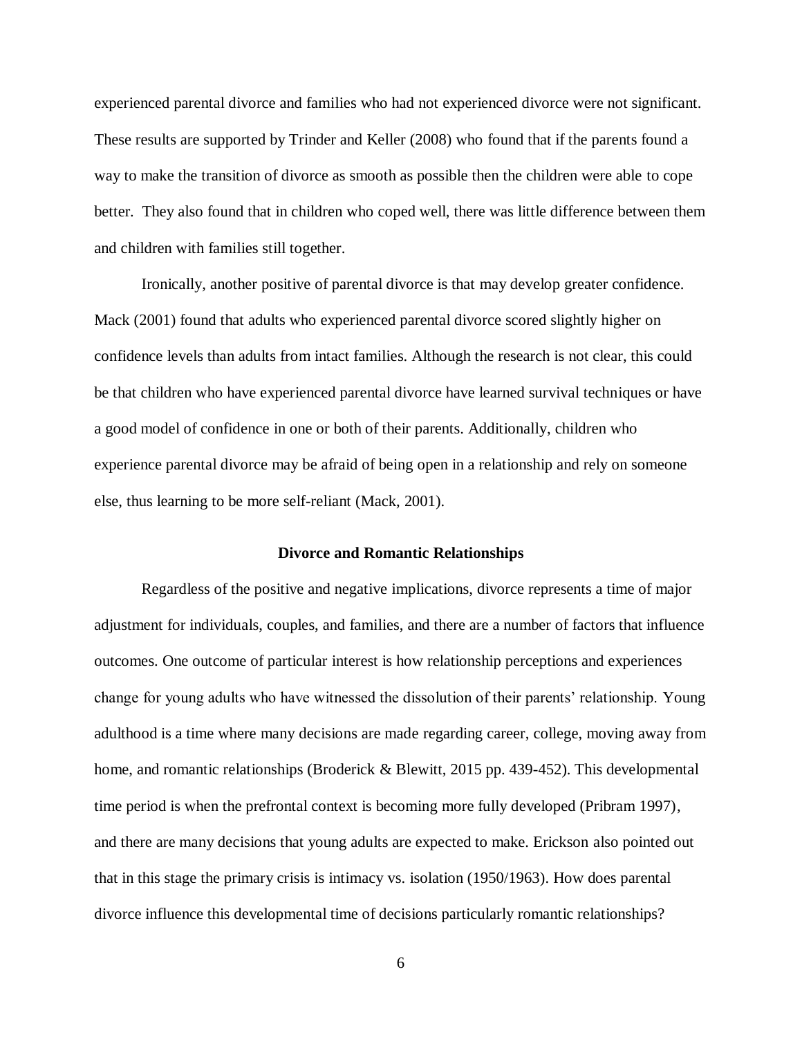experienced parental divorce and families who had not experienced divorce were not significant. These results are supported by Trinder and Keller (2008) who found that if the parents found a way to make the transition of divorce as smooth as possible then the children were able to cope better. They also found that in children who coped well, there was little difference between them and children with families still together.

Ironically, another positive of parental divorce is that may develop greater confidence. Mack (2001) found that adults who experienced parental divorce scored slightly higher on confidence levels than adults from intact families. Although the research is not clear, this could be that children who have experienced parental divorce have learned survival techniques or have a good model of confidence in one or both of their parents. Additionally, children who experience parental divorce may be afraid of being open in a relationship and rely on someone else, thus learning to be more self-reliant (Mack, 2001).

## Divorce and Romantic Relationships

Regardless of the positive and negative implications, divorce represents a time of major adjustment for individuals, couples, and families, and there are a number of factors that influence outcomes. One outcome of particular interest is how relationship perceptions and experiences change for young adults who have witnessed the dissolution of their parents' relationship. Young adulthood is a time where many decisions are made regarding career, college, moving away from home, and romantic relationships (Broderick & Blewitt, 2015 pp. 439-452). This developmental time period is when the prefrontal context is becoming more fully developed (Pribram 1997), and there are many decisions that young adults are expected to make. Erickson also pointed out that in this stage the primary crisis is intimacy vs. isolation (1950/1963). How does parental divorce influence this developmental time of decisions particularly romantic relationships?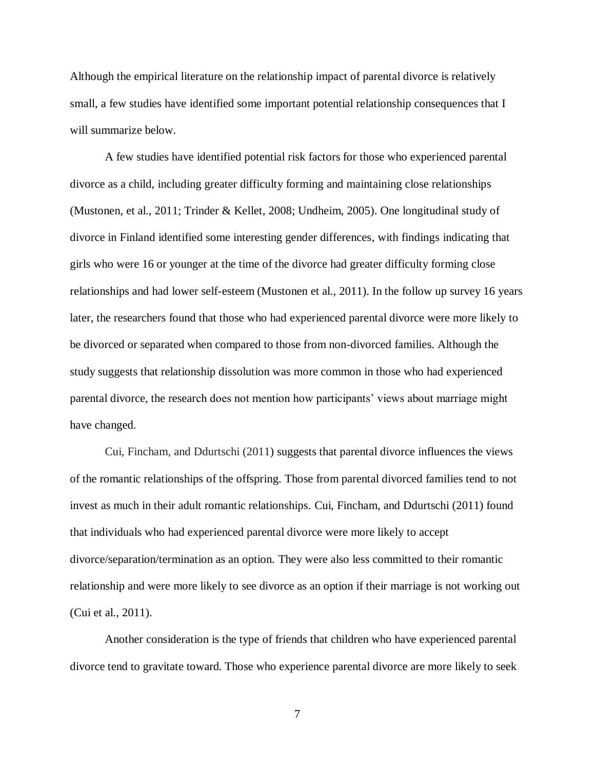Although the empirical literature on the relationship impact of parental divorce is relatively small, a few studies have identified some important potential relationship consequences that I will summarize below.

A few studies have identified potential risk factors for those who experienced parental divorce as a child, including greater difficulty forming and maintaining close relationships (Mustonen, et al., 2011; Trinder & Kellet, 2008; Undheim, 2005). One longitudinal study of divorce in Finland identified some interesting gender differences, with findings indicating that girls who were 16 or younger at the time of the divorce had greater difficulty forming close relationships and had lower self-esteem (Mustonen et al., 2011). In the follow up survey 16 years later, the researchers found that those who had experienced parental divorce were more likely to be divorced or separated when compared to those from non-divorced families. Although the study suggests that relationship dissolution was more common in those who had experienced parental divorce, the research does not mention how participants' views about marriage might have changed.

Cui, Fincham, and Ddurtschi (2011) suggests that parental divorce influences the views of the romantic relationships of the offspring. Those from parental divorced families tend to not invest as much in their adult romantic relationships. Cui, Fincham, and Ddurtschi (2011) found that individuals who had experienced parental divorce were more likely to accept divorce/separation/termination as an option. They were also less committed to their romantic relationship and were more likely to see divorce as an option if their marriage is not working out (Cui et al., 2011).

Another consideration is the type of friends that children who have experienced parental divorce tend to gravitate toward. Those who experience parental divorce are more likely to seek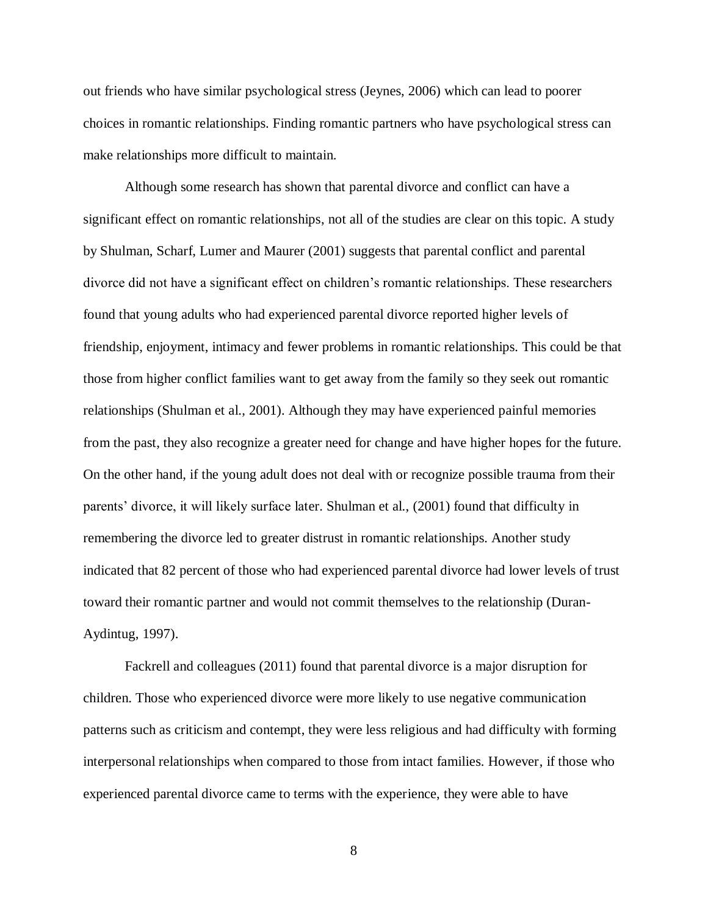out friends who have similar psychological stress (Jeynes, 2006) which can lead to poorer choices in romantic relationships. Finding romantic partners who have psychological stress can make relationships more difficult to maintain.

Although some research has shown that parental divorce and conflict can have a significant effect on romantic relationships, not all of the studies are clear on this topic. A study by Shulman, Scharf, Lumer and Maurer (2001) suggests that parental conflict and parental divorce did not have a significant effect on children's romantic relationships. These researchers found that young adults who had experienced parental divorce reported higher levels of friendship, enjoyment, intimacy and fewer problems in romantic relationships. This could be that those from higher conflict families want to get away from the family so they seek out romantic relationships (Shulman et al., 2001). Although they may have experienced painful memories from the past, they also recognize a greater need for change and have higher hopes for the future. On the other hand, if the young adult does not deal with or recognize possible trauma from their parents' divorce, it will likely surface later. Shulman et al., (2001) found that difficulty in remembering the divorce led to greater distrust in romantic relationships. Another study indicated that 82 percent of those who had experienced parental divorce had lower levels of trust toward their romantic partner and would not commit themselves to the relationship (Duran-Aydintug, 1997).

Fackrell and colleagues (2011) found that parental divorce is a major disruption for children. Those who experienced divorce were more likely to use negative communication patterns such as criticism and contempt, they were less religious and had difficulty with forming interpersonal relationships when compared to those from intact families. However, if those who experienced parental divorce came to terms with the experience, they were able to have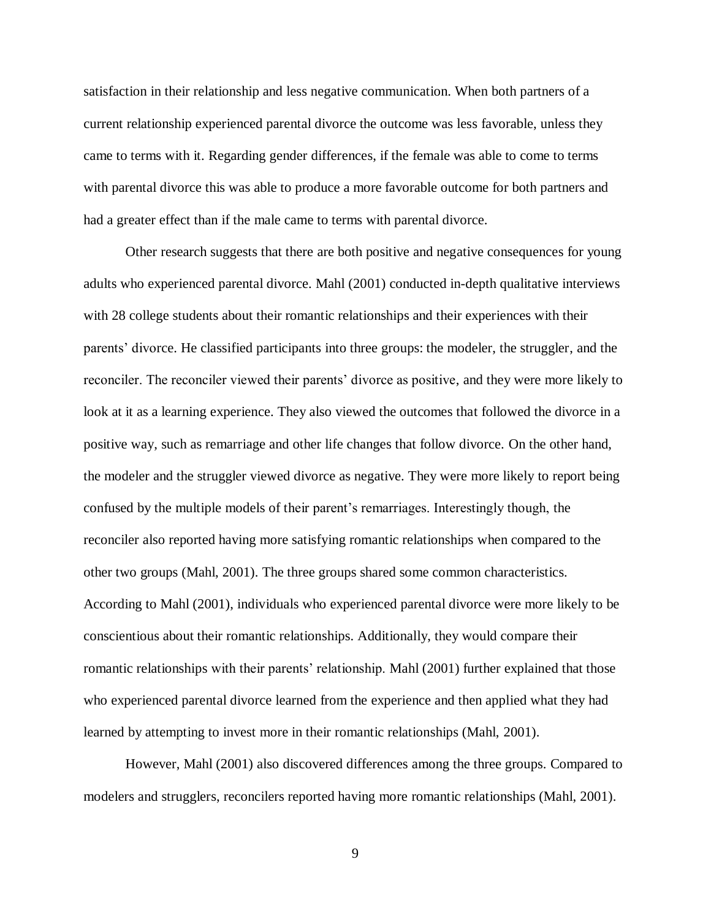satisfaction in their relationship and less negative communication. When both partners of a current relationship experienced parental divorce the outcome was less favorable, unless they came to terms with it. Regarding gender differences, if the female was able to come to terms with parental divorce this was able to produce a more favorable outcome for both partners and had a greater effect than if the male came to terms with parental divorce.

Other research suggests that there are both positive and negative consequences for young adults who experienced parental divorce. Mahl (2001) conducted in-depth qualitative interviews with 28 college students about their romantic relationships and their experiences with their parents' divorce. He classified participants into three groups: the modeler, the struggler, and the reconciler. The reconciler viewed their parents' divorce as positive, and they were more likely to look at it as a learning experience. They also viewed the outcomes that followed the divorce in a positive way, such as remarriage and other life changes that follow divorce. On the other hand, the modeler and the struggler viewed divorce as negative. They were more likely to report being confused by the multiple models of their parent's remarriages. Interestingly though, the reconciler also reported having more satisfying romantic relationships when compared to the other two groups (Mahl, 2001). The three groups shared some common characteristics. According to Mahl (2001), individuals who experienced parental divorce were more likely to be conscientious about their romantic relationships. Additionally, they would compare their romantic relationships with their parents' relationship. Mahl (2001) further explained that those who experienced parental divorce learned from the experience and then applied what they had learned by attempting to invest more in their romantic relationships (Mahl, 2001).

However, Mahl (2001) also discovered differences among the three groups. Compared to modelers and strugglers, reconcilers reported having more romantic relationships (Mahl, 2001).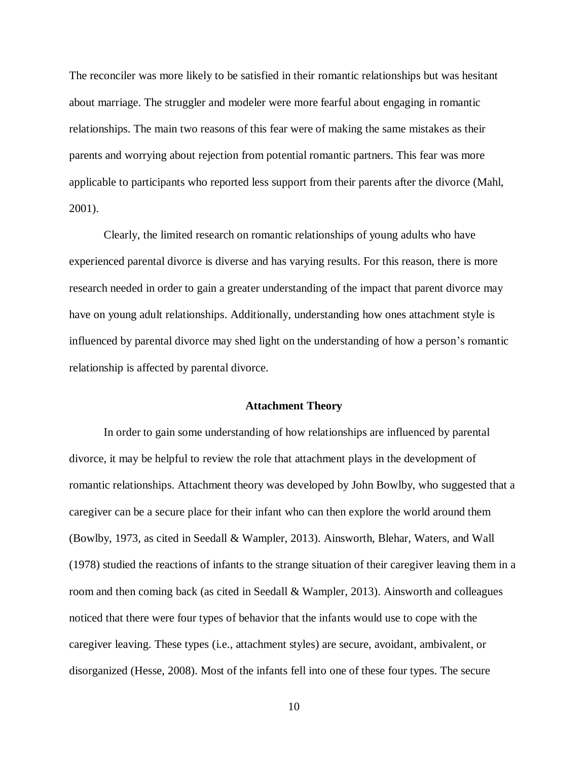The reconciler was more likely to be satisfied in their romantic relationships but was hesitant about marriage. The struggler and modeler were more fearful about engaging in romantic relationships. The main two reasons of this fear were of making the same mistakes as their parents and worrying about rejection from potential romantic partners. This fear was more applicable to participants who reported less support from their parents after the divorce (Mahl, 2001).

Clearly, the limited research on romantic relationships of young adults who have experienced parental divorce is diverse and has varying results. For this reason, there is more research needed in order to gain a greater understanding of the impact that parent divorce may have on young adult relationships. Additionally, understanding how ones attachment style is influenced by parental divorce may shed light on the understanding of how a person's romantic relationship is affected by parental divorce.

## Attachment Theory

In order to gain some understanding of how relationships are influenced by parental divorce, it may be helpful to review the role that attachment plays in the development of romantic relationships. Attachment theory was developed by John Bowlby, who suggested that a caregiver can be a secure place for their infant who can then explore the world around them (Bowlby, 1973, as cited in Seedall & Wampler, 2013). Ainsworth, Blehar, Waters, and Wall (1978) studied the reactions of infants to the strange situation of their caregiver leaving them in a room and then coming back (as cited in Seedall & Wampler, 2013). Ainsworth and colleagues noticed that there were four types of behavior that the infants would use to cope with the caregiver leaving. These types (i.e., attachment styles) are secure, avoidant, ambivalent, or disorganized (Hesse, 2008). Most of the infants fell into one of these four types. The secure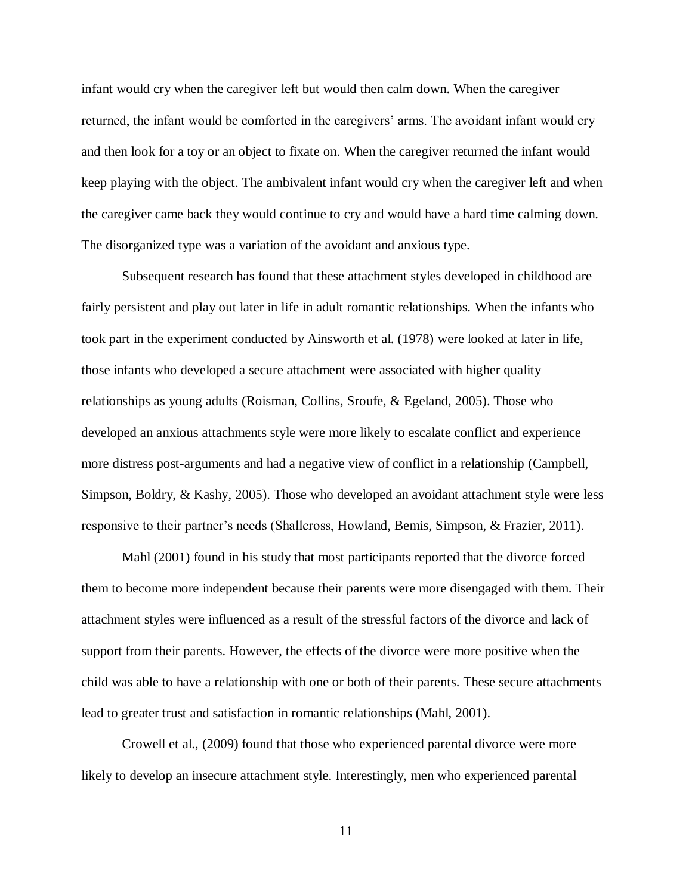infant would cry when the caregiver left but would then calm down. When the caregiver returned, the infant would be comforted in the caregivers' arms. The avoidant infant would cry and then look for a toy or an object to fixate on. When the caregiver returned the infant would keep playing with the object. The ambivalent infant would cry when the caregiver left and when the caregiver came back they would continue to cry and would have a hard time calming down. The disorganized type was a variation of the avoidant and anxious type.

Subsequent research has found that these attachment styles developed in childhood are fairly persistent and play out later in life in adult romantic relationships. When the infants who took part in the experiment conducted by Ainsworth et al. (1978) were looked at later in life, those infants who developed a secure attachment were associated with higher quality relationships as young adults (Roisman, Collins, Sroufe, & Egeland, 2005). Those who developed an anxious attachments style were more likely to escalate conflict and experience more distress post-arguments and had a negative view of conflict in a relationship (Campbell, Simpson, Boldry, & Kashy, 2005). Those who developed an avoidant attachment style were less responsive to their partner's needs (Shallcross, Howland, Bemis, Simpson, & Frazier, 2011).

Mahl (2001) found in his study that most participants reported that the divorce forced them to become more independent because their parents were more disengaged with them. Their attachment styles were influenced as a result of the stressful factors of the divorce and lack of support from their parents. However, the effects of the divorce were more positive when the child was able to have a relationship with one or both of their parents. These secure attachments lead to greater trust and satisfaction in romantic relationships (Mahl, 2001).

Crowell et al., (2009) found that those who experienced parental divorce were more likely to develop an insecure attachment style. Interestingly, men who experienced parental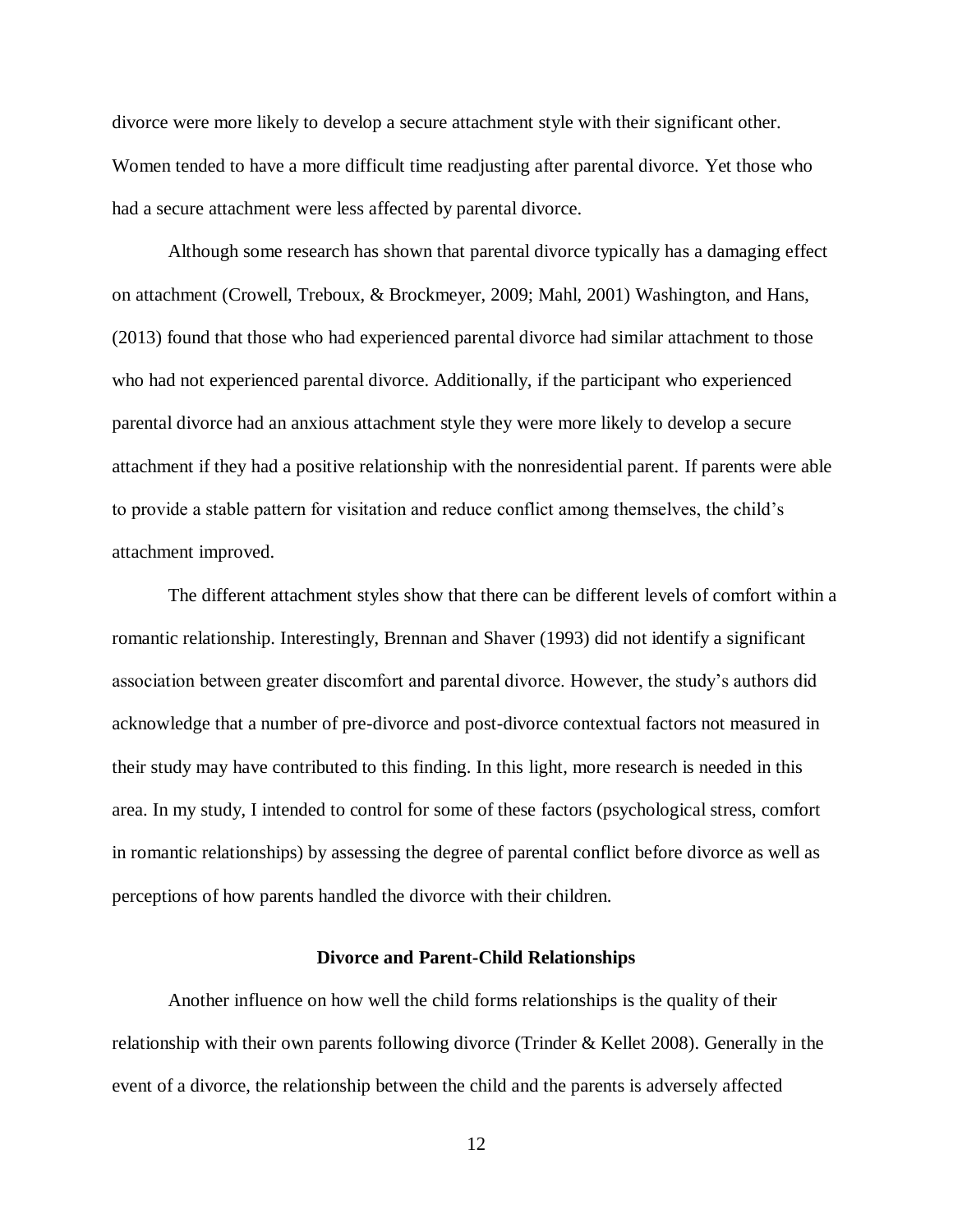divorce were more likely to develop a secure attachment style with their significant other. Women tended to have a more difficult time readjusting after parental divorce. Yet those who had a secure attachment were less affected by parental divorce.

Although some research has shown that parental divorce typically has a damaging effect on attachment (Crowell, Treboux, & Brockmeyer, 2009; Mahl, 2001) Washington, and Hans, (2013) found that those who had experienced parental divorce had similar attachment to those who had not experienced parental divorce. Additionally, if the participant who experienced parental divorce had an anxious attachment style they were more likely to develop a secure attachment if they had a positive relationship with the nonresidential parent. If parents were able to provide a stable pattern for visitation and reduce conflict among themselves, the child's attachment improved.

The different attachment styles show that there can be different levels of comfort within a romantic relationship. Interestingly, Brennan and Shaver (1993) did not identify a significant association between greater discomfort and parental divorce. However, the study's authors did acknowledge that a number of pre-divorce and post-divorce contextual factors not measured in their study may have contributed to this finding. In this light, more research is needed in this area. In my study, I intended to control for some of these factors (psychological stress, comfort in romantic relationships) by assessing the degree of parental conflict before divorce as well as perceptions of how parents handled the divorce with their children.

## Divorce and Parent-Child Relationships

Another influence on how well the child forms relationships is the quality of their relationship with their own parents following divorce (Trinder & Kellet 2008). Generally in the event of a divorce, the relationship between the child and the parents is adversely affected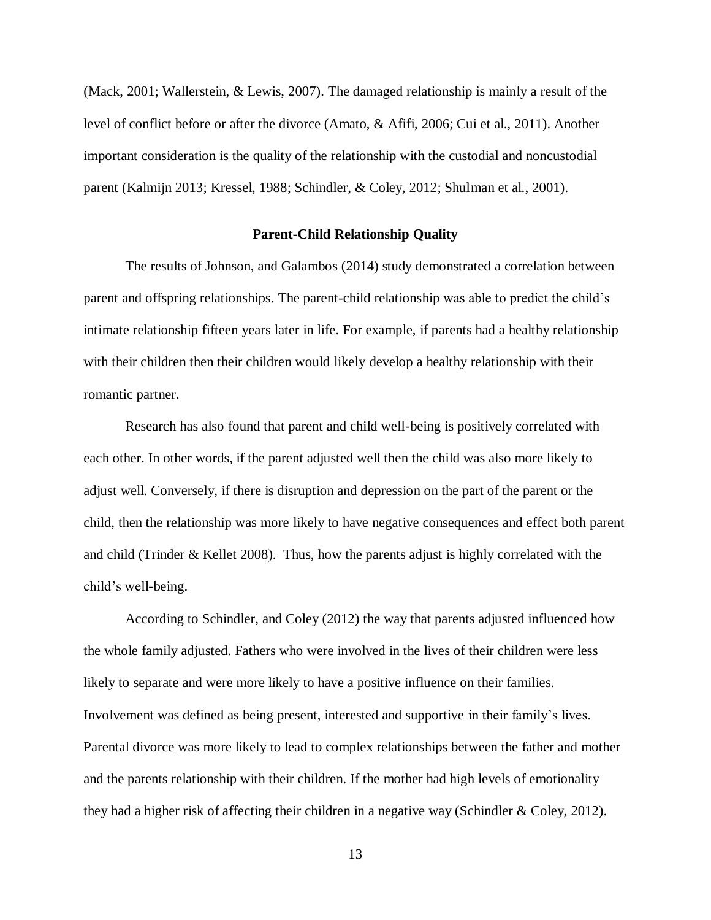(Mack, 2001; Wallerstein, & Lewis, 2007). The damaged relationship is mainly a result of the level of conflict before or after the divorce (Amato, & Afifi, 2006; Cui et al., 2011). Another important consideration is the quality of the relationship with the custodial and noncustodial parent (Kalmijn 2013; Kressel, 1988; Schindler, & Coley, 2012; Shulman et al., 2001).

## Parent-Child Relationship Quality

The results of Johnson, and Galambos (2014) study demonstrated a correlation between parent and offspring relationships. The parent-child relationship was able to predict the child's intimate relationship fifteen years later in life. For example, if parents had a healthy relationship with their children then their children would likely develop a healthy relationship with their romantic partner.

Research has also found that parent and child well-being is positively correlated with each other. In other words, if the parent adjusted well then the child was also more likely to adjust well. Conversely, if there is disruption and depression on the part of the parent or the child, then the relationship was more likely to have negative consequences and effect both parent and child (Trinder & Kellet 2008). Thus, how the parents adjust is highly correlated with the child's well-being.

According to Schindler, and Coley (2012) the way that parents adjusted influenced how the whole family adjusted. Fathers who were involved in the lives of their children were less likely to separate and were more likely to have a positive influence on their families. Involvement was defined as being present, interested and supportive in their family's lives. Parental divorce was more likely to lead to complex relationships between the father and mother and the parents relationship with their children. If the mother had high levels of emotionality they had a higher risk of affecting their children in a negative way (Schindler & Coley, 2012).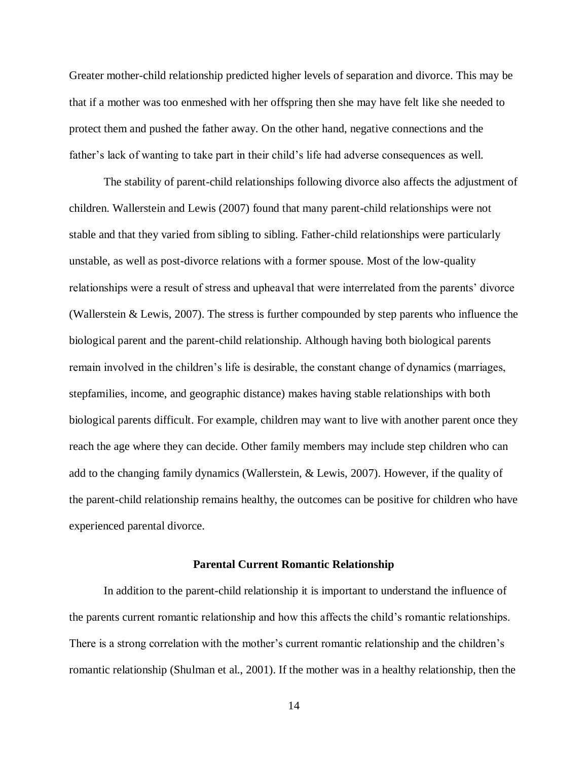Greater mother-child relationship predicted higher levels of separation and divorce. This may be that if a mother was too enmeshed with her offspring then she may have felt like she needed to protect them and pushed the father away. On the other hand, negative connections and the father's lack of wanting to take part in their child's life had adverse consequences as well.

The stability of parent-child relationships following divorce also affects the adjustment of children. Wallerstein and Lewis (2007) found that many parent-child relationships were not stable and that they varied from sibling to sibling. Father-child relationships were particularly unstable, as well as post-divorce relations with a former spouse. Most of the low-quality relationships were a result of stress and upheaval that were interrelated from the parents' divorce (Wallerstein & Lewis, 2007). The stress is further compounded by step parents who influence the biological parent and the parent-child relationship. Although having both biological parents remain involved in the children's life is desirable, the constant change of dynamics (marriages, stepfamilies, income, and geographic distance) makes having stable relationships with both biological parents difficult. For example, children may want to live with another parent once they reach the age where they can decide. Other family members may include step children who can add to the changing family dynamics (Wallerstein, & Lewis, 2007). However, if the quality of the parent-child relationship remains healthy, the outcomes can be positive for children who have experienced parental divorce.

## Parental Current Romantic Relationship

In addition to the parent-child relationship it is important to understand the influence of the parents current romantic relationship and how this affects the child's romantic relationships. There is a strong correlation with the mother's current romantic relationship and the children's romantic relationship (Shulman et al., 2001). If the mother was in a healthy relationship, then the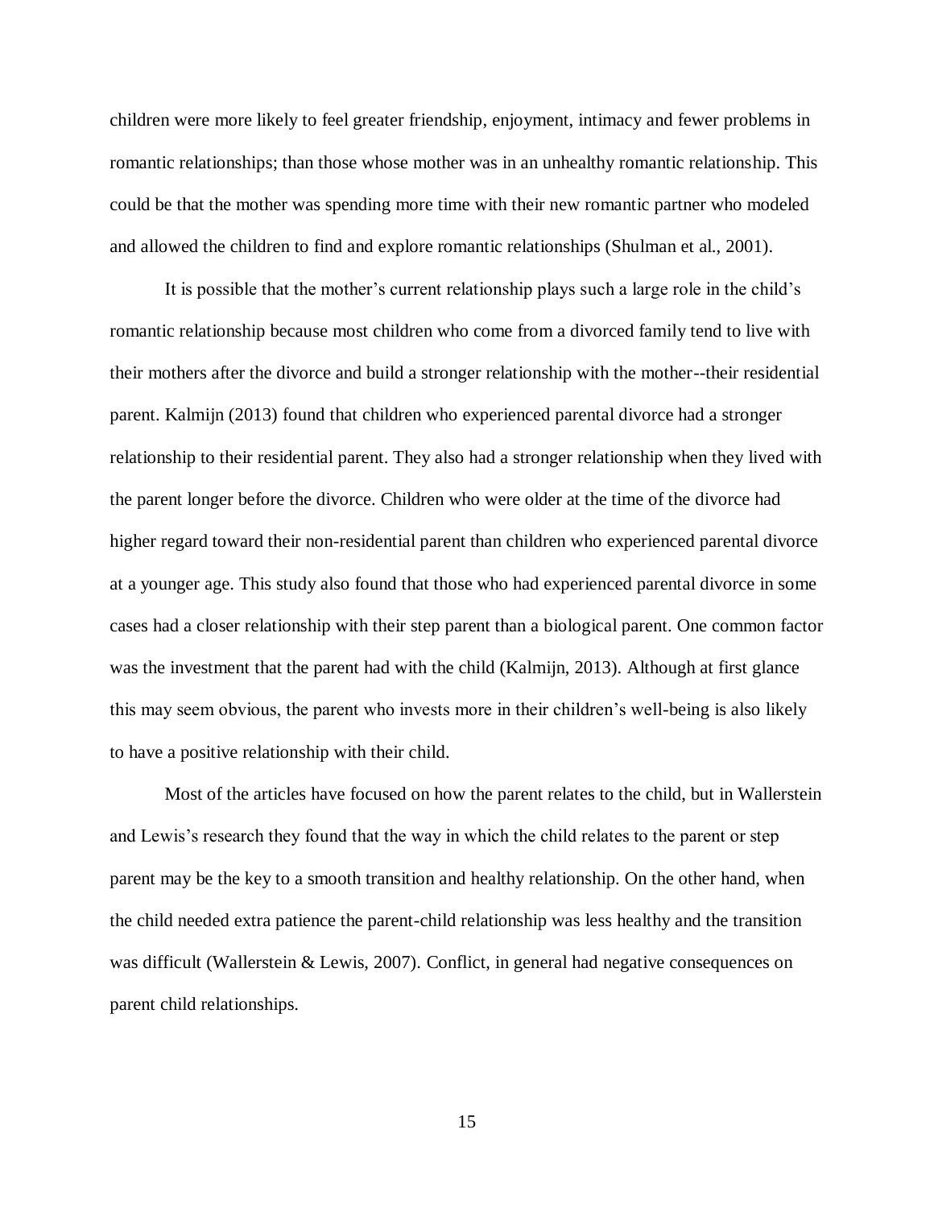children were more likely to feel greater friendship, enjoyment, intimacy and fewer problems in romantic relationships; than those whose mother was in an unhealthy romantic relationship. This could be that the mother was spending more time with their new romantic partner who modeled and allowed the children to find and explore romantic relationships (Shulman et al., 2001).

It is possible that the mother's current relationship plays such a large role in the child's romantic relationship because most children who come from a divorced family tend to live with their mothers after the divorce and build a stronger relationship with the mother--their residential parent. Kalmijn (2013) found that children who experienced parental divorce had a stronger relationship to their residential parent. They also had a stronger relationship when they lived with the parent longer before the divorce. Children who were older at the time of the divorce had higher regard toward their non-residential parent than children who experienced parental divorce at a younger age. This study also found that those who had experienced parental divorce in some cases had a closer relationship with their step parent than a biological parent. One common factor was the investment that the parent had with the child (Kalmijn, 2013). Although at first glance this may seem obvious, the parent who invests more in their children's well-being is also likely to have a positive relationship with their child.

Most of the articles have focused on how the parent relates to the child, but in Wallerstein and Lewis's research they found that the way in which the child relates to the parent or step parent may be the key to a smooth transition and healthy relationship. On the other hand, when the child needed extra patience the parent-child relationship was less healthy and the transition was difficult (Wallerstein & Lewis, 2007). Conflict, in general had negative consequences on parent child relationships.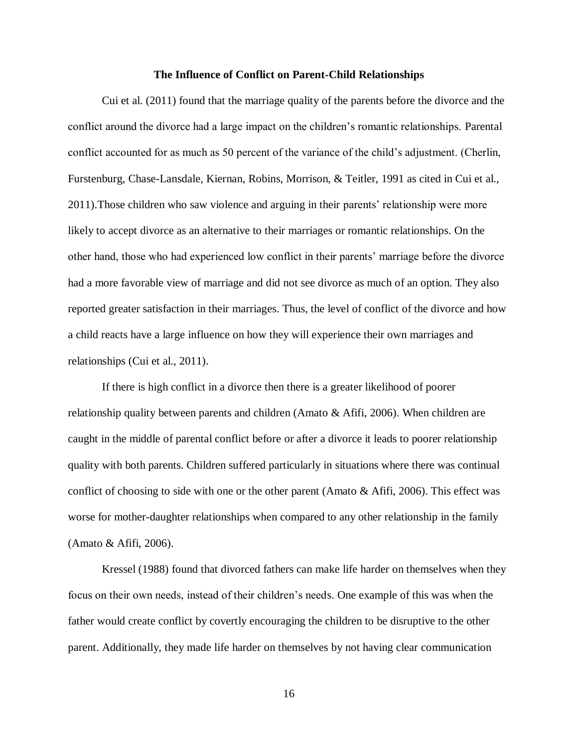## The Influence of Conflict on Parent-Child Relationships

Cui et al. (2011) found that the marriage quality of the parents before the divorce and the conflict around the divorce had a large impact on the children's romantic relationships. Parental conflict accounted for as much as 50 percent of the variance of the child's adjustment. (Cherlin, Furstenburg, Chase-Lansdale, Kiernan, Robins, Morrison, & Teitler, 1991 as cited in Cui et al., 2011).Those children who saw violence and arguing in their parents' relationship were more likely to accept divorce as an alternative to their marriages or romantic relationships. On the other hand, those who had experienced low conflict in their parents' marriage before the divorce had a more favorable view of marriage and did not see divorce as much of an option. They also reported greater satisfaction in their marriages. Thus, the level of conflict of the divorce and how a child reacts have a large influence on how they will experience their own marriages and relationships (Cui et al., 2011).

If there is high conflict in a divorce then there is a greater likelihood of poorer relationship quality between parents and children (Amato & Afifi, 2006). When children are caught in the middle of parental conflict before or after a divorce it leads to poorer relationship quality with both parents. Children suffered particularly in situations where there was continual conflict of choosing to side with one or the other parent (Amato & Afifi, 2006). This effect was worse for mother-daughter relationships when compared to any other relationship in the family (Amato & Afifi, 2006).

Kressel (1988) found that divorced fathers can make life harder on themselves when they focus on their own needs, instead of their children's needs. One example of this was when the father would create conflict by covertly encouraging the children to be disruptive to the other parent. Additionally, they made life harder on themselves by not having clear communication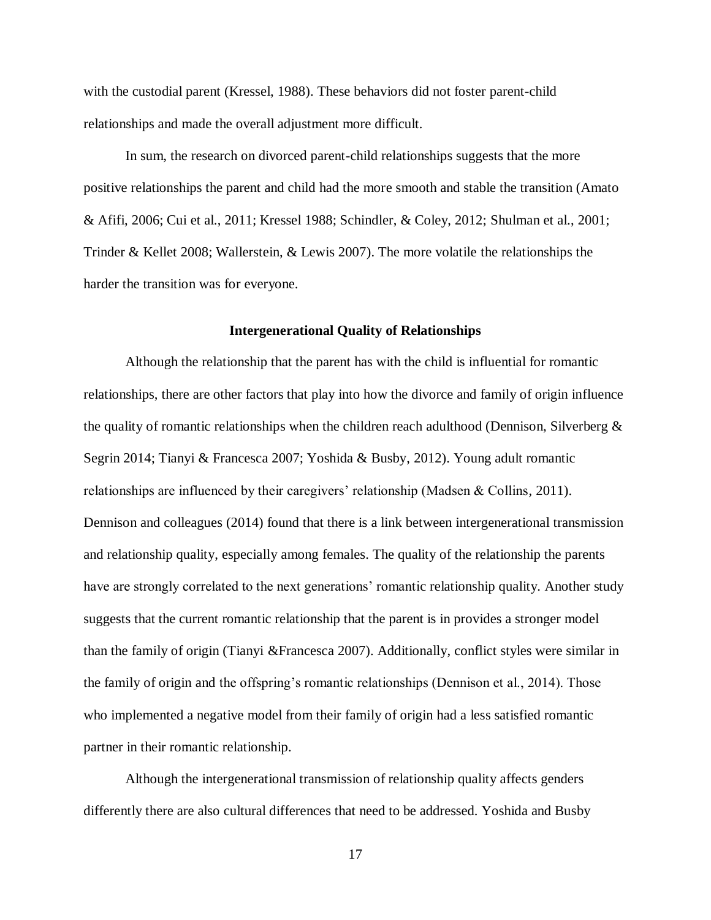with the custodial parent (Kressel, 1988). These behaviors did not foster parent-child relationships and made the overall adjustment more difficult.

In sum, the research on divorced parent-child relationships suggests that the more positive relationships the parent and child had the more smooth and stable the transition (Amato & Afifi, 2006; Cui et al., 2011; Kressel 1988; Schindler, & Coley, 2012; Shulman et al., 2001; Trinder & Kellet 2008; Wallerstein, & Lewis 2007). The more volatile the relationships the harder the transition was for everyone.

## Intergenerational Quality of Relationships

Although the relationship that the parent has with the child is influential for romantic relationships, there are other factors that play into how the divorce and family of origin influence the quality of romantic relationships when the children reach adulthood (Dennison, Silverberg & Segrin 2014; Tianyi & Francesca 2007; Yoshida & Busby, 2012). Young adult romantic relationships are influenced by their caregivers' relationship (Madsen & Collins, 2011). Dennison and colleagues (2014) found that there is a link between intergenerational transmission and relationship quality, especially among females. The quality of the relationship the parents have are strongly correlated to the next generations' romantic relationship quality. Another study suggests that the current romantic relationship that the parent is in provides a stronger model than the family of origin (Tianyi &Francesca 2007). Additionally, conflict styles were similar in the family of origin and the offspring's romantic relationships (Dennison et al., 2014). Those who implemented a negative model from their family of origin had a less satisfied romantic partner in their romantic relationship.

Although the intergenerational transmission of relationship quality affects genders differently there are also cultural differences that need to be addressed. Yoshida and Busby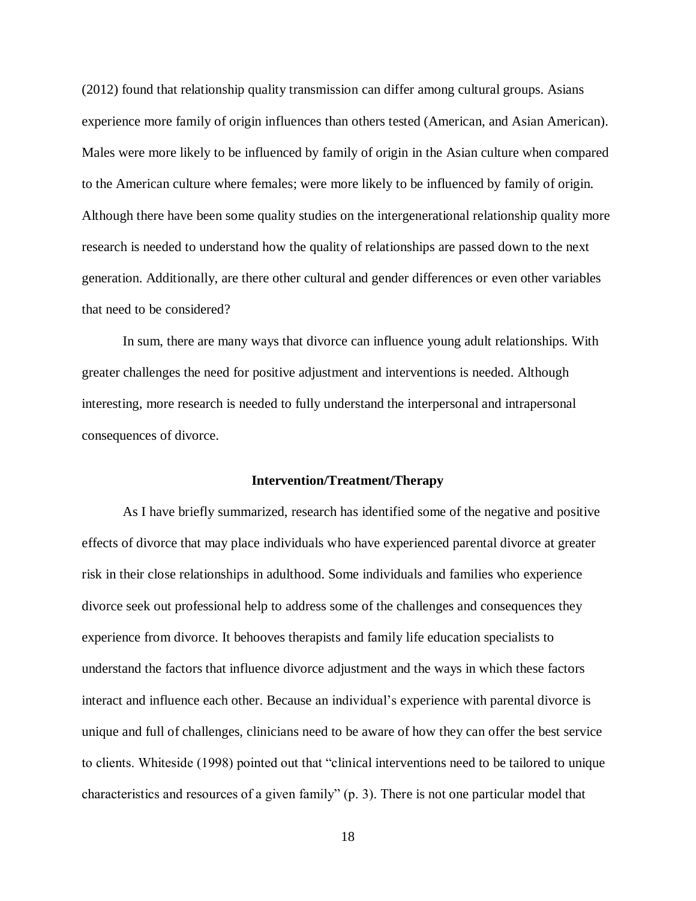(2012) found that relationship quality transmission can differ among cultural groups. Asians experience more family of origin influences than others tested (American, and Asian American). Males were more likely to be influenced by family of origin in the Asian culture when compared to the American culture where females; were more likely to be influenced by family of origin. Although there have been some quality studies on the intergenerational relationship quality more research is needed to understand how the quality of relationships are passed down to the next generation. Additionally, are there other cultural and gender differences or even other variables that need to be considered?

In sum, there are many ways that divorce can influence young adult relationships. With greater challenges the need for positive adjustment and interventions is needed. Although interesting, more research is needed to fully understand the interpersonal and intrapersonal consequences of divorce.

## Intervention/Treatment/Therapy

As I have briefly summarized, research has identified some of the negative and positive effects of divorce that may place individuals who have experienced parental divorce at greater risk in their close relationships in adulthood. Some individuals and families who experience divorce seek out professional help to address some of the challenges and consequences they experience from divorce. It behooves therapists and family life education specialists to understand the factors that influence divorce adjustment and the ways in which these factors interact and influence each other. Because an individual's experience with parental divorce is unique and full of challenges, clinicians need to be aware of how they can offer the best service to clients. Whiteside (1998) pointed out that "clinical interventions need to be tailored to unique characteristics and resources of a given family" (p. 3). There is not one particular model that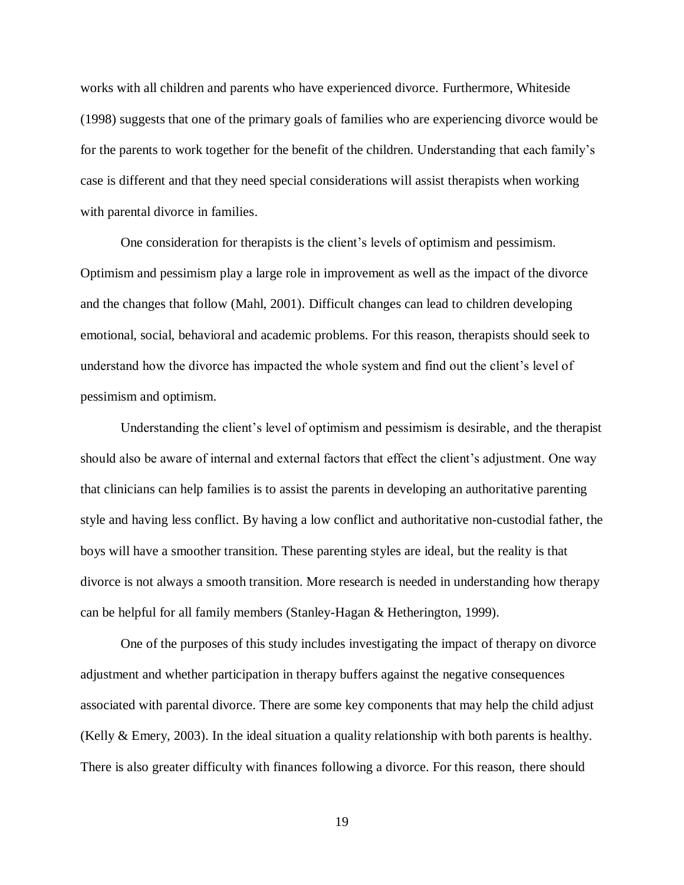works with all children and parents who have experienced divorce. Furthermore, Whiteside (1998) suggests that one of the primary goals of families who are experiencing divorce would be for the parents to work together for the benefit of the children. Understanding that each family's case is different and that they need special considerations will assist therapists when working with parental divorce in families.

One consideration for therapists is the client's levels of optimism and pessimism. Optimism and pessimism play a large role in improvement as well as the impact of the divorce and the changes that follow (Mahl, 2001). Difficult changes can lead to children developing emotional, social, behavioral and academic problems. For this reason, therapists should seek to understand how the divorce has impacted the whole system and find out the client's level of pessimism and optimism.

Understanding the client's level of optimism and pessimism is desirable, and the therapist should also be aware of internal and external factors that effect the client's adjustment. One way that clinicians can help families is to assist the parents in developing an authoritative parenting style and having less conflict. By having a low conflict and authoritative non-custodial father, the boys will have a smoother transition. These parenting styles are ideal, but the reality is that divorce is not always a smooth transition. More research is needed in understanding how therapy can be helpful for all family members (Stanley-Hagan & Hetherington, 1999).

One of the purposes of this study includes investigating the impact of therapy on divorce adjustment and whether participation in therapy buffers against the negative consequences associated with parental divorce. There are some key components that may help the child adjust (Kelly & Emery, 2003). In the ideal situation a quality relationship with both parents is healthy. There is also greater difficulty with finances following a divorce. For this reason, there should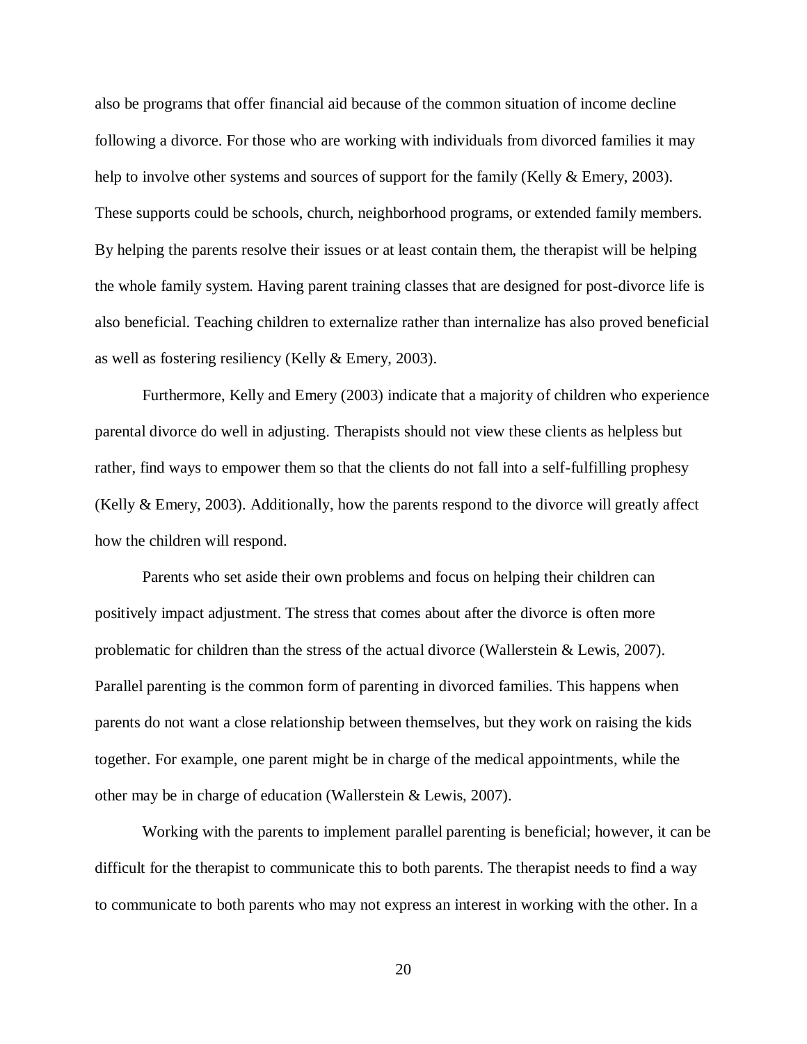also be programs that offer financial aid because of the common situation of income decline following a divorce. For those who are working with individuals from divorced families it may help to involve other systems and sources of support for the family (Kelly & Emery, 2003). These supports could be schools, church, neighborhood programs, or extended family members. By helping the parents resolve their issues or at least contain them, the therapist will be helping the whole family system. Having parent training classes that are designed for post-divorce life is also beneficial. Teaching children to externalize rather than internalize has also proved beneficial as well as fostering resiliency (Kelly & Emery, 2003).

Furthermore, Kelly and Emery (2003) indicate that a majority of children who experience parental divorce do well in adjusting. Therapists should not view these clients as helpless but rather, find ways to empower them so that the clients do not fall into a self-fulfilling prophesy (Kelly & Emery, 2003). Additionally, how the parents respond to the divorce will greatly affect how the children will respond.

Parents who set aside their own problems and focus on helping their children can positively impact adjustment. The stress that comes about after the divorce is often more problematic for children than the stress of the actual divorce (Wallerstein & Lewis, 2007). Parallel parenting is the common form of parenting in divorced families. This happens when parents do not want a close relationship between themselves, but they work on raising the kids together. For example, one parent might be in charge of the medical appointments, while the other may be in charge of education (Wallerstein & Lewis, 2007).

Working with the parents to implement parallel parenting is beneficial; however, it can be difficult for the therapist to communicate this to both parents. The therapist needs to find a way to communicate to both parents who may not express an interest in working with the other. In a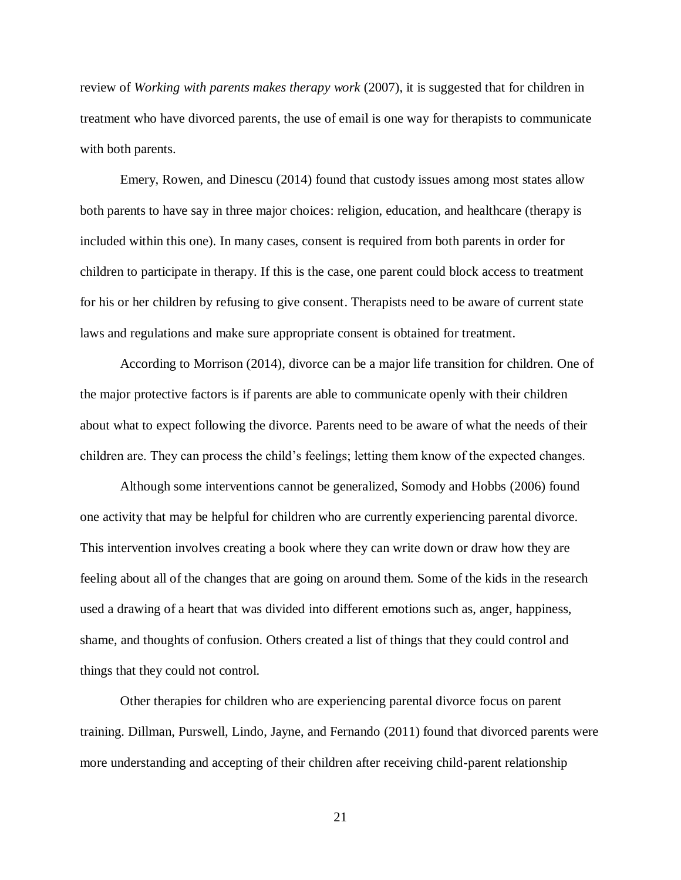review of *Working with parents makes therapy work* (2007), it is suggested that for children in treatment who have divorced parents, the use of email is one way for therapists to communicate with both parents.

Emery, Rowen, and Dinescu (2014) found that custody issues among most states allow both parents to have say in three major choices: religion, education, and healthcare (therapy is included within this one). In many cases, consent is required from both parents in order for children to participate in therapy. If this is the case, one parent could block access to treatment for his or her children by refusing to give consent. Therapists need to be aware of current state laws and regulations and make sure appropriate consent is obtained for treatment.

According to Morrison (2014), divorce can be a major life transition for children. One of the major protective factors is if parents are able to communicate openly with their children about what to expect following the divorce. Parents need to be aware of what the needs of their children are. They can process the child's feelings; letting them know of the expected changes.

Although some interventions cannot be generalized, Somody and Hobbs (2006) found one activity that may be helpful for children who are currently experiencing parental divorce. This intervention involves creating a book where they can write down or draw how they are feeling about all of the changes that are going on around them. Some of the kids in the research used a drawing of a heart that was divided into different emotions such as, anger, happiness, shame, and thoughts of confusion. Others created a list of things that they could control and things that they could not control.

Other therapies for children who are experiencing parental divorce focus on parent training. Dillman, Purswell, Lindo, Jayne, and Fernando (2011) found that divorced parents were more understanding and accepting of their children after receiving child-parent relationship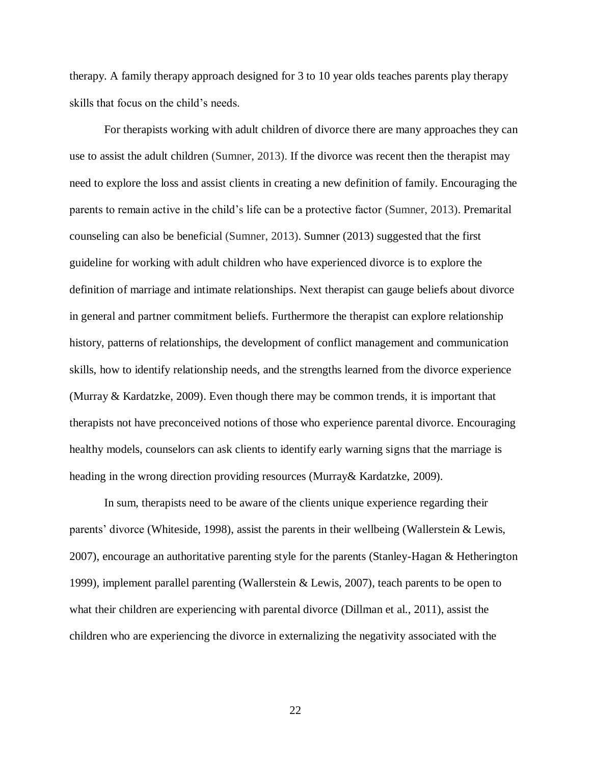therapy. A family therapy approach designed for 3 to 10 year olds teaches parents play therapy skills that focus on the child's needs.

For therapists working with adult children of divorce there are many approaches they can use to assist the adult children (Sumner, 2013). If the divorce was recent then the therapist may need to explore the loss and assist clients in creating a new definition of family. Encouraging the parents to remain active in the child's life can be a protective factor (Sumner, 2013). Premarital counseling can also be beneficial (Sumner, 2013). Sumner (2013) suggested that the first guideline for working with adult children who have experienced divorce is to explore the definition of marriage and intimate relationships. Next therapist can gauge beliefs about divorce in general and partner commitment beliefs. Furthermore the therapist can explore relationship history, patterns of relationships, the development of conflict management and communication skills, how to identify relationship needs, and the strengths learned from the divorce experience (Murray & Kardatzke, 2009). Even though there may be common trends, it is important that therapists not have preconceived notions of those who experience parental divorce. Encouraging healthy models, counselors can ask clients to identify early warning signs that the marriage is heading in the wrong direction providing resources (Murray& Kardatzke, 2009).

In sum, therapists need to be aware of the clients unique experience regarding their parents' divorce (Whiteside, 1998), assist the parents in their wellbeing (Wallerstein & Lewis, 2007), encourage an authoritative parenting style for the parents (Stanley-Hagan & Hetherington 1999), implement parallel parenting (Wallerstein & Lewis, 2007), teach parents to be open to what their children are experiencing with parental divorce (Dillman et al., 2011), assist the children who are experiencing the divorce in externalizing the negativity associated with the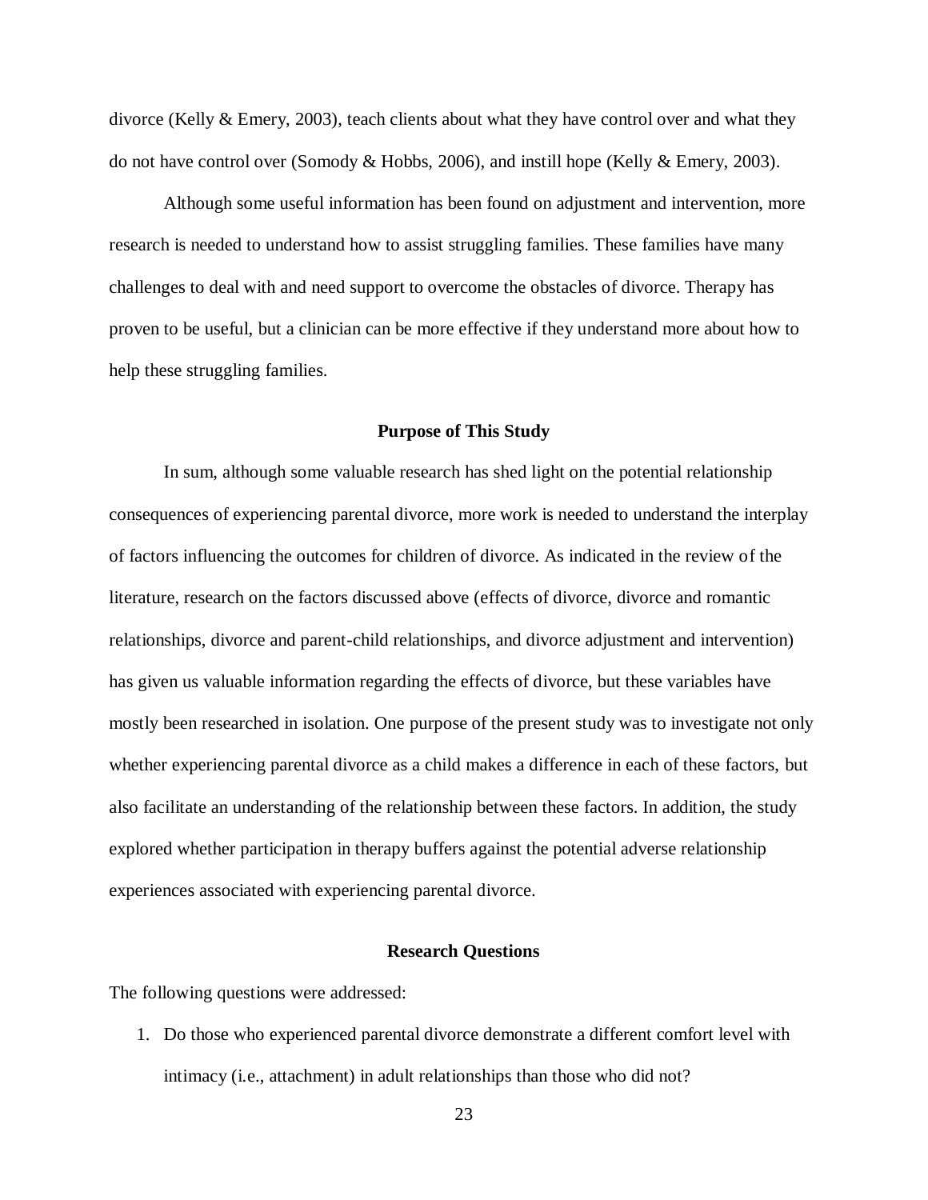divorce (Kelly & Emery, 2003), teach clients about what they have control over and what they do not have control over (Somody & Hobbs, 2006), and instill hope (Kelly & Emery, 2003).

Although some useful information has been found on adjustment and intervention, more research is needed to understand how to assist struggling families. These families have many challenges to deal with and need support to overcome the obstacles of divorce. Therapy has proven to be useful, but a clinician can be more effective if they understand more about how to help these struggling families.

## Purpose of This Study

In sum, although some valuable research has shed light on the potential relationship consequences of experiencing parental divorce, more work is needed to understand the interplay of factors influencing the outcomes for children of divorce. As indicated in the review of the literature, research on the factors discussed above (effects of divorce, divorce and romantic relationships, divorce and parent-child relationships, and divorce adjustment and intervention) has given us valuable information regarding the effects of divorce, but these variables have mostly been researched in isolation. One purpose of the present study was to investigate not only whether experiencing parental divorce as a child makes a difference in each of these factors, but also facilitate an understanding of the relationship between these factors. In addition, the study explored whether participation in therapy buffers against the potential adverse relationship experiences associated with experiencing parental divorce.

## Research Questions

The following questions were addressed:

1. Do those who experienced parental divorce demonstrate a different comfort level with intimacy (i.e., attachment) in adult relationships than those who did not?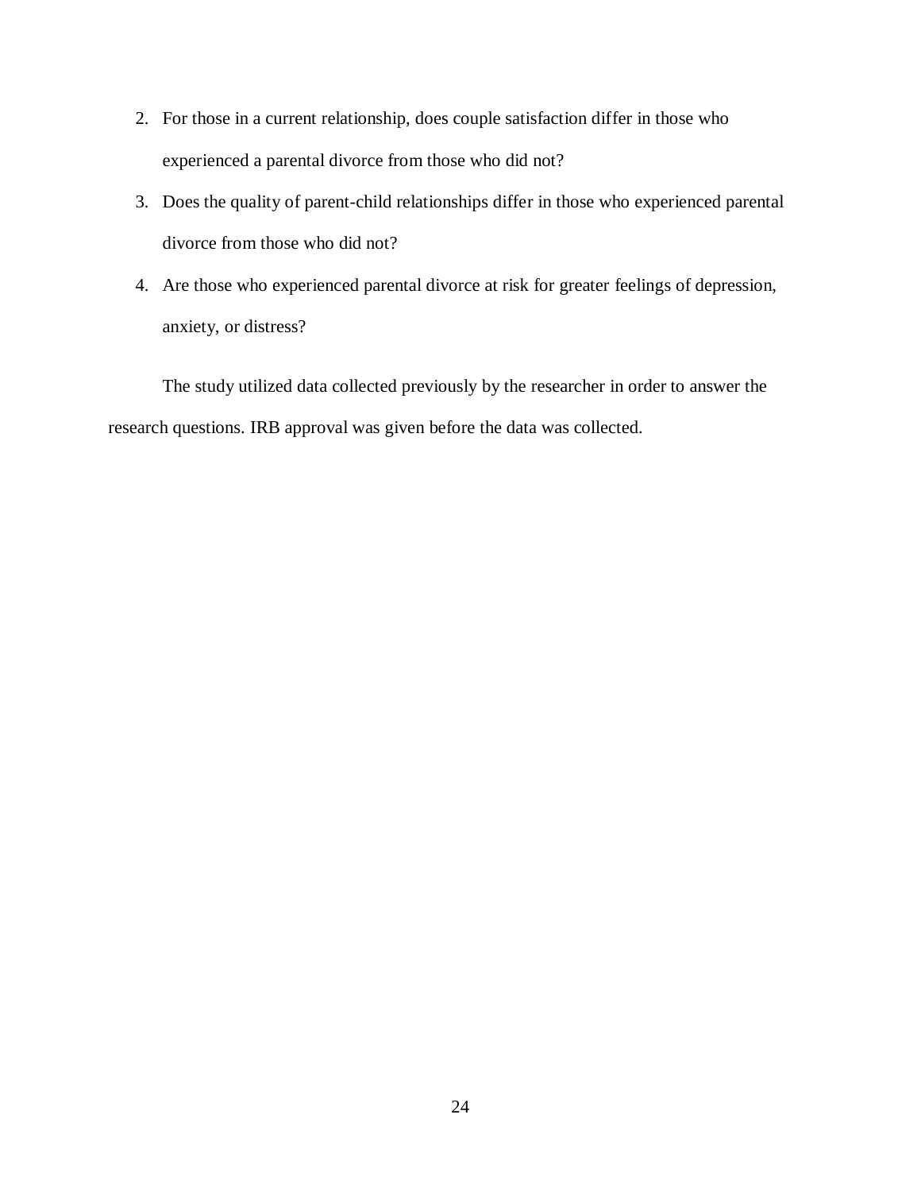2. For those in a current relationship, does couple satisfaction differ in those who experienced a parental divorce from those who did not?
3. Does the quality of parent-child relationships differ in those who experienced parental divorce from those who did not?
4. Are those who experienced parental divorce at risk for greater feelings of depression, anxiety, or distress?

The study utilized data collected previously by the researcher in order to answer the research questions. IRB approval was given before the data was collected.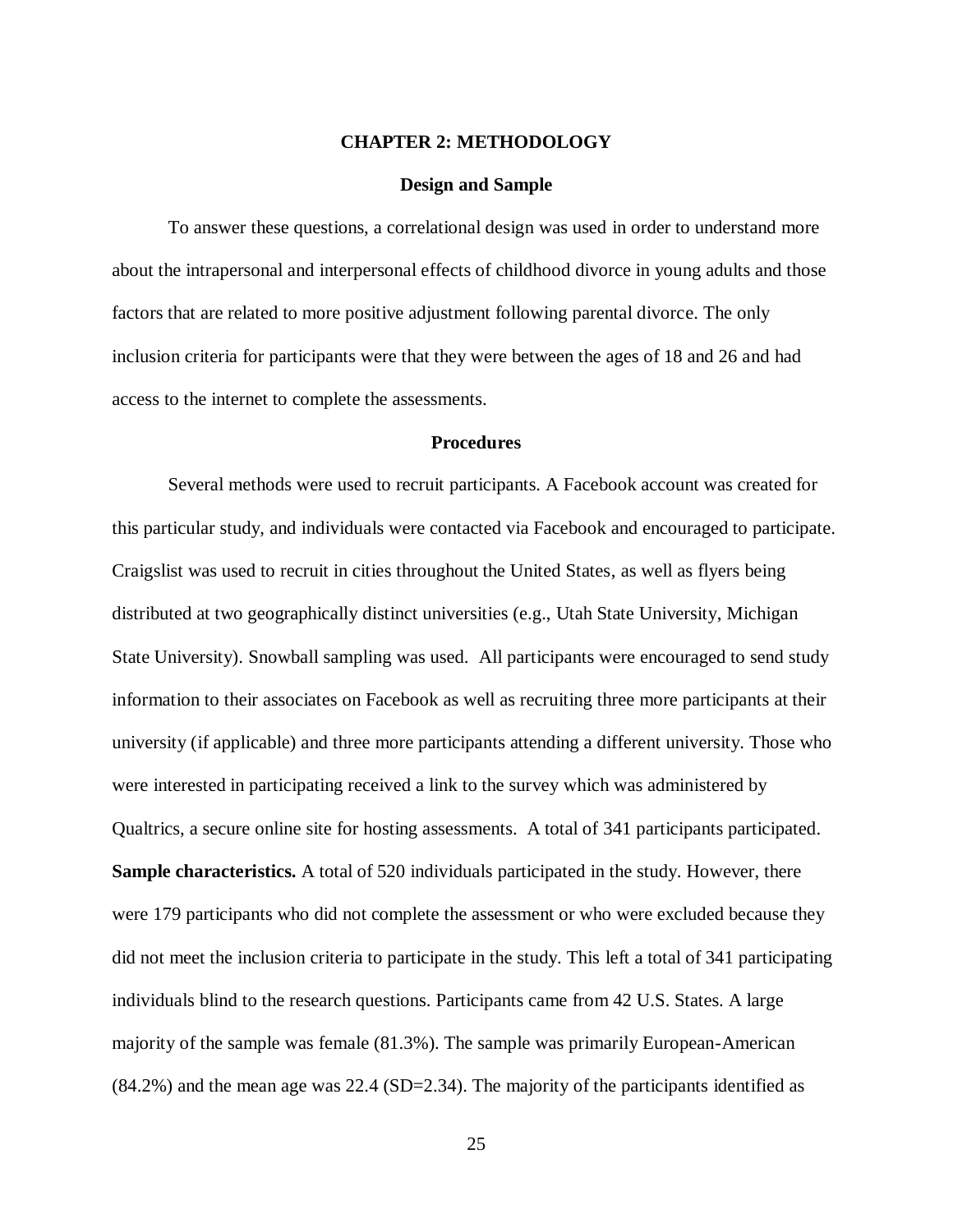# CHAPTER 2: METHODOLOGY

## Design and Sample

To answer these questions, a correlational design was used in order to understand more about the intrapersonal and interpersonal effects of childhood divorce in young adults and those factors that are related to more positive adjustment following parental divorce. The only inclusion criteria for participants were that they were between the ages of 18 and 26 and had access to the internet to complete the assessments.

## Procedures

Several methods were used to recruit participants. A Facebook account was created for this particular study, and individuals were contacted via Facebook and encouraged to participate. Craigslist was used to recruit in cities throughout the United States, as well as flyers being distributed at two geographically distinct universities (e.g., Utah State University, Michigan State University). Snowball sampling was used. All participants were encouraged to send study information to their associates on Facebook as well as recruiting three more participants at their university (if applicable) and three more participants attending a different university. Those who were interested in participating received a link to the survey which was administered by Qualtrics, a secure online site for hosting assessments. A total of 341 participants participated.

**Sample characteristics.** A total of 520 individuals participated in the study. However, there were 179 participants who did not complete the assessment or who were excluded because they did not meet the inclusion criteria to participate in the study. This left a total of 341 participating individuals blind to the research questions. Participants came from 42 U.S. States. A large majority of the sample was female (81.3%). The sample was primarily European-American (84.2%) and the mean age was 22.4 (SD=2.34). The majority of the participants identified as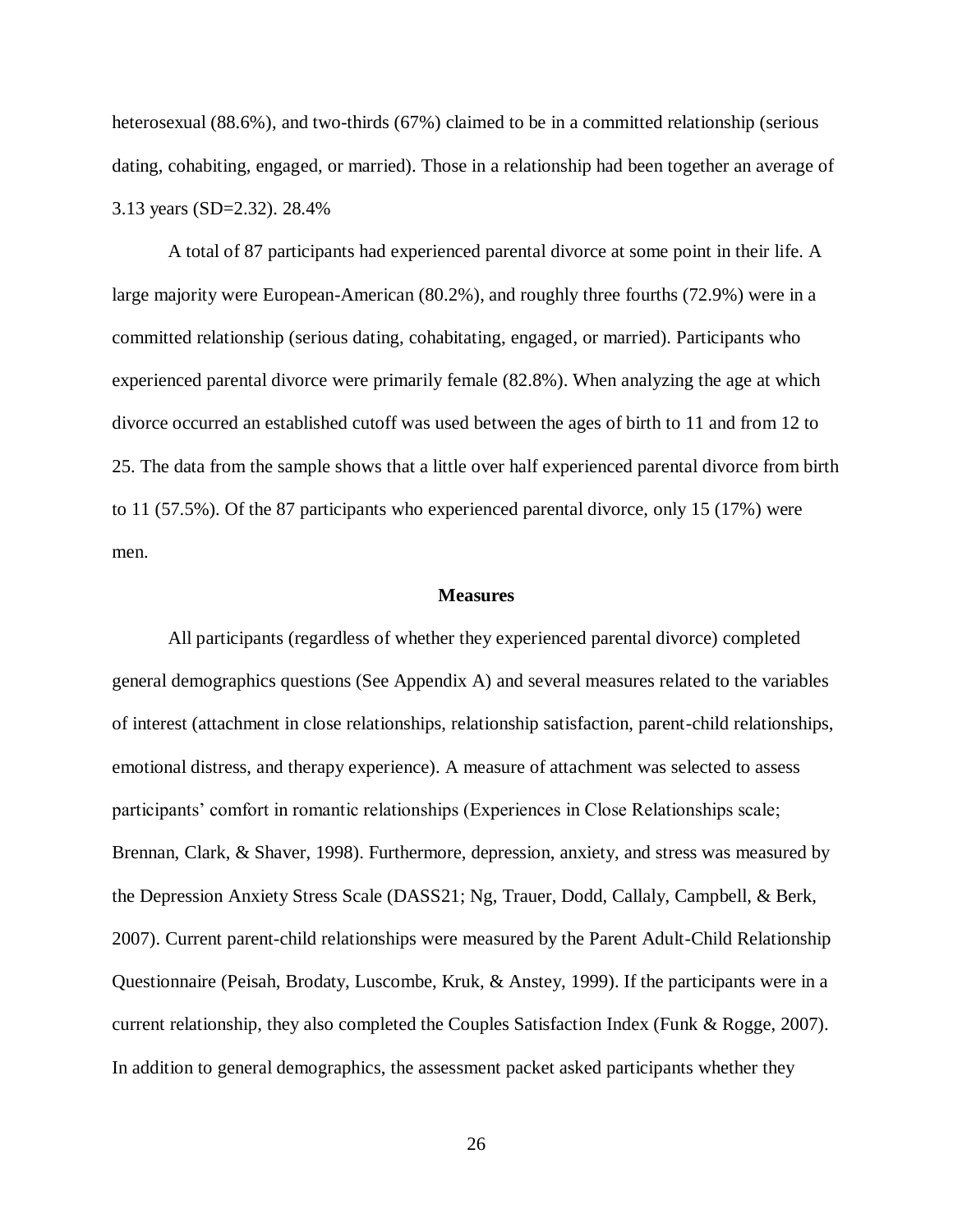heterosexual (88.6%), and two-thirds (67%) claimed to be in a committed relationship (serious dating, cohabiting, engaged, or married). Those in a relationship had been together an average of 3.13 years (SD=2.32). 28.4%

A total of 87 participants had experienced parental divorce at some point in their life. A large majority were European-American (80.2%), and roughly three fourths (72.9%) were in a committed relationship (serious dating, cohabitating, engaged, or married). Participants who experienced parental divorce were primarily female (82.8%). When analyzing the age at which divorce occurred an established cutoff was used between the ages of birth to 11 and from 12 to 25. The data from the sample shows that a little over half experienced parental divorce from birth to 11 (57.5%). Of the 87 participants who experienced parental divorce, only 15 (17%) were men.

## Measures

All participants (regardless of whether they experienced parental divorce) completed general demographics questions (See Appendix A) and several measures related to the variables of interest (attachment in close relationships, relationship satisfaction, parent-child relationships, emotional distress, and therapy experience). A measure of attachment was selected to assess participants' comfort in romantic relationships (Experiences in Close Relationships scale; Brennan, Clark, & Shaver, 1998). Furthermore, depression, anxiety, and stress was measured by the Depression Anxiety Stress Scale (DASS21; Ng, Trauer, Dodd, Callaly, Campbell, & Berk, 2007). Current parent-child relationships were measured by the Parent Adult-Child Relationship Questionnaire (Peisah, Brodaty, Luscombe, Kruk, & Anstey, 1999). If the participants were in a current relationship, they also completed the Couples Satisfaction Index (Funk & Rogge, 2007). In addition to general demographics, the assessment packet asked participants whether they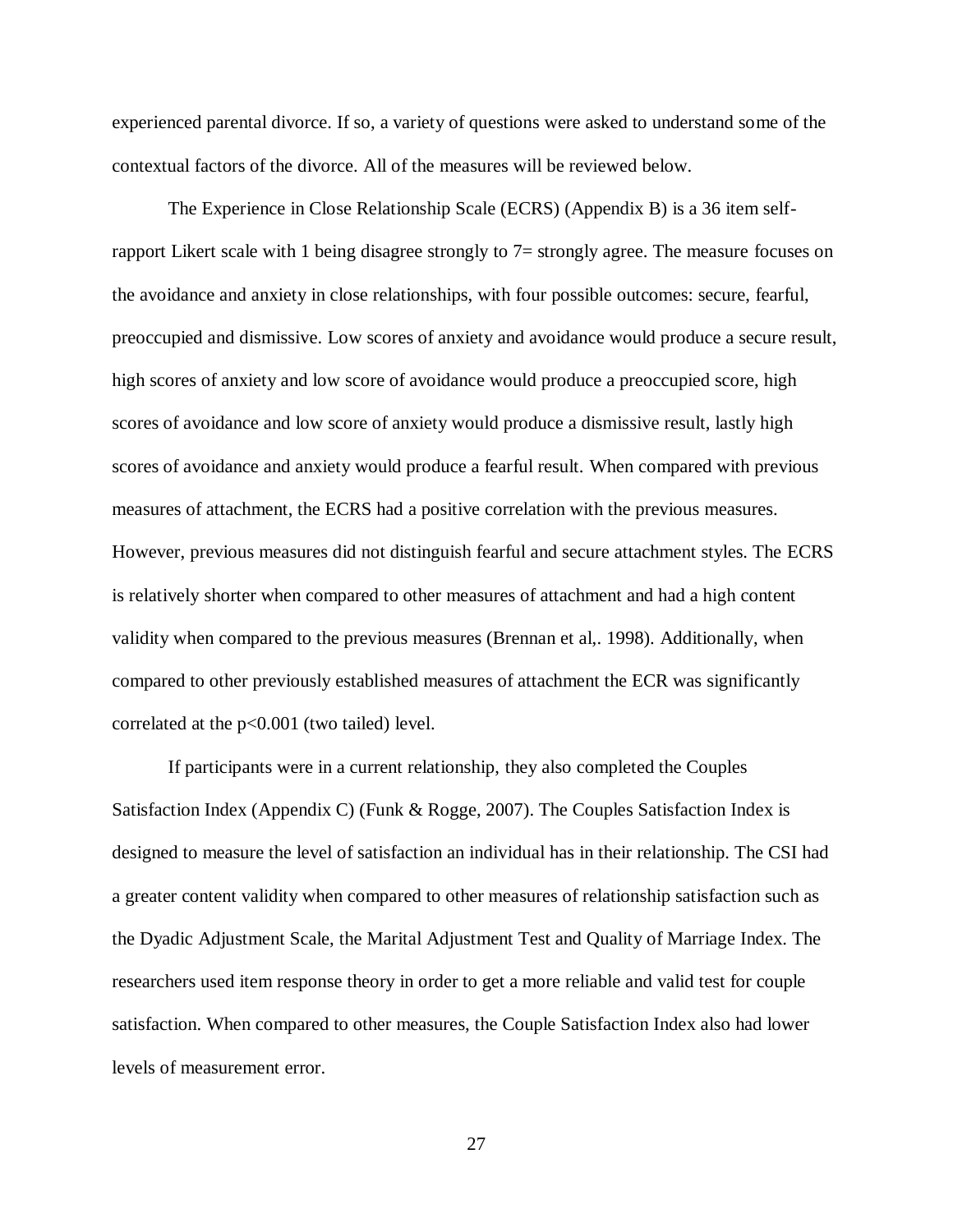experienced parental divorce. If so, a variety of questions were asked to understand some of the contextual factors of the divorce. All of the measures will be reviewed below.

The Experience in Close Relationship Scale (ECRS) (Appendix B) is a 36 item self-rapport Likert scale with 1 being disagree strongly to 7= strongly agree. The measure focuses on the avoidance and anxiety in close relationships, with four possible outcomes: secure, fearful, preoccupied and dismissive. Low scores of anxiety and avoidance would produce a secure result, high scores of anxiety and low score of avoidance would produce a preoccupied score, high scores of avoidance and low score of anxiety would produce a dismissive result, lastly high scores of avoidance and anxiety would produce a fearful result. When compared with previous measures of attachment, the ECRS had a positive correlation with the previous measures. However, previous measures did not distinguish fearful and secure attachment styles. The ECRS is relatively shorter when compared to other measures of attachment and had a high content validity when compared to the previous measures (Brennan et al,. 1998). Additionally, when compared to other previously established measures of attachment the ECR was significantly correlated at the $p<0.001$ (two tailed) level.

If participants were in a current relationship, they also completed the Couples Satisfaction Index (Appendix C) (Funk & Rogge, 2007). The Couples Satisfaction Index is designed to measure the level of satisfaction an individual has in their relationship. The CSI had a greater content validity when compared to other measures of relationship satisfaction such as the Dyadic Adjustment Scale, the Marital Adjustment Test and Quality of Marriage Index. The researchers used item response theory in order to get a more reliable and valid test for couple satisfaction. When compared to other measures, the Couple Satisfaction Index also had lower levels of measurement error.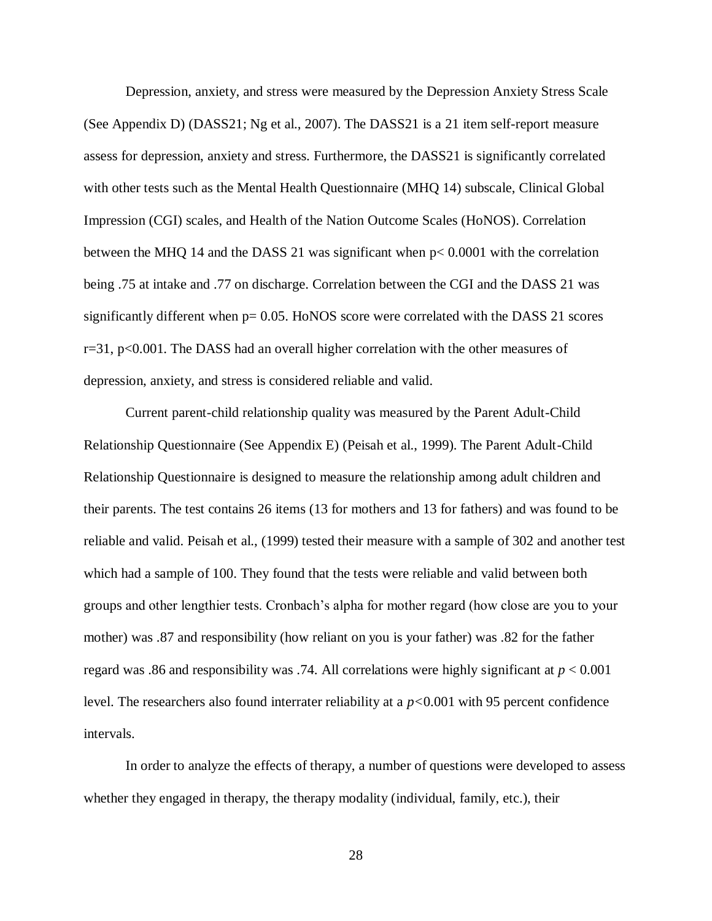Depression, anxiety, and stress were measured by the Depression Anxiety Stress Scale (See Appendix D) (DASS21; Ng et al., 2007). The DASS21 is a 21 item self-report measure assess for depression, anxiety and stress. Furthermore, the DASS21 is significantly correlated with other tests such as the Mental Health Questionnaire (MHQ 14) subscale, Clinical Global Impression (CGI) scales, and Health of the Nation Outcome Scales (HoNOS). Correlation between the MHQ 14 and the DASS 21 was significant when $p < 0.0001$ with the correlation being .75 at intake and .77 on discharge. Correlation between the CGI and the DASS 21 was significantly different when $p = 0.05$. HoNOS score were correlated with the DASS 21 scores $r=31$, $p<0.001$. The DASS had an overall higher correlation with the other measures of depression, anxiety, and stress is considered reliable and valid.

Current parent-child relationship quality was measured by the Parent Adult-Child Relationship Questionnaire (See Appendix E) (Peisah et al., 1999). The Parent Adult-Child Relationship Questionnaire is designed to measure the relationship among adult children and their parents. The test contains 26 items (13 for mothers and 13 for fathers) and was found to be reliable and valid. Peisah et al., (1999) tested their measure with a sample of 302 and another test which had a sample of 100. They found that the tests were reliable and valid between both groups and other lengthier tests. Cronbach's alpha for mother regard (how close are you to your mother) was .87 and responsibility (how reliant on you is your father) was .82 for the father regard was .86 and responsibility was .74. All correlations were highly significant at $p < 0.001$ level. The researchers also found interrater reliability at a $p<0.001$ with 95 percent confidence intervals.

In order to analyze the effects of therapy, a number of questions were developed to assess whether they engaged in therapy, the therapy modality (individual, family, etc.), their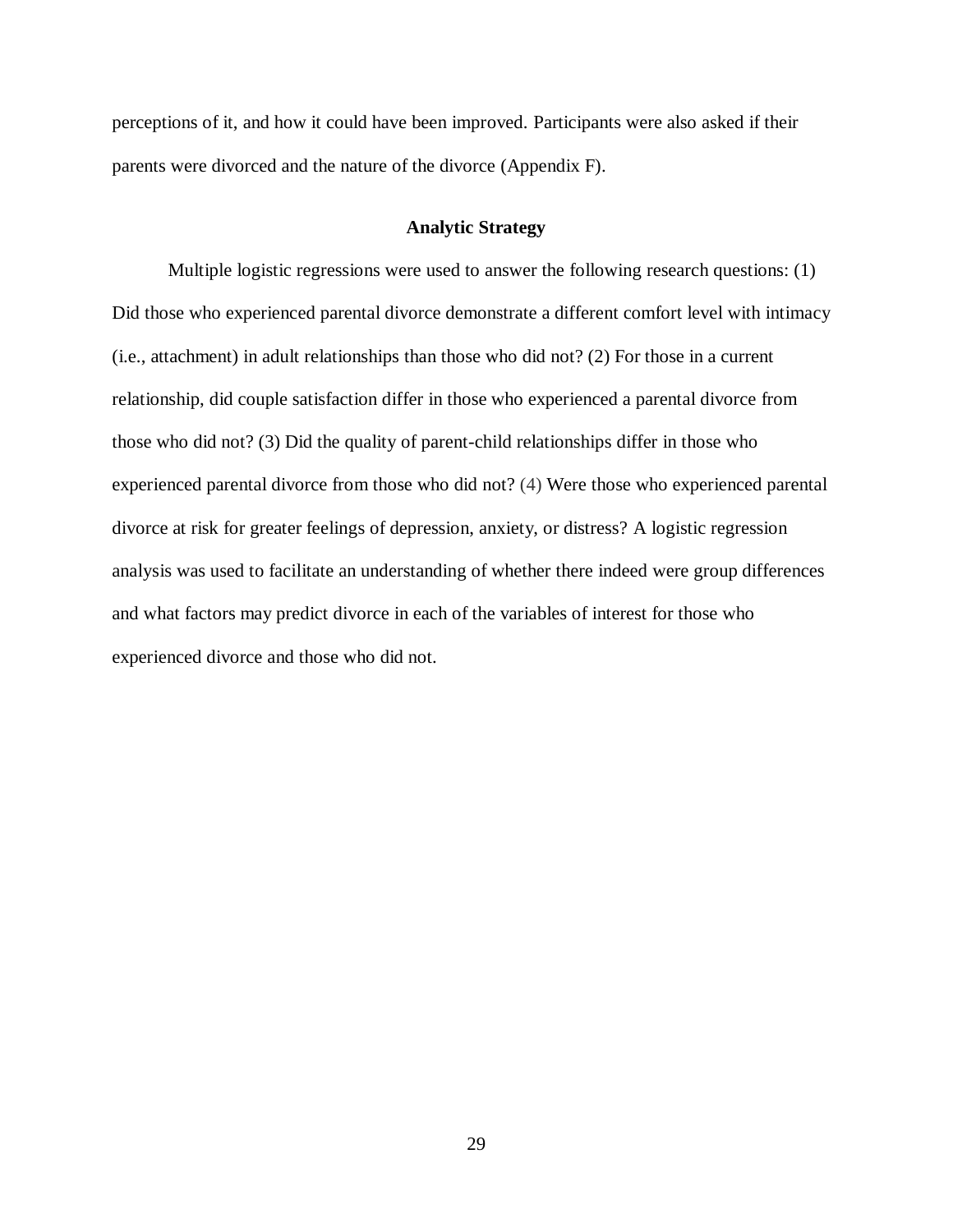perceptions of it, and how it could have been improved. Participants were also asked if their parents were divorced and the nature of the divorce (Appendix F).

## Analytic Strategy

Multiple logistic regressions were used to answer the following research questions: (1) Did those who experienced parental divorce demonstrate a different comfort level with intimacy (i.e., attachment) in adult relationships than those who did not? (2) For those in a current relationship, did couple satisfaction differ in those who experienced a parental divorce from those who did not? (3) Did the quality of parent-child relationships differ in those who experienced parental divorce from those who did not? (4) Were those who experienced parental divorce at risk for greater feelings of depression, anxiety, or distress? A logistic regression analysis was used to facilitate an understanding of whether there indeed were group differences and what factors may predict divorce in each of the variables of interest for those who experienced divorce and those who did not.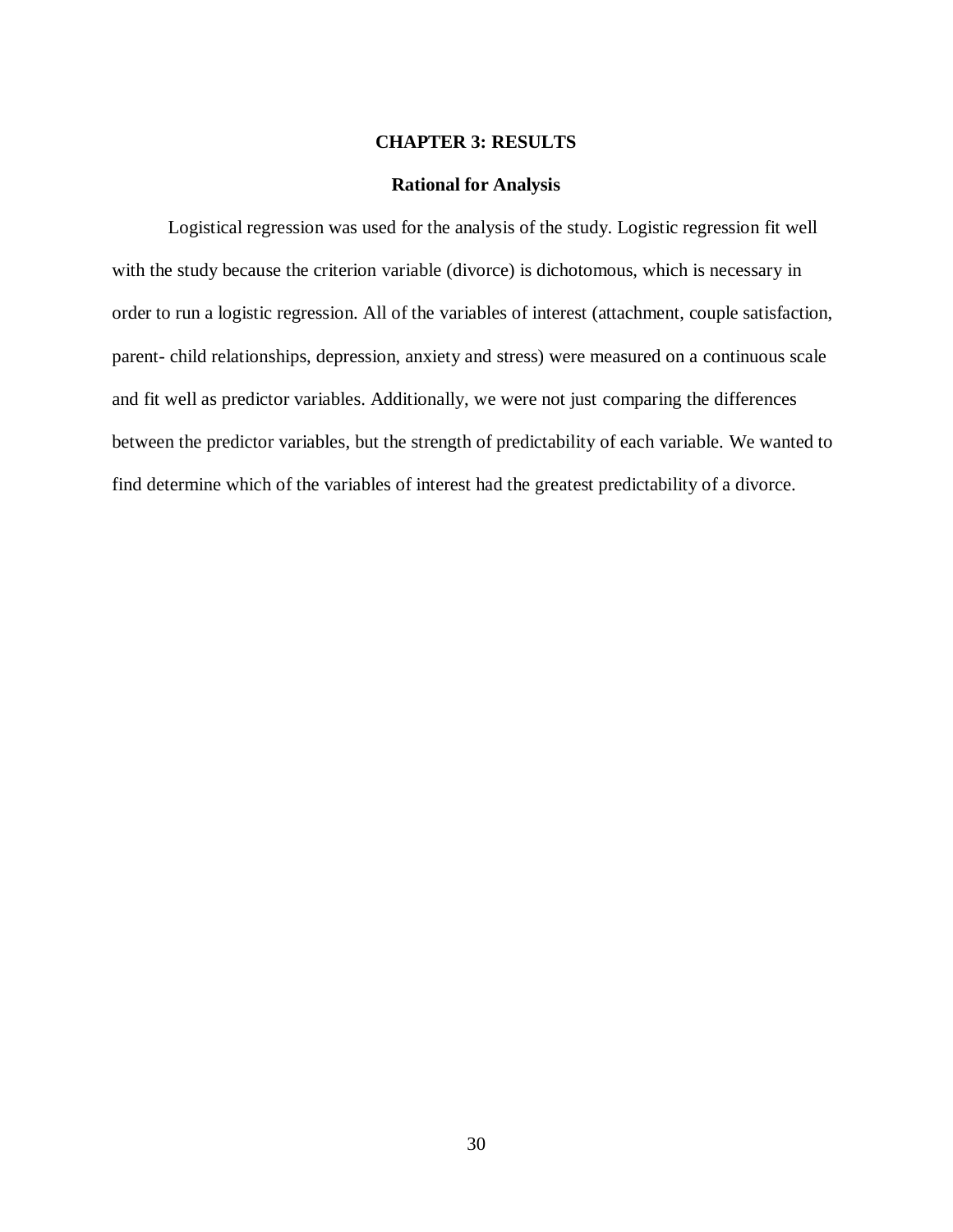# CHAPTER 3: RESULTS

## Rational for Analysis

Logistical regression was used for the analysis of the study. Logistic regression fit well with the study because the criterion variable (divorce) is dichotomous, which is necessary in order to run a logistic regression. All of the variables of interest (attachment, couple satisfaction, parent- child relationships, depression, anxiety and stress) were measured on a continuous scale and fit well as predictor variables. Additionally, we were not just comparing the differences between the predictor variables, but the strength of predictability of each variable. We wanted to find determine which of the variables of interest had the greatest predictability of a divorce.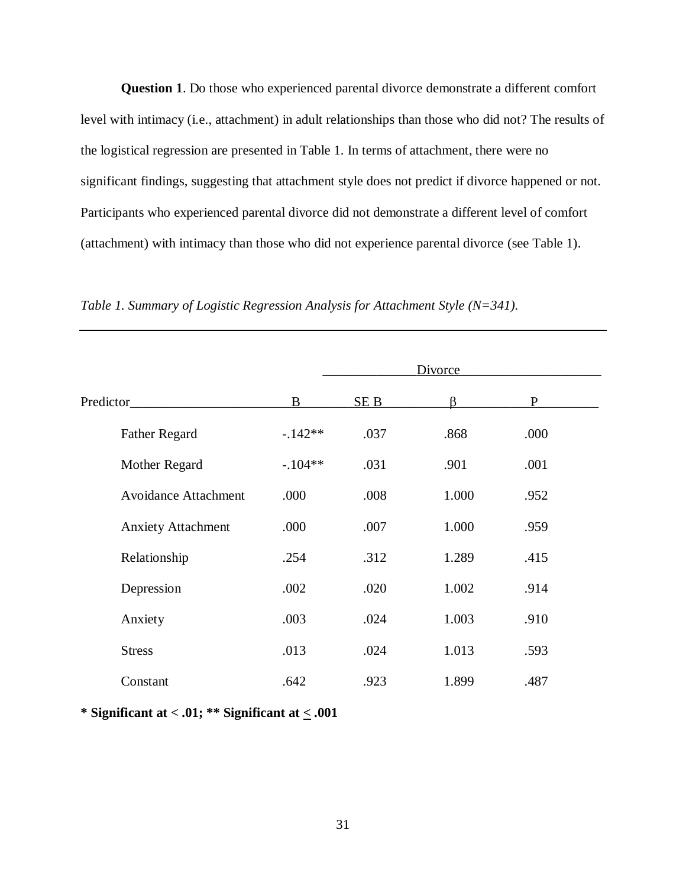**Question 1**. Do those who experienced parental divorce demonstrate a different comfort level with intimacy (i.e., attachment) in adult relationships than those who did not? The results of the logistical regression are presented in Table 1. In terms of attachment, there were no significant findings, suggesting that attachment style does not predict if divorce happened or not. Participants who experienced parental divorce did not demonstrate a different level of comfort (attachment) with intimacy than those who did not experience parental divorce (see Table 1).

*Table 1. Summary of Logistic Regression Analysis for Attachment Style (N=341).*

| | Divorce | | | |
|---|---|---|---|---|
| Predictor | B | SE B | β | P |
| Father Regard | -.142** | .037 | .868 | .000 |
| Mother Regard | -.104** | .031 | .901 | .001 |
| Avoidance Attachment | .000 | .008 | 1.000 | .952 |
| Anxiety Attachment | .000 | .007 | 1.000 | .959 |
| Relationship | .254 | .312 | 1.289 | .415 |
| Depression | .002 | .020 | 1.002 | .914 |
| Anxiety | .003 | .024 | 1.003 | .910 |
| Stress | .013 | .024 | 1.013 | .593 |
| Constant | .642 | .923 | 1.899 | .487 |

**\* Significant at < .01; \*\* Significant at ≤ .001**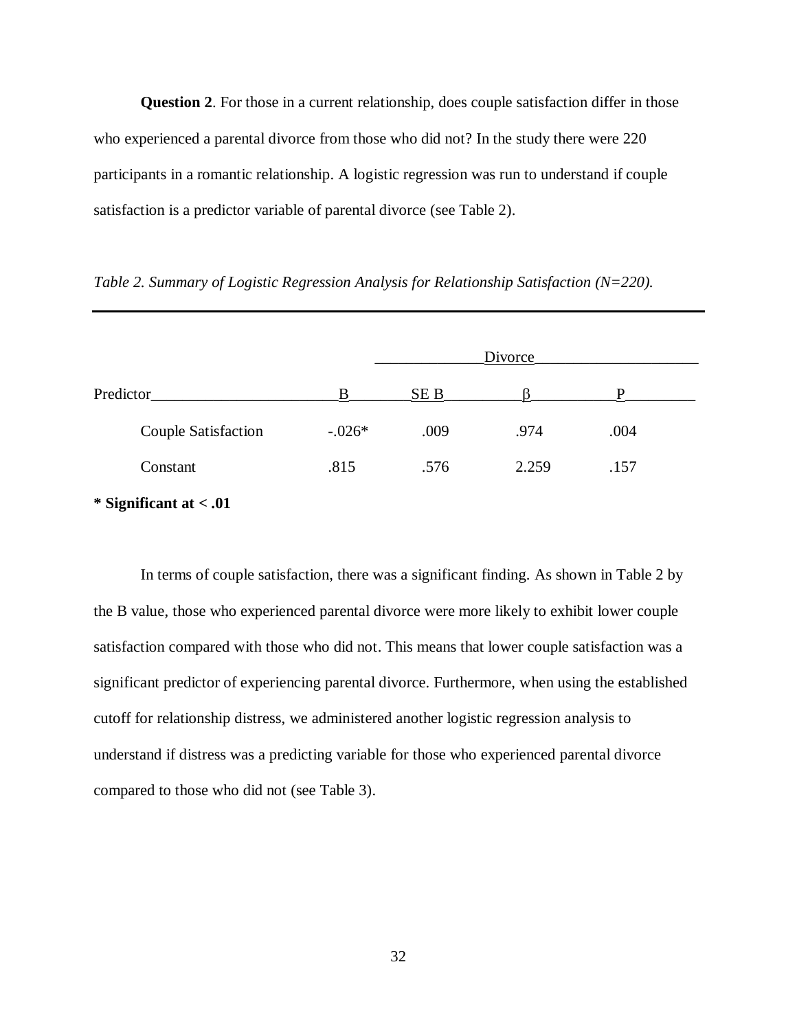**Question 2**. For those in a current relationship, does couple satisfaction differ in those who experienced a parental divorce from those who did not? In the study there were 220 participants in a romantic relationship. A logistic regression was run to understand if couple satisfaction is a predictor variable of parental divorce (see Table 2).

*Table 2. Summary of Logistic Regression Analysis for Relationship Satisfaction (N=220).*

| | Divorce | | | |
|---|---|---|---|---|
| Predictor | B | SE B | β | P |
| Couple Satisfaction | -.026* | .009 | .974 | .004 |
| Constant | .815 | .576 | 2.259 | .157 |

**\* Significant at < .01**

In terms of couple satisfaction, there was a significant finding. As shown in Table 2 by the B value, those who experienced parental divorce were more likely to exhibit lower couple satisfaction compared with those who did not. This means that lower couple satisfaction was a significant predictor of experiencing parental divorce. Furthermore, when using the established cutoff for relationship distress, we administered another logistic regression analysis to understand if distress was a predicting variable for those who experienced parental divorce compared to those who did not (see Table 3).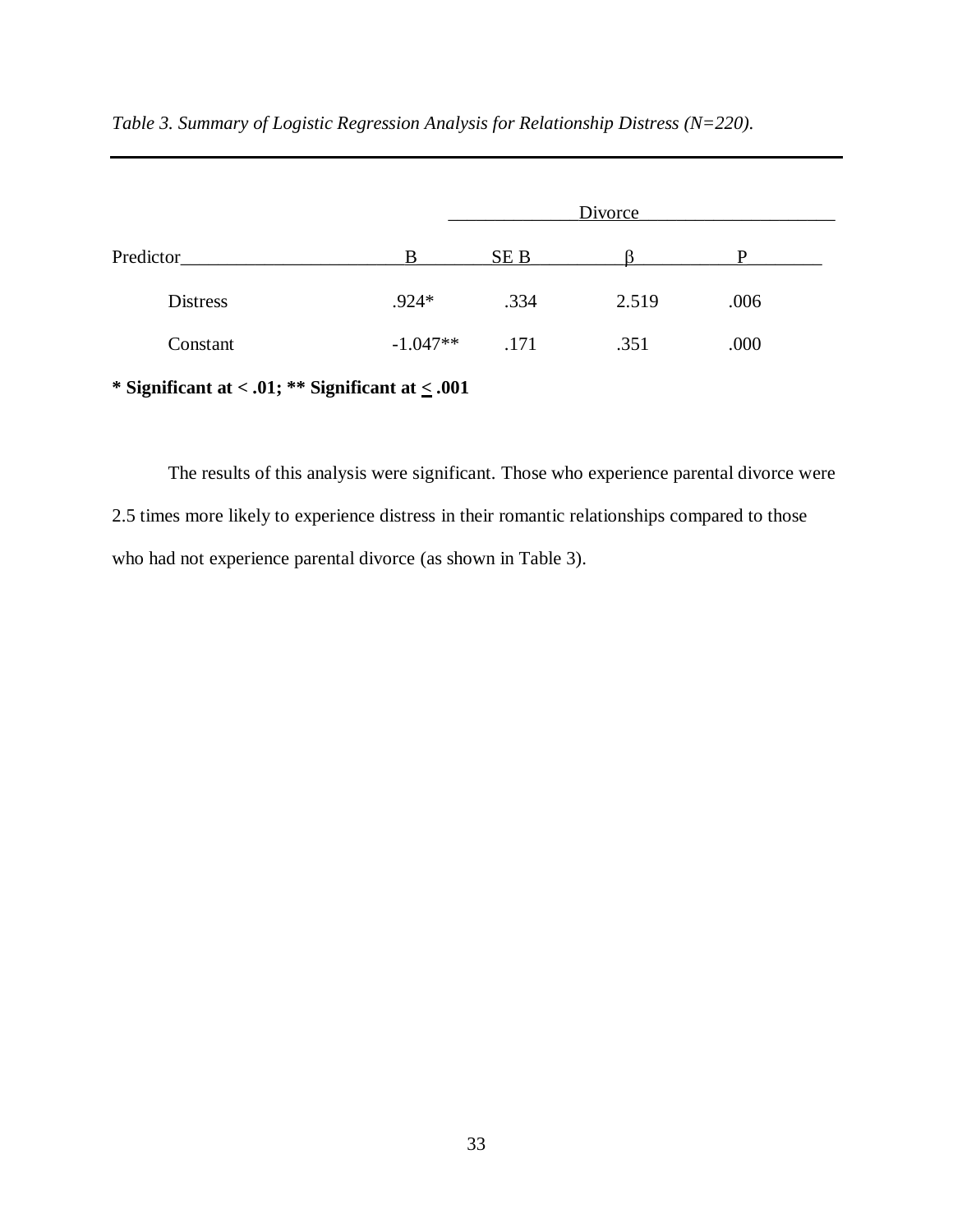*Table 3. Summary of Logistic Regression Analysis for Relationship Distress (N=220).*

| | Divorce | | | |
|---|---|---|---|---|
| Predictor | B | SE B | β | P |
| Distress | .924* | .334 | 2.519 | .006 |
| Constant | -1.047** | .171 | .351 | .000 |

**\* Significant at < .01; ** Significant at ≤ .001**

The results of this analysis were significant. Those who experience parental divorce were 2.5 times more likely to experience distress in their romantic relationships compared to those who had not experience parental divorce (as shown in Table 3).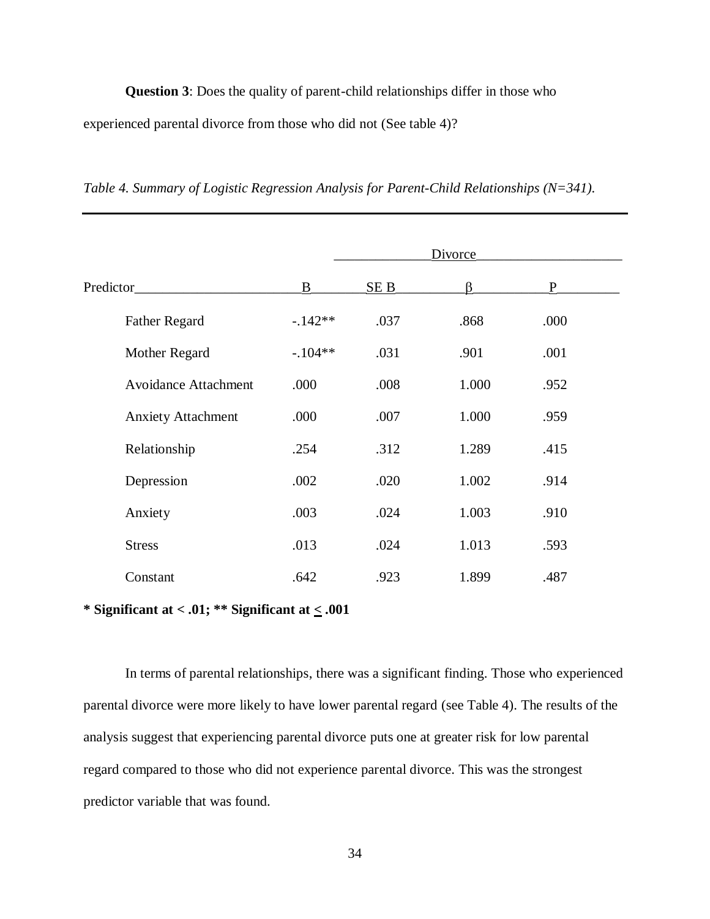**Question 3**: Does the quality of parent-child relationships differ in those who experienced parental divorce from those who did not (See table 4)?

*Table 4. Summary of Logistic Regression Analysis for Parent-Child Relationships (N=341).*

| | Divorce | | | |
|---|---|---|---|---|
| Predictor | B | SE B | β | P |
| Father Regard | -.142** | .037 | .868 | .000 |
| Mother Regard | -.104** | .031 | .901 | .001 |
| Avoidance Attachment | .000 | .008 | 1.000 | .952 |
| Anxiety Attachment | .000 | .007 | 1.000 | .959 |
| Relationship | .254 | .312 | 1.289 | .415 |
| Depression | .002 | .020 | 1.002 | .914 |
| Anxiety | .003 | .024 | 1.003 | .910 |
| Stress | .013 | .024 | 1.013 | .593 |
| Constant | .642 | .923 | 1.899 | .487 |

**\* Significant at < .01; \*\* Significant at ≤ .001**

In terms of parental relationships, there was a significant finding. Those who experienced parental divorce were more likely to have lower parental regard (see Table 4). The results of the analysis suggest that experiencing parental divorce puts one at greater risk for low parental regard compared to those who did not experience parental divorce. This was the strongest predictor variable that was found.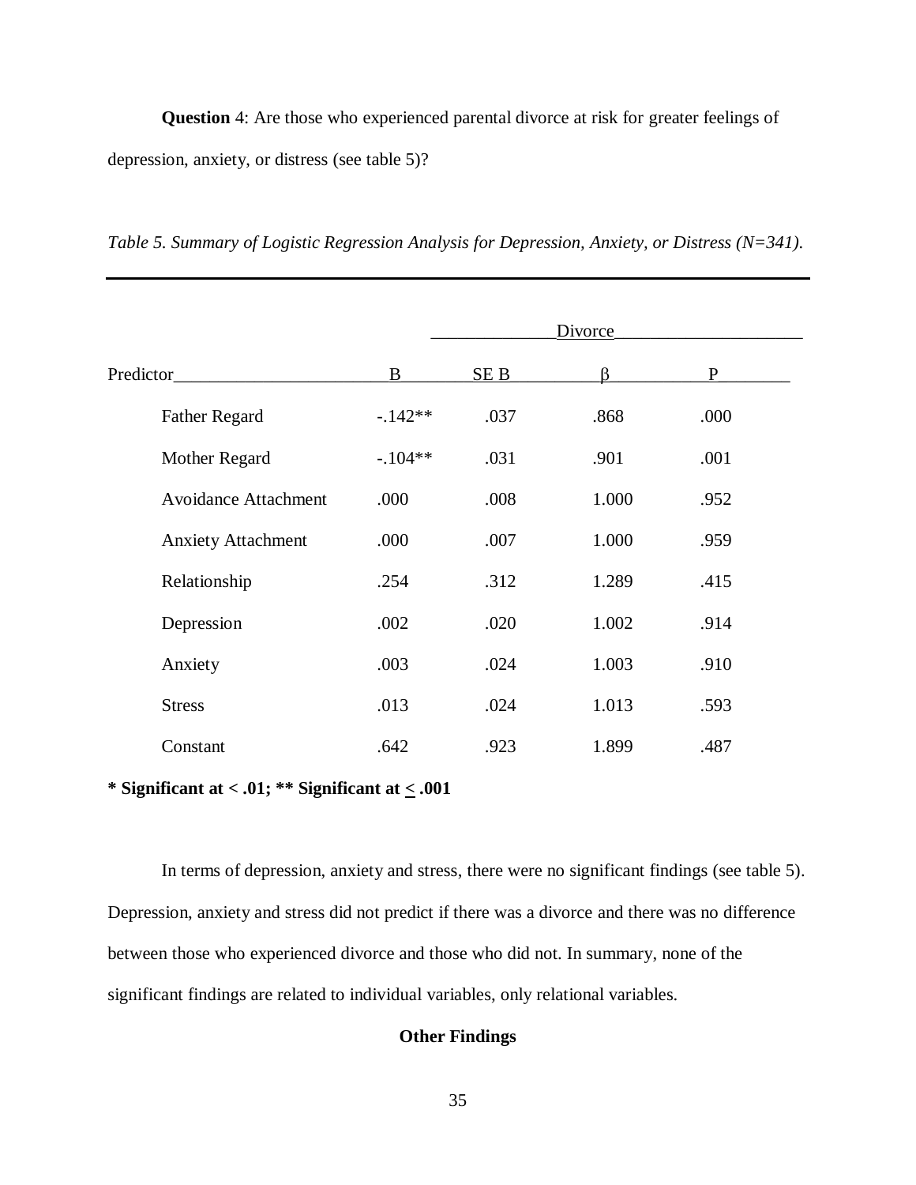**Question** 4: Are those who experienced parental divorce at risk for greater feelings of depression, anxiety, or distress (see table 5)?

*Table 5. Summary of Logistic Regression Analysis for Depression, Anxiety, or Distress (N=341).*

| | Divorce | | | |
|---|---|---|---|---|
| Predictor | B | SE B | β | P |
| Father Regard | -.142** | .037 | .868 | .000 |
| Mother Regard | -.104** | .031 | .901 | .001 |
| Avoidance Attachment | .000 | .008 | 1.000 | .952 |
| Anxiety Attachment | .000 | .007 | 1.000 | .959 |
| Relationship | .254 | .312 | 1.289 | .415 |
| Depression | .002 | .020 | 1.002 | .914 |
| Anxiety | .003 | .024 | 1.003 | .910 |
| Stress | .013 | .024 | 1.013 | .593 |
| Constant | .642 | .923 | 1.899 | .487 |

**\* Significant at < .01; \*\* Significant at $\leq$ .001**

In terms of depression, anxiety and stress, there were no significant findings (see table 5). Depression, anxiety and stress did not predict if there was a divorce and there was no difference between those who experienced divorce and those who did not. In summary, none of the significant findings are related to individual variables, only relational variables.

## Other Findings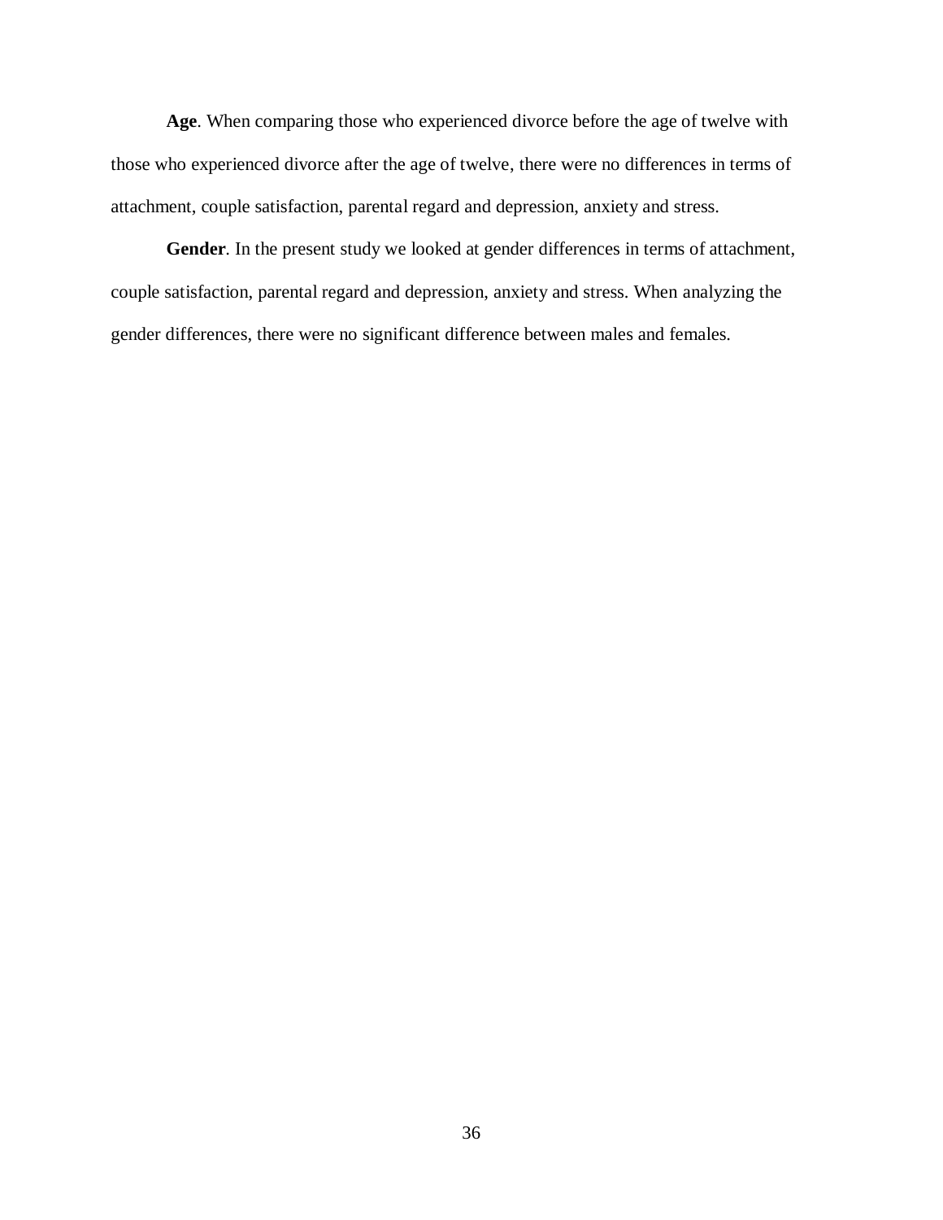**Age**. When comparing those who experienced divorce before the age of twelve with those who experienced divorce after the age of twelve, there were no differences in terms of attachment, couple satisfaction, parental regard and depression, anxiety and stress.

**Gender**. In the present study we looked at gender differences in terms of attachment, couple satisfaction, parental regard and depression, anxiety and stress. When analyzing the gender differences, there were no significant difference between males and females.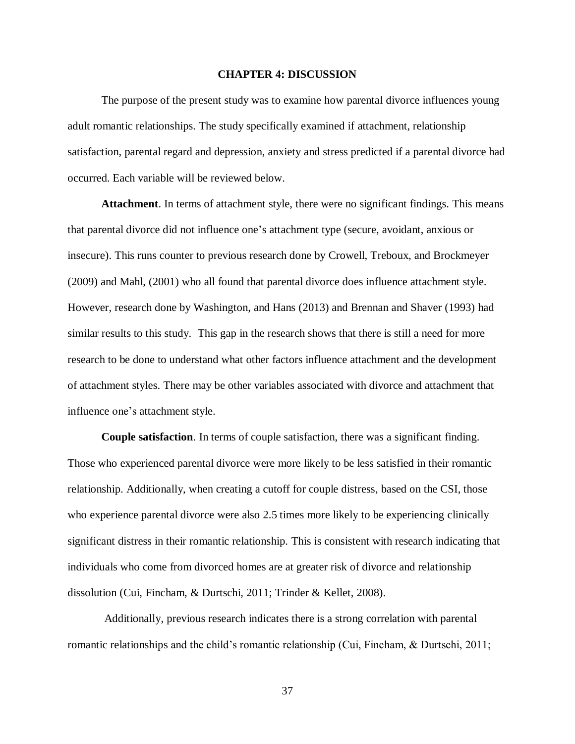# CHAPTER 4: DISCUSSION

The purpose of the present study was to examine how parental divorce influences young adult romantic relationships. The study specifically examined if attachment, relationship satisfaction, parental regard and depression, anxiety and stress predicted if a parental divorce had occurred. Each variable will be reviewed below.

**Attachment**. In terms of attachment style, there were no significant findings. This means that parental divorce did not influence one's attachment type (secure, avoidant, anxious or insecure). This runs counter to previous research done by Crowell, Treboux, and Brockmeyer (2009) and Mahl, (2001) who all found that parental divorce does influence attachment style. However, research done by Washington, and Hans (2013) and Brennan and Shaver (1993) had similar results to this study. This gap in the research shows that there is still a need for more research to be done to understand what other factors influence attachment and the development of attachment styles. There may be other variables associated with divorce and attachment that influence one's attachment style.

**Couple satisfaction**. In terms of couple satisfaction, there was a significant finding. Those who experienced parental divorce were more likely to be less satisfied in their romantic relationship. Additionally, when creating a cutoff for couple distress, based on the CSI, those who experience parental divorce were also 2.5 times more likely to be experiencing clinically significant distress in their romantic relationship. This is consistent with research indicating that individuals who come from divorced homes are at greater risk of divorce and relationship dissolution (Cui, Fincham, & Durtschi, 2011; Trinder & Kellet, 2008).

Additionally, previous research indicates there is a strong correlation with parental romantic relationships and the child's romantic relationship (Cui, Fincham, & Durtschi, 2011;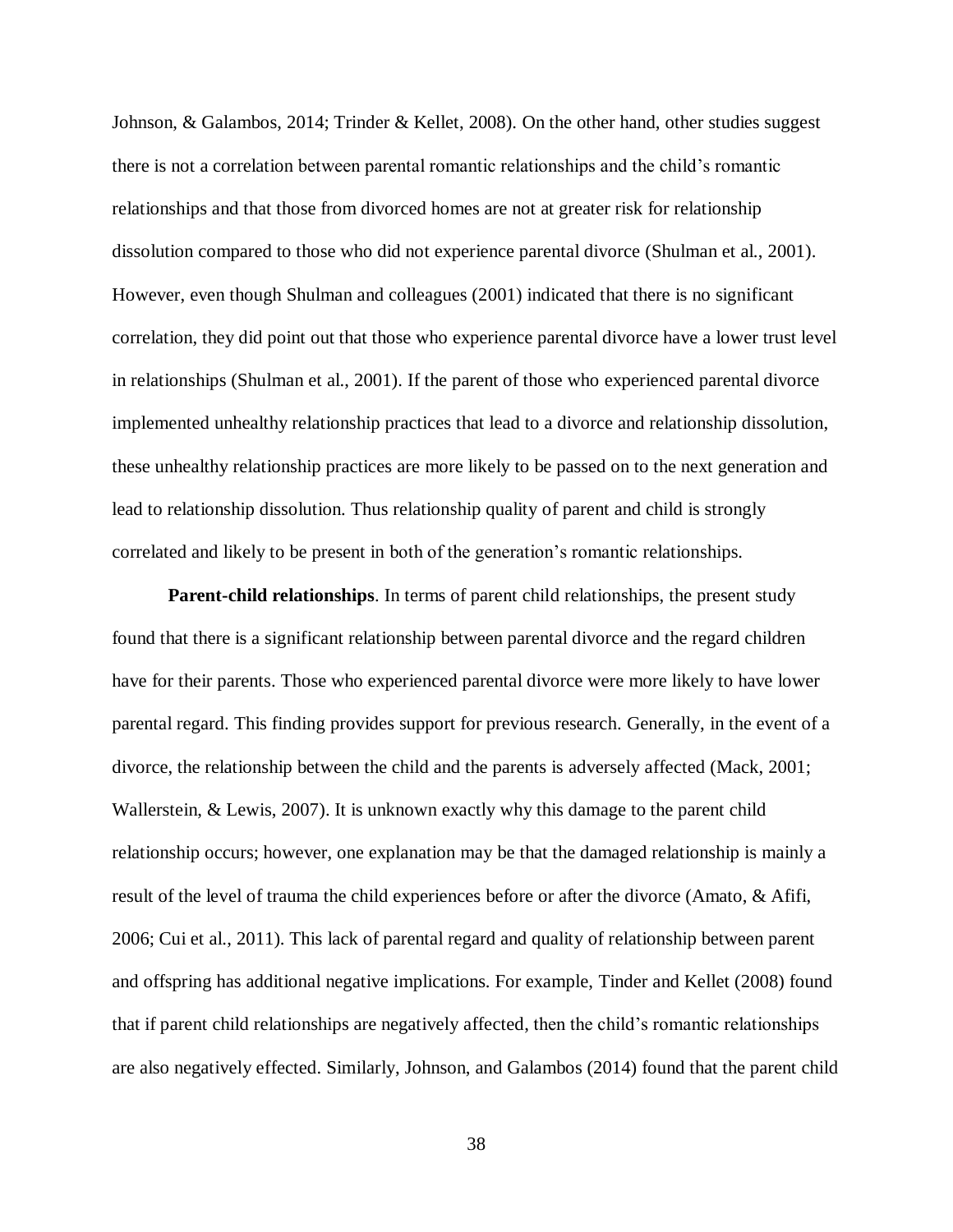Johnson, & Galambos, 2014; Trinder & Kellet, 2008). On the other hand, other studies suggest there is not a correlation between parental romantic relationships and the child's romantic relationships and that those from divorced homes are not at greater risk for relationship dissolution compared to those who did not experience parental divorce (Shulman et al., 2001). However, even though Shulman and colleagues (2001) indicated that there is no significant correlation, they did point out that those who experience parental divorce have a lower trust level in relationships (Shulman et al., 2001). If the parent of those who experienced parental divorce implemented unhealthy relationship practices that lead to a divorce and relationship dissolution, these unhealthy relationship practices are more likely to be passed on to the next generation and lead to relationship dissolution. Thus relationship quality of parent and child is strongly correlated and likely to be present in both of the generation's romantic relationships.

**Parent-child relationships**. In terms of parent child relationships, the present study found that there is a significant relationship between parental divorce and the regard children have for their parents. Those who experienced parental divorce were more likely to have lower parental regard. This finding provides support for previous research. Generally, in the event of a divorce, the relationship between the child and the parents is adversely affected (Mack, 2001; Wallerstein, & Lewis, 2007). It is unknown exactly why this damage to the parent child relationship occurs; however, one explanation may be that the damaged relationship is mainly a result of the level of trauma the child experiences before or after the divorce (Amato, & Afifi, 2006; Cui et al., 2011). This lack of parental regard and quality of relationship between parent and offspring has additional negative implications. For example, Tinder and Kellet (2008) found that if parent child relationships are negatively affected, then the child's romantic relationships are also negatively effected. Similarly, Johnson, and Galambos (2014) found that the parent child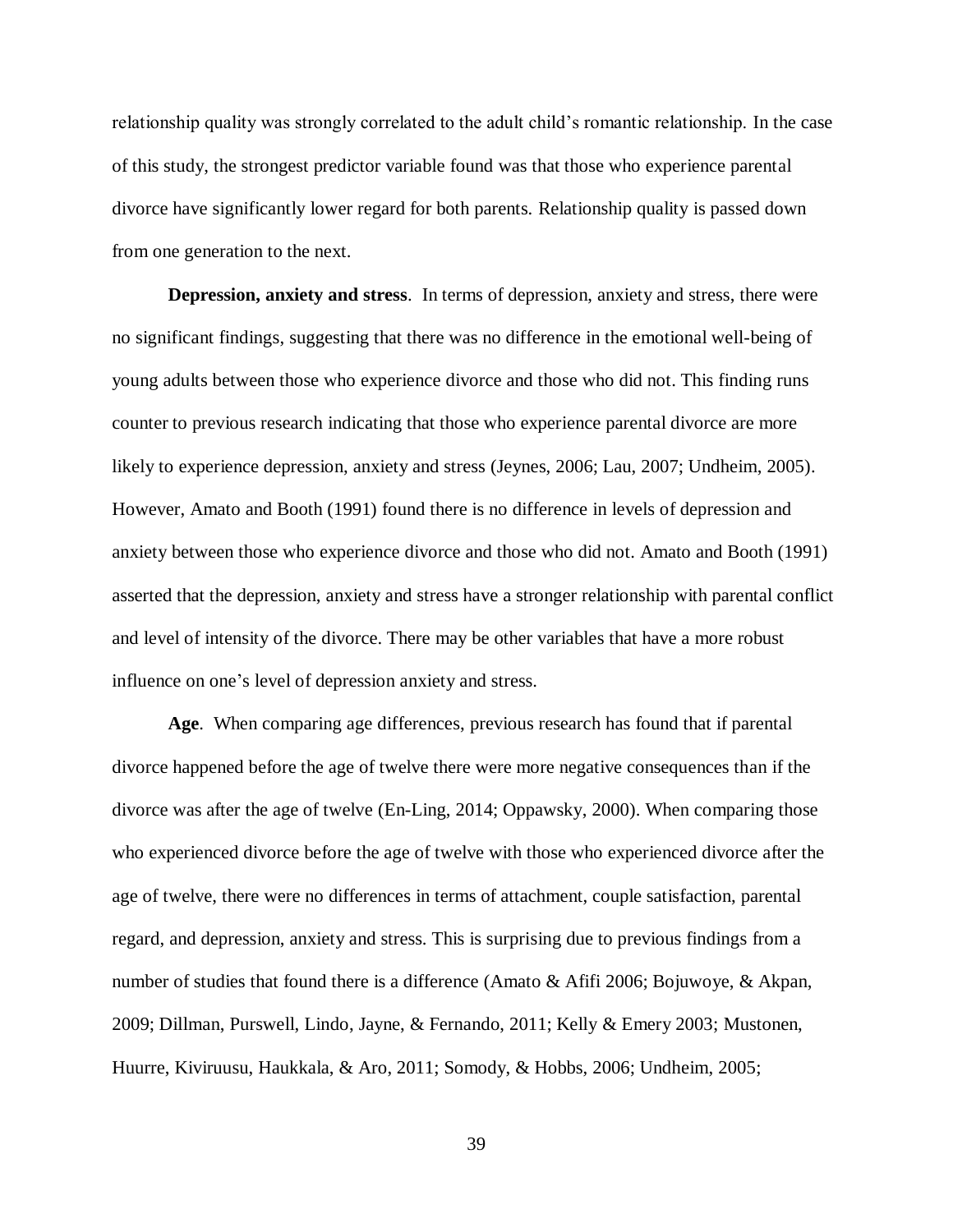relationship quality was strongly correlated to the adult child's romantic relationship. In the case of this study, the strongest predictor variable found was that those who experience parental divorce have significantly lower regard for both parents. Relationship quality is passed down from one generation to the next.

**Depression, anxiety and stress**. In terms of depression, anxiety and stress, there were no significant findings, suggesting that there was no difference in the emotional well-being of young adults between those who experience divorce and those who did not. This finding runs counter to previous research indicating that those who experience parental divorce are more likely to experience depression, anxiety and stress (Jeynes, 2006; Lau, 2007; Undheim, 2005). However, Amato and Booth (1991) found there is no difference in levels of depression and anxiety between those who experience divorce and those who did not. Amato and Booth (1991) asserted that the depression, anxiety and stress have a stronger relationship with parental conflict and level of intensity of the divorce. There may be other variables that have a more robust influence on one's level of depression anxiety and stress.

**Age**. When comparing age differences, previous research has found that if parental divorce happened before the age of twelve there were more negative consequences than if the divorce was after the age of twelve (En-Ling, 2014; Oppawsky, 2000). When comparing those who experienced divorce before the age of twelve with those who experienced divorce after the age of twelve, there were no differences in terms of attachment, couple satisfaction, parental regard, and depression, anxiety and stress. This is surprising due to previous findings from a number of studies that found there is a difference (Amato & Afifi 2006; Bojuwoye, & Akpan, 2009; Dillman, Purswell, Lindo, Jayne, & Fernando, 2011; Kelly & Emery 2003; Mustonen, Huurre, Kiviruusu, Haukkala, & Aro, 2011; Somody, & Hobbs, 2006; Undheim, 2005;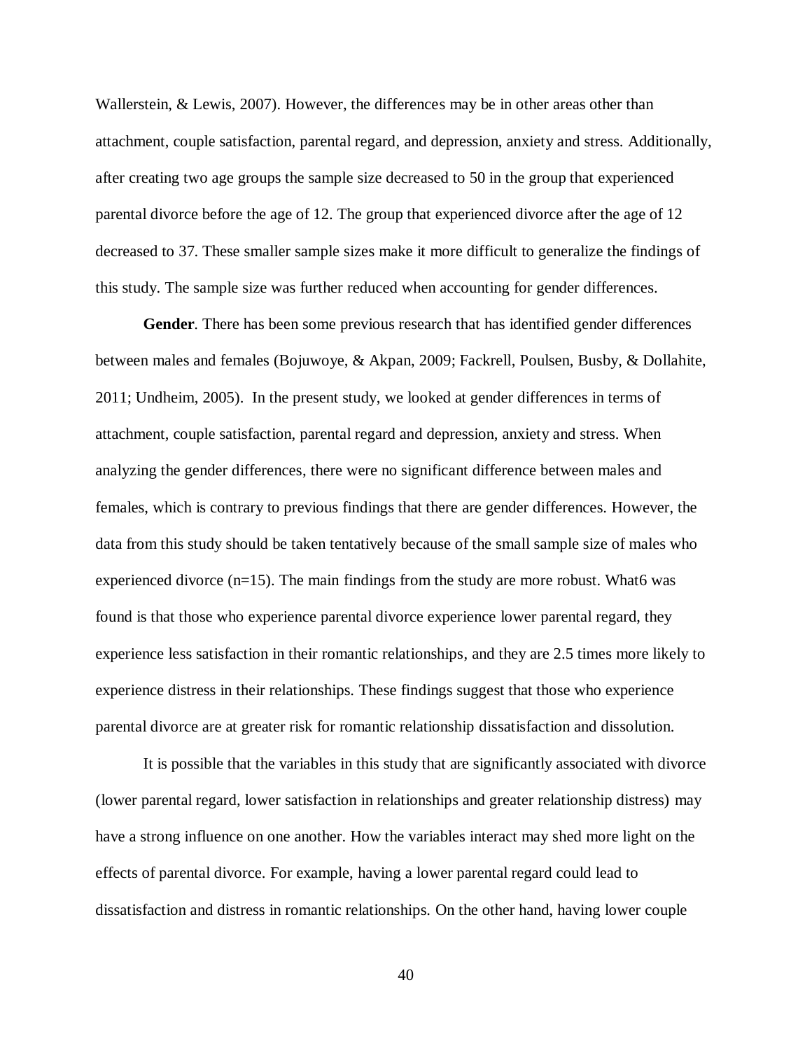Wallerstein, & Lewis, 2007). However, the differences may be in other areas other than attachment, couple satisfaction, parental regard, and depression, anxiety and stress. Additionally, after creating two age groups the sample size decreased to 50 in the group that experienced parental divorce before the age of 12. The group that experienced divorce after the age of 12 decreased to 37. These smaller sample sizes make it more difficult to generalize the findings of this study. The sample size was further reduced when accounting for gender differences.

**Gender**. There has been some previous research that has identified gender differences between males and females (Bojuwoye, & Akpan, 2009; Fackrell, Poulsen, Busby, & Dollahite, 2011; Undheim, 2005). In the present study, we looked at gender differences in terms of attachment, couple satisfaction, parental regard and depression, anxiety and stress. When analyzing the gender differences, there were no significant difference between males and females, which is contrary to previous findings that there are gender differences. However, the data from this study should be taken tentatively because of the small sample size of males who experienced divorce (n=15). The main findings from the study are more robust. What6 was found is that those who experience parental divorce experience lower parental regard, they experience less satisfaction in their romantic relationships, and they are 2.5 times more likely to experience distress in their relationships. These findings suggest that those who experience parental divorce are at greater risk for romantic relationship dissatisfaction and dissolution.

It is possible that the variables in this study that are significantly associated with divorce (lower parental regard, lower satisfaction in relationships and greater relationship distress) may have a strong influence on one another. How the variables interact may shed more light on the effects of parental divorce. For example, having a lower parental regard could lead to dissatisfaction and distress in romantic relationships. On the other hand, having lower couple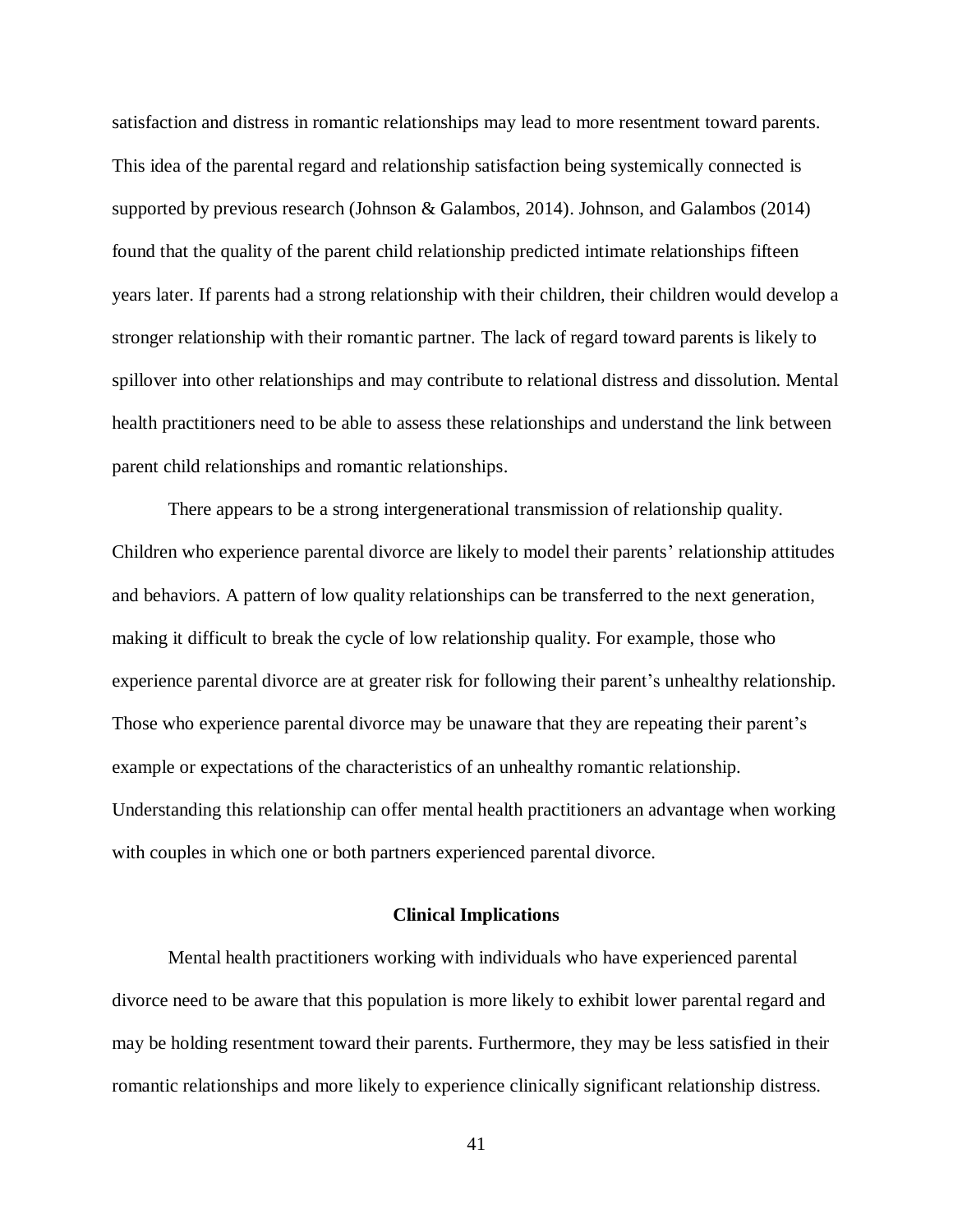satisfaction and distress in romantic relationships may lead to more resentment toward parents. This idea of the parental regard and relationship satisfaction being systemically connected is supported by previous research (Johnson & Galambos, 2014). Johnson, and Galambos (2014) found that the quality of the parent child relationship predicted intimate relationships fifteen years later. If parents had a strong relationship with their children, their children would develop a stronger relationship with their romantic partner. The lack of regard toward parents is likely to spillover into other relationships and may contribute to relational distress and dissolution. Mental health practitioners need to be able to assess these relationships and understand the link between parent child relationships and romantic relationships.

There appears to be a strong intergenerational transmission of relationship quality. Children who experience parental divorce are likely to model their parents' relationship attitudes and behaviors. A pattern of low quality relationships can be transferred to the next generation, making it difficult to break the cycle of low relationship quality. For example, those who experience parental divorce are at greater risk for following their parent's unhealthy relationship. Those who experience parental divorce may be unaware that they are repeating their parent's example or expectations of the characteristics of an unhealthy romantic relationship. Understanding this relationship can offer mental health practitioners an advantage when working with couples in which one or both partners experienced parental divorce.

## Clinical Implications

Mental health practitioners working with individuals who have experienced parental divorce need to be aware that this population is more likely to exhibit lower parental regard and may be holding resentment toward their parents. Furthermore, they may be less satisfied in their romantic relationships and more likely to experience clinically significant relationship distress.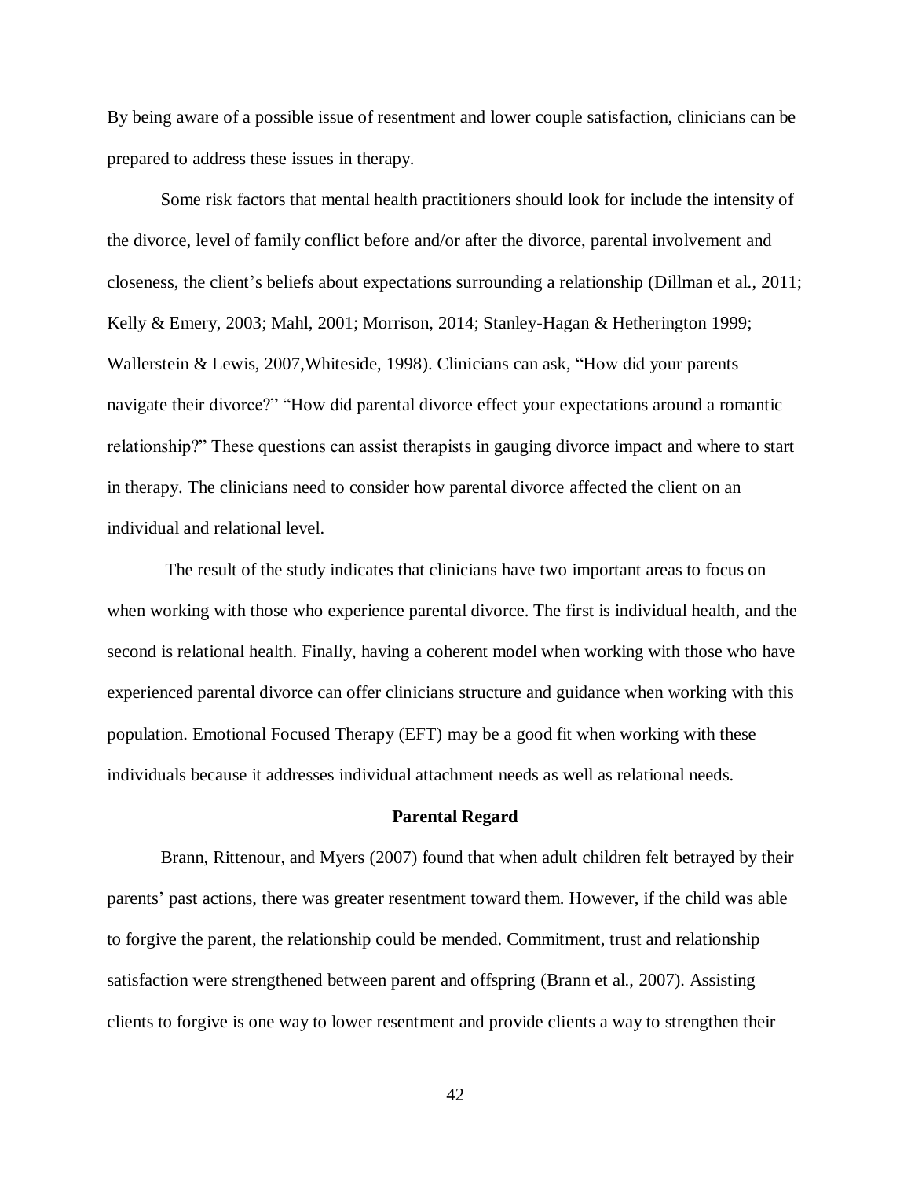By being aware of a possible issue of resentment and lower couple satisfaction, clinicians can be prepared to address these issues in therapy.

Some risk factors that mental health practitioners should look for include the intensity of the divorce, level of family conflict before and/or after the divorce, parental involvement and closeness, the client's beliefs about expectations surrounding a relationship (Dillman et al., 2011; Kelly & Emery, 2003; Mahl, 2001; Morrison, 2014; Stanley-Hagan & Hetherington 1999; Wallerstein & Lewis, 2007,Whiteside, 1998). Clinicians can ask, "How did your parents navigate their divorce?" "How did parental divorce effect your expectations around a romantic relationship?" These questions can assist therapists in gauging divorce impact and where to start in therapy. The clinicians need to consider how parental divorce affected the client on an individual and relational level.

The result of the study indicates that clinicians have two important areas to focus on when working with those who experience parental divorce. The first is individual health, and the second is relational health. Finally, having a coherent model when working with those who have experienced parental divorce can offer clinicians structure and guidance when working with this population. Emotional Focused Therapy (EFT) may be a good fit when working with these individuals because it addresses individual attachment needs as well as relational needs.

## Parental Regard

Brann, Rittenour, and Myers (2007) found that when adult children felt betrayed by their parents' past actions, there was greater resentment toward them. However, if the child was able to forgive the parent, the relationship could be mended. Commitment, trust and relationship satisfaction were strengthened between parent and offspring (Brann et al., 2007). Assisting clients to forgive is one way to lower resentment and provide clients a way to strengthen their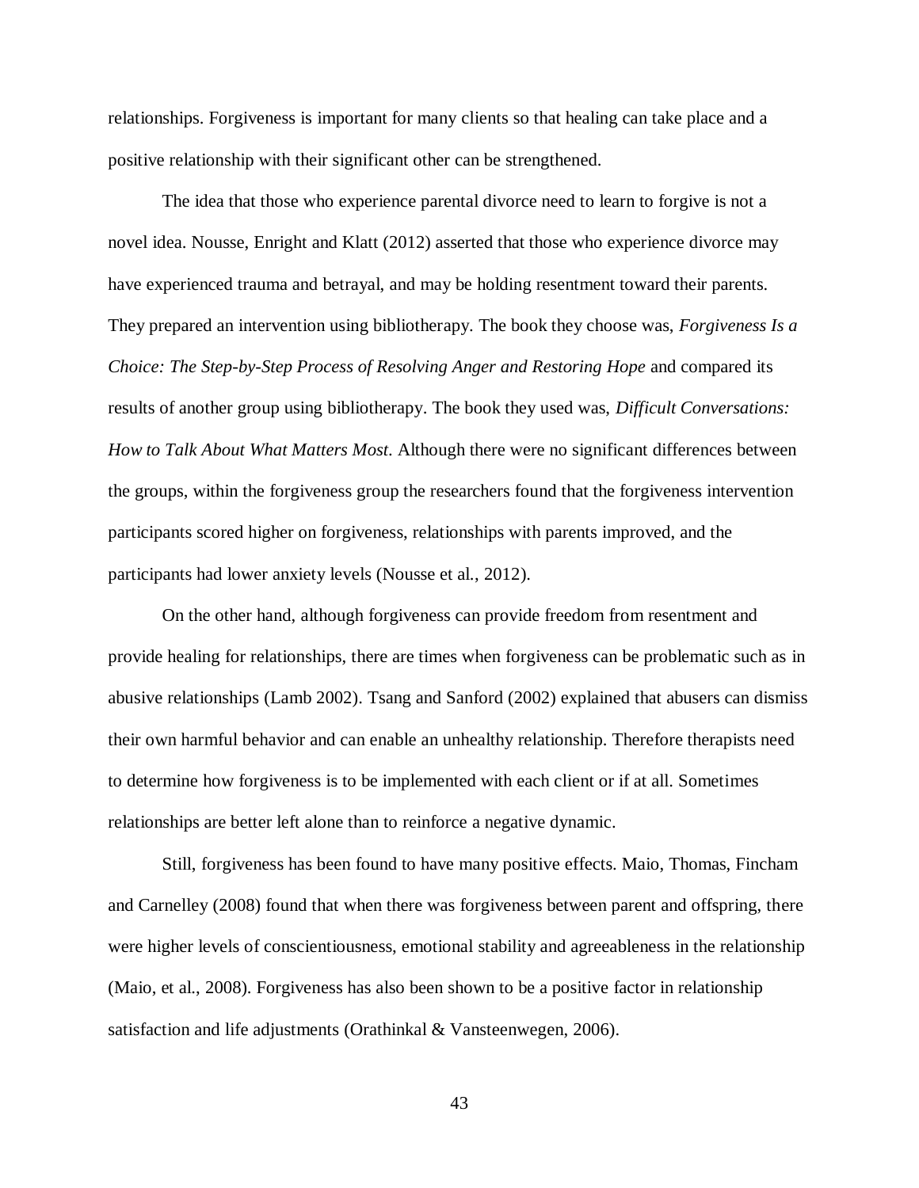relationships. Forgiveness is important for many clients so that healing can take place and a positive relationship with their significant other can be strengthened.

The idea that those who experience parental divorce need to learn to forgive is not a novel idea. Nousse, Enright and Klatt (2012) asserted that those who experience divorce may have experienced trauma and betrayal, and may be holding resentment toward their parents. They prepared an intervention using bibliotherapy. The book they choose was, *Forgiveness Is a Choice: The Step-by-Step Process of Resolving Anger and Restoring Hope* and compared its results of another group using bibliotherapy. The book they used was, *Difficult Conversations: How to Talk About What Matters Most*. Although there were no significant differences between the groups, within the forgiveness group the researchers found that the forgiveness intervention participants scored higher on forgiveness, relationships with parents improved, and the participants had lower anxiety levels (Nousse et al., 2012).

On the other hand, although forgiveness can provide freedom from resentment and provide healing for relationships, there are times when forgiveness can be problematic such as in abusive relationships (Lamb 2002). Tsang and Sanford (2002) explained that abusers can dismiss their own harmful behavior and can enable an unhealthy relationship. Therefore therapists need to determine how forgiveness is to be implemented with each client or if at all. Sometimes relationships are better left alone than to reinforce a negative dynamic.

Still, forgiveness has been found to have many positive effects. Maio, Thomas, Fincham and Carnelley (2008) found that when there was forgiveness between parent and offspring, there were higher levels of conscientiousness, emotional stability and agreeableness in the relationship (Maio, et al., 2008). Forgiveness has also been shown to be a positive factor in relationship satisfaction and life adjustments (Orathinkal & Vansteenwegen, 2006).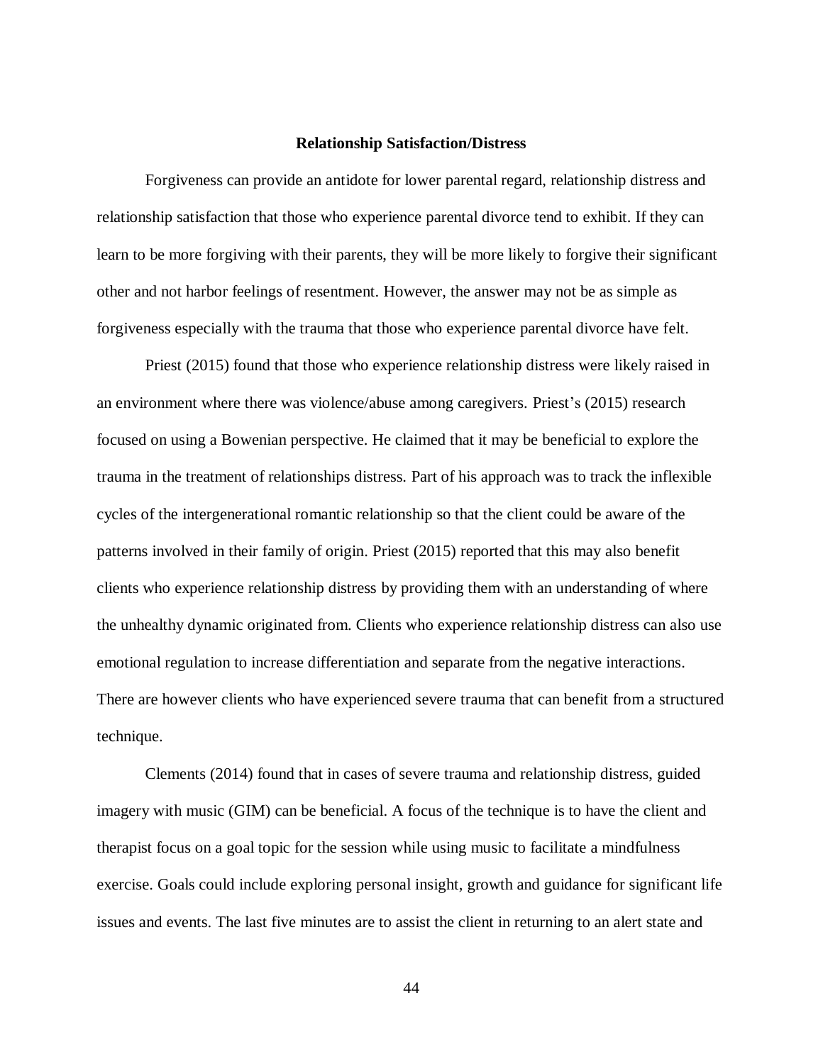## Relationship Satisfaction/Distress

Forgiveness can provide an antidote for lower parental regard, relationship distress and relationship satisfaction that those who experience parental divorce tend to exhibit. If they can learn to be more forgiving with their parents, they will be more likely to forgive their significant other and not harbor feelings of resentment. However, the answer may not be as simple as forgiveness especially with the trauma that those who experience parental divorce have felt.

Priest (2015) found that those who experience relationship distress were likely raised in an environment where there was violence/abuse among caregivers. Priest's (2015) research focused on using a Bowenian perspective. He claimed that it may be beneficial to explore the trauma in the treatment of relationships distress. Part of his approach was to track the inflexible cycles of the intergenerational romantic relationship so that the client could be aware of the patterns involved in their family of origin. Priest (2015) reported that this may also benefit clients who experience relationship distress by providing them with an understanding of where the unhealthy dynamic originated from. Clients who experience relationship distress can also use emotional regulation to increase differentiation and separate from the negative interactions. There are however clients who have experienced severe trauma that can benefit from a structured technique.

Clements (2014) found that in cases of severe trauma and relationship distress, guided imagery with music (GIM) can be beneficial. A focus of the technique is to have the client and therapist focus on a goal topic for the session while using music to facilitate a mindfulness exercise. Goals could include exploring personal insight, growth and guidance for significant life issues and events. The last five minutes are to assist the client in returning to an alert state and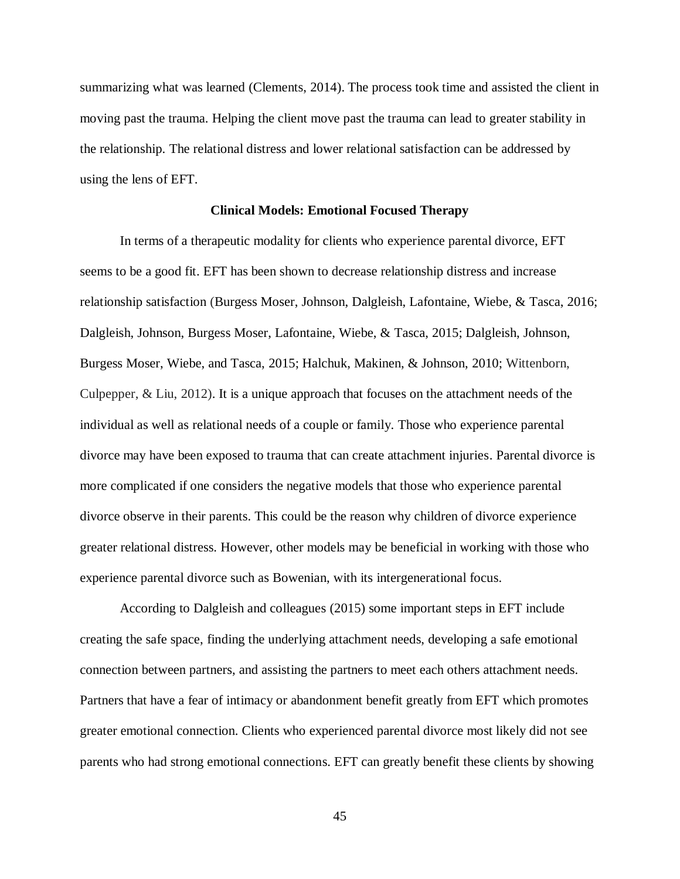summarizing what was learned (Clements, 2014). The process took time and assisted the client in moving past the trauma. Helping the client move past the trauma can lead to greater stability in the relationship. The relational distress and lower relational satisfaction can be addressed by using the lens of EFT.

## Clinical Models: Emotional Focused Therapy

In terms of a therapeutic modality for clients who experience parental divorce, EFT seems to be a good fit. EFT has been shown to decrease relationship distress and increase relationship satisfaction (Burgess Moser, Johnson, Dalgleish, Lafontaine, Wiebe, & Tasca, 2016; Dalgleish, Johnson, Burgess Moser, Lafontaine, Wiebe, & Tasca, 2015; Dalgleish, Johnson, Burgess Moser, Wiebe, and Tasca, 2015; Halchuk, Makinen, & Johnson, 2010; Wittenborn, Culpepper, & Liu, 2012). It is a unique approach that focuses on the attachment needs of the individual as well as relational needs of a couple or family. Those who experience parental divorce may have been exposed to trauma that can create attachment injuries. Parental divorce is more complicated if one considers the negative models that those who experience parental divorce observe in their parents. This could be the reason why children of divorce experience greater relational distress. However, other models may be beneficial in working with those who experience parental divorce such as Bowenian, with its intergenerational focus.

According to Dalgleish and colleagues (2015) some important steps in EFT include creating the safe space, finding the underlying attachment needs, developing a safe emotional connection between partners, and assisting the partners to meet each others attachment needs. Partners that have a fear of intimacy or abandonment benefit greatly from EFT which promotes greater emotional connection. Clients who experienced parental divorce most likely did not see parents who had strong emotional connections. EFT can greatly benefit these clients by showing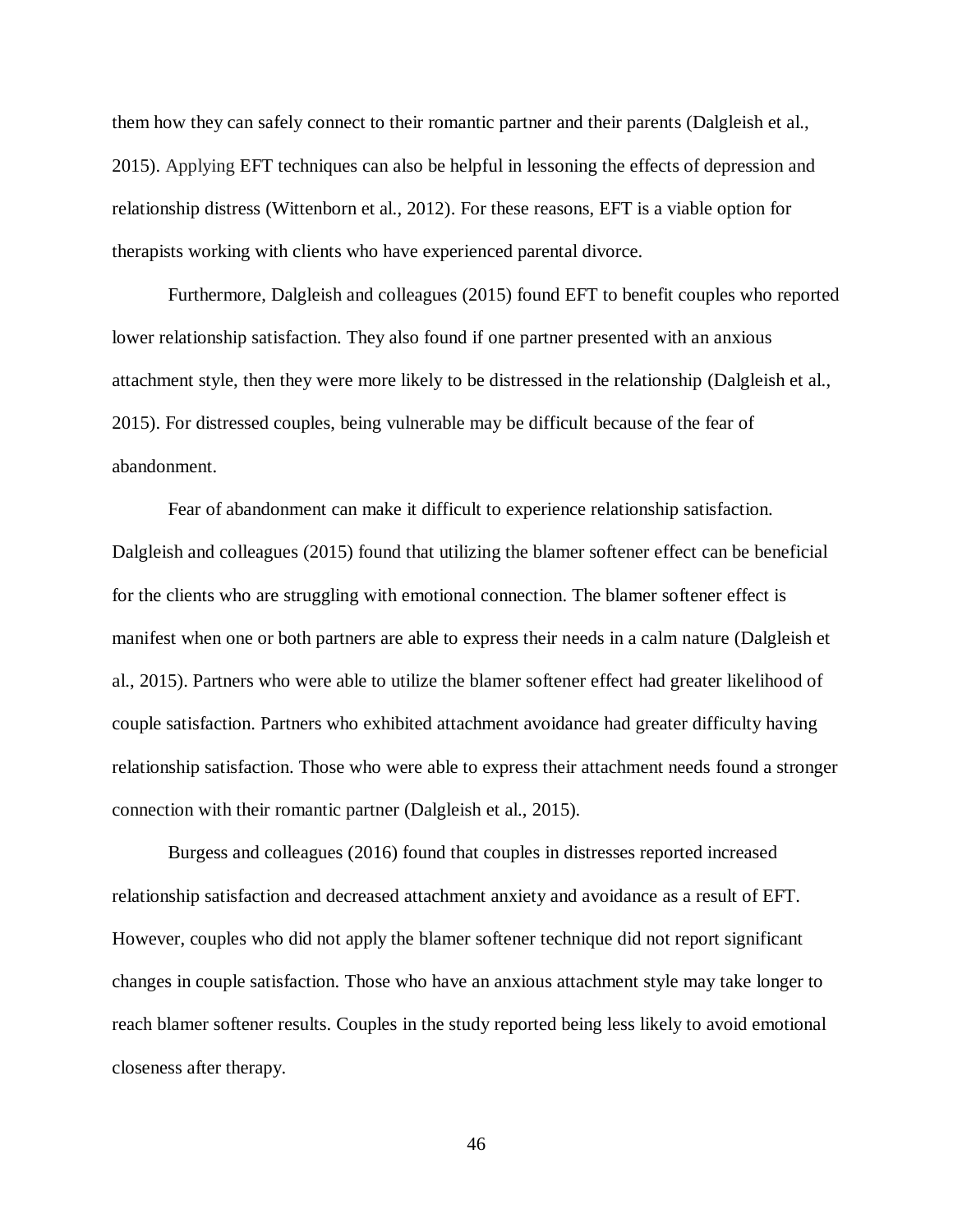them how they can safely connect to their romantic partner and their parents (Dalgleish et al., 2015). Applying EFT techniques can also be helpful in lessoning the effects of depression and relationship distress (Wittenborn et al., 2012). For these reasons, EFT is a viable option for therapists working with clients who have experienced parental divorce.

Furthermore, Dalgleish and colleagues (2015) found EFT to benefit couples who reported lower relationship satisfaction. They also found if one partner presented with an anxious attachment style, then they were more likely to be distressed in the relationship (Dalgleish et al., 2015). For distressed couples, being vulnerable may be difficult because of the fear of abandonment.

Fear of abandonment can make it difficult to experience relationship satisfaction. Dalgleish and colleagues (2015) found that utilizing the blamer softener effect can be beneficial for the clients who are struggling with emotional connection. The blamer softener effect is manifest when one or both partners are able to express their needs in a calm nature (Dalgleish et al., 2015). Partners who were able to utilize the blamer softener effect had greater likelihood of couple satisfaction. Partners who exhibited attachment avoidance had greater difficulty having relationship satisfaction. Those who were able to express their attachment needs found a stronger connection with their romantic partner (Dalgleish et al., 2015).

Burgess and colleagues (2016) found that couples in distresses reported increased relationship satisfaction and decreased attachment anxiety and avoidance as a result of EFT. However, couples who did not apply the blamer softener technique did not report significant changes in couple satisfaction. Those who have an anxious attachment style may take longer to reach blamer softener results. Couples in the study reported being less likely to avoid emotional closeness after therapy.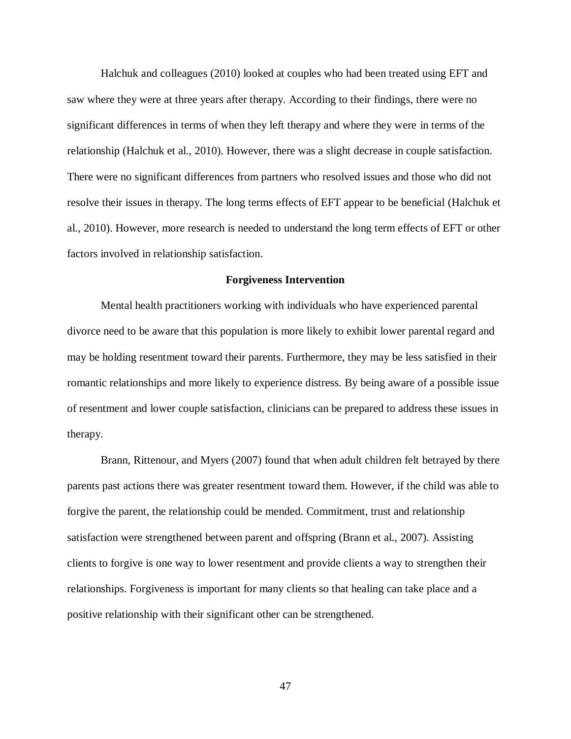Halchuk and colleagues (2010) looked at couples who had been treated using EFT and saw where they were at three years after therapy. According to their findings, there were no significant differences in terms of when they left therapy and where they were in terms of the relationship (Halchuk et al., 2010). However, there was a slight decrease in couple satisfaction. There were no significant differences from partners who resolved issues and those who did not resolve their issues in therapy. The long terms effects of EFT appear to be beneficial (Halchuk et al., 2010). However, more research is needed to understand the long term effects of EFT or other factors involved in relationship satisfaction.

## Forgiveness Intervention

Mental health practitioners working with individuals who have experienced parental divorce need to be aware that this population is more likely to exhibit lower parental regard and may be holding resentment toward their parents. Furthermore, they may be less satisfied in their romantic relationships and more likely to experience distress. By being aware of a possible issue of resentment and lower couple satisfaction, clinicians can be prepared to address these issues in therapy.

Brann, Rittenour, and Myers (2007) found that when adult children felt betrayed by there parents past actions there was greater resentment toward them. However, if the child was able to forgive the parent, the relationship could be mended. Commitment, trust and relationship satisfaction were strengthened between parent and offspring (Brann et al., 2007). Assisting clients to forgive is one way to lower resentment and provide clients a way to strengthen their relationships. Forgiveness is important for many clients so that healing can take place and a positive relationship with their significant other can be strengthened.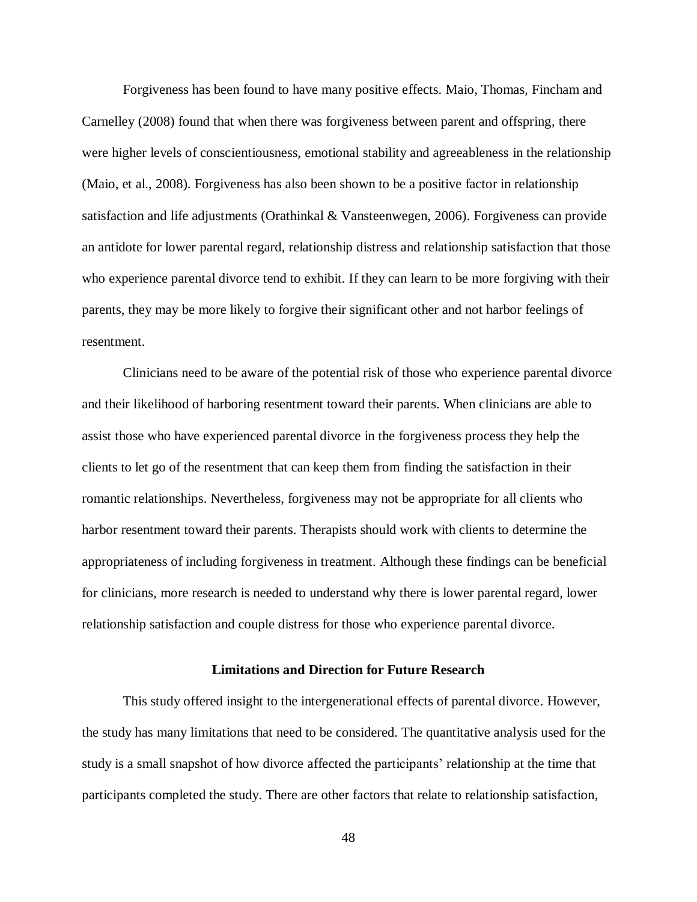Forgiveness has been found to have many positive effects. Maio, Thomas, Fincham and Carnelley (2008) found that when there was forgiveness between parent and offspring, there were higher levels of conscientiousness, emotional stability and agreeableness in the relationship (Maio, et al., 2008). Forgiveness has also been shown to be a positive factor in relationship satisfaction and life adjustments (Orathinkal & Vansteenwegen, 2006). Forgiveness can provide an antidote for lower parental regard, relationship distress and relationship satisfaction that those who experience parental divorce tend to exhibit. If they can learn to be more forgiving with their parents, they may be more likely to forgive their significant other and not harbor feelings of resentment.

Clinicians need to be aware of the potential risk of those who experience parental divorce and their likelihood of harboring resentment toward their parents. When clinicians are able to assist those who have experienced parental divorce in the forgiveness process they help the clients to let go of the resentment that can keep them from finding the satisfaction in their romantic relationships. Nevertheless, forgiveness may not be appropriate for all clients who harbor resentment toward their parents. Therapists should work with clients to determine the appropriateness of including forgiveness in treatment. Although these findings can be beneficial for clinicians, more research is needed to understand why there is lower parental regard, lower relationship satisfaction and couple distress for those who experience parental divorce.

## Limitations and Direction for Future Research

This study offered insight to the intergenerational effects of parental divorce. However, the study has many limitations that need to be considered. The quantitative analysis used for the study is a small snapshot of how divorce affected the participants' relationship at the time that participants completed the study. There are other factors that relate to relationship satisfaction,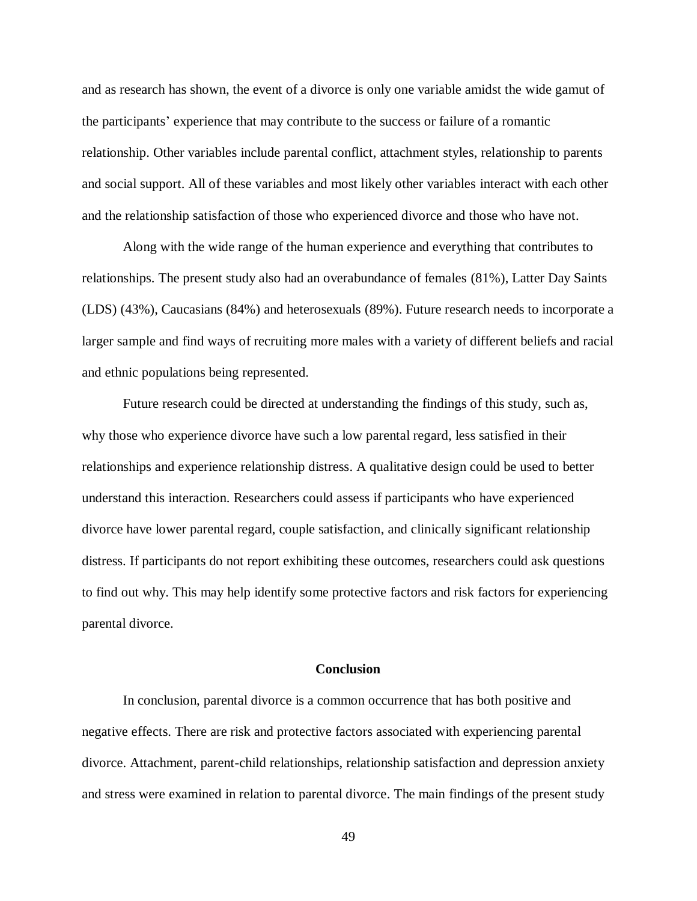and as research has shown, the event of a divorce is only one variable amidst the wide gamut of the participants' experience that may contribute to the success or failure of a romantic relationship. Other variables include parental conflict, attachment styles, relationship to parents and social support. All of these variables and most likely other variables interact with each other and the relationship satisfaction of those who experienced divorce and those who have not.

Along with the wide range of the human experience and everything that contributes to relationships. The present study also had an overabundance of females (81%), Latter Day Saints (LDS) (43%), Caucasians (84%) and heterosexuals (89%). Future research needs to incorporate a larger sample and find ways of recruiting more males with a variety of different beliefs and racial and ethnic populations being represented.

Future research could be directed at understanding the findings of this study, such as, why those who experience divorce have such a low parental regard, less satisfied in their relationships and experience relationship distress. A qualitative design could be used to better understand this interaction. Researchers could assess if participants who have experienced divorce have lower parental regard, couple satisfaction, and clinically significant relationship distress. If participants do not report exhibiting these outcomes, researchers could ask questions to find out why. This may help identify some protective factors and risk factors for experiencing parental divorce.

## Conclusion

In conclusion, parental divorce is a common occurrence that has both positive and negative effects. There are risk and protective factors associated with experiencing parental divorce. Attachment, parent-child relationships, relationship satisfaction and depression anxiety and stress were examined in relation to parental divorce. The main findings of the present study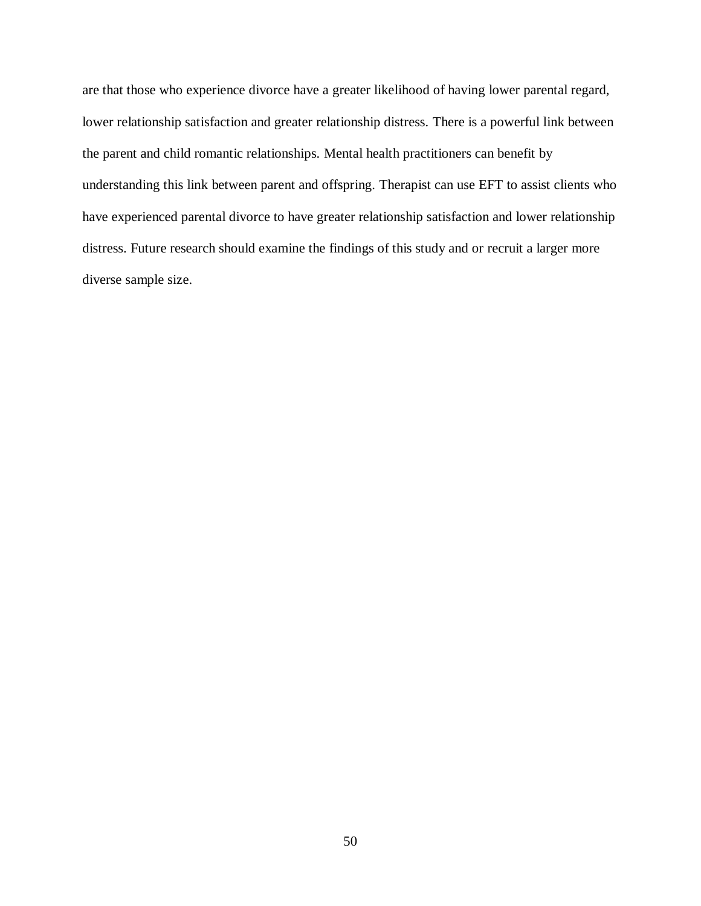are that those who experience divorce have a greater likelihood of having lower parental regard, lower relationship satisfaction and greater relationship distress. There is a powerful link between the parent and child romantic relationships. Mental health practitioners can benefit by understanding this link between parent and offspring. Therapist can use EFT to assist clients who have experienced parental divorce to have greater relationship satisfaction and lower relationship distress. Future research should examine the findings of this study and or recruit a larger more diverse sample size.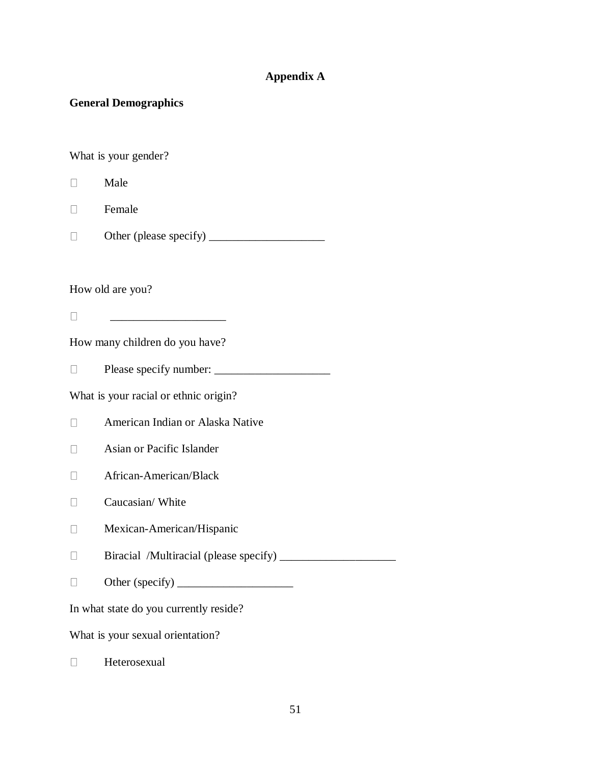# Appendix A

## General Demographics

What is your gender?

- ☐ Male
- ☐ Female
- ☐ Other (please specify) ____________________

How old are you?

- ☐ ____________________

How many children do you have?

- ☐ Please specify number: ____________________

What is your racial or ethnic origin?

- ☐ American Indian or Alaska Native
- ☐ Asian or Pacific Islander
- ☐ African-American/Black
- ☐ Caucasian/ White
- ☐ Mexican-American/Hispanic
- ☐ Biracial /Multiracial (please specify) ____________________
- ☐ Other (specify) ____________________

In what state do you currently reside?

What is your sexual orientation?

- ☐ Heterosexual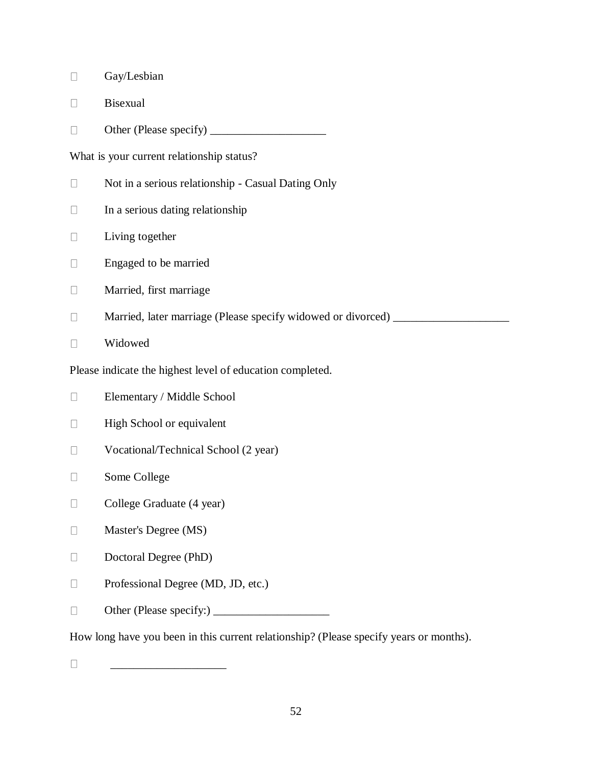- ☐ Gay/Lesbian
- ☐ Bisexual
- ☐ Other (Please specify) ____________________

What is your current relationship status?

- ☐ Not in a serious relationship - Casual Dating Only
- ☐ In a serious dating relationship
- ☐ Living together
- ☐ Engaged to be married
- ☐ Married, first marriage
- ☐ Married, later marriage (Please specify widowed or divorced) ____________________
- ☐ Widowed

Please indicate the highest level of education completed.

- ☐ Elementary / Middle School
- ☐ High School or equivalent
- ☐ Vocational/Technical School (2 year)
- ☐ Some College
- ☐ College Graduate (4 year)
- ☐ Master's Degree (MS)
- ☐ Doctoral Degree (PhD)
- ☐ Professional Degree (MD, JD, etc.)
- ☐ Other (Please specify:) ____________________

How long have you been in this current relationship? (Please specify years or months).

- ☐ ____________________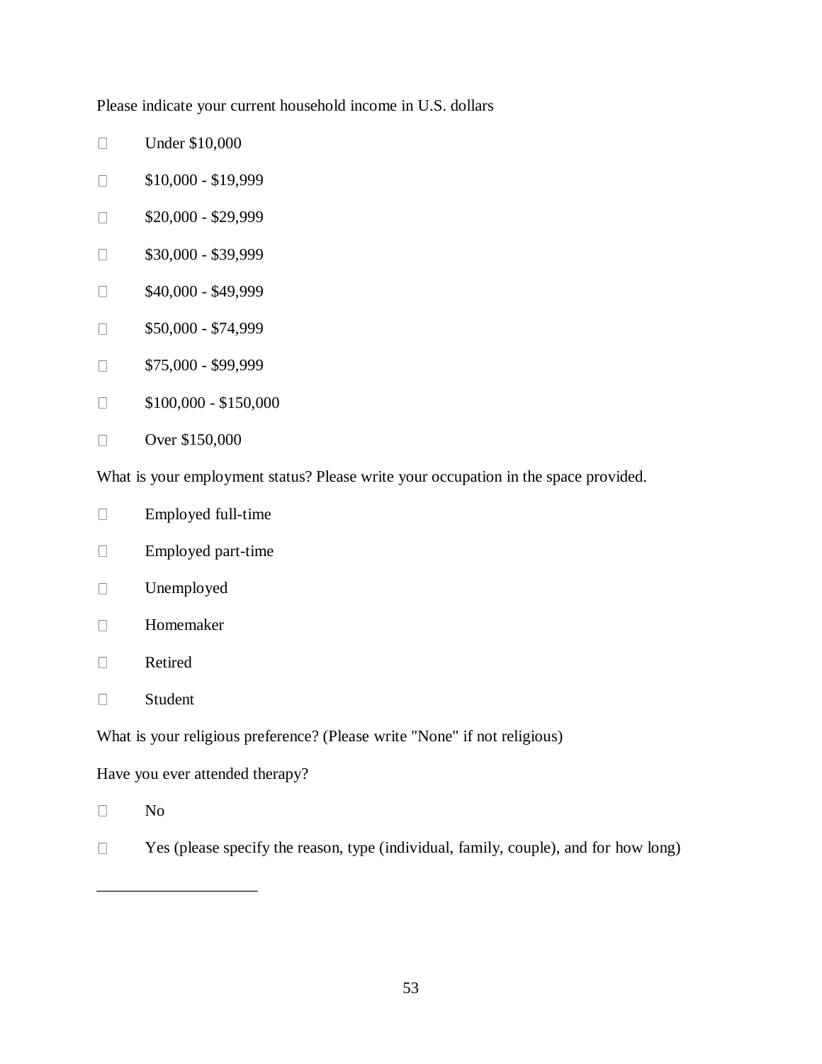Please indicate your current household income in U.S. dollars

- ☐ Under $10,000
- ☐ $10,000 - $19,999
- ☐ $20,000 - $29,999
- ☐ $30,000 - $39,999
- ☐ $40,000 - $49,999
- ☐ $50,000 - $74,999
- ☐ $75,000 - $99,999
- ☐ $100,000 - $150,000
- ☐ Over $150,000

What is your employment status? Please write your occupation in the space provided.

- ☐ Employed full-time
- ☐ Employed part-time
- ☐ Unemployed
- ☐ Homemaker
- ☐ Retired
- ☐ Student

What is your religious preference? (Please write "None" if not religious)

Have you ever attended therapy?

- ☐ No
- ☐ Yes (please specify the reason, type (individual, family, couple), and for how long)

____________________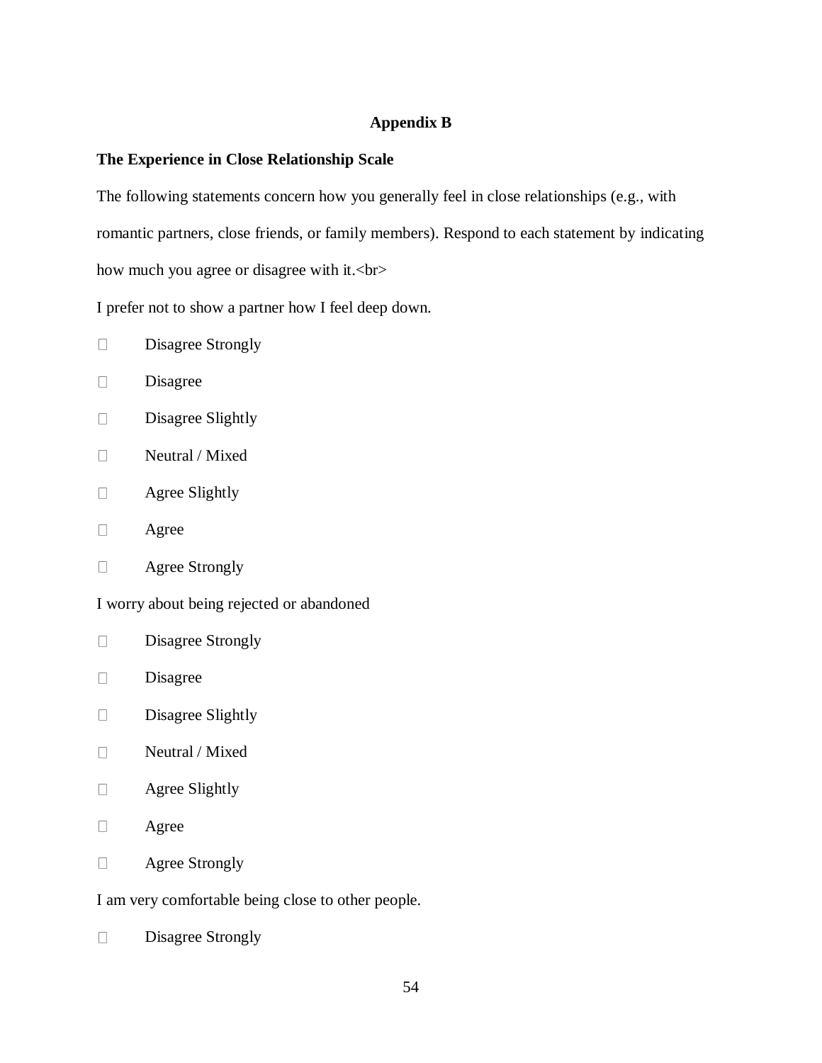**Appendix B**

**The Experience in Close Relationship Scale**

The following statements concern how you generally feel in close relationships (e.g., with romantic partners, close friends, or family members). Respond to each statement by indicating how much you agree or disagree with it.<br>

I prefer not to show a partner how I feel deep down.

- Disagree Strongly
- Disagree
- Disagree Slightly
- Neutral / Mixed
- Agree Slightly
- Agree
- Agree Strongly

I worry about being rejected or abandoned

- Disagree Strongly
- Disagree
- Disagree Slightly
- Neutral / Mixed
- Agree Slightly
- Agree
- Agree Strongly

I am very comfortable being close to other people.

- Disagree Strongly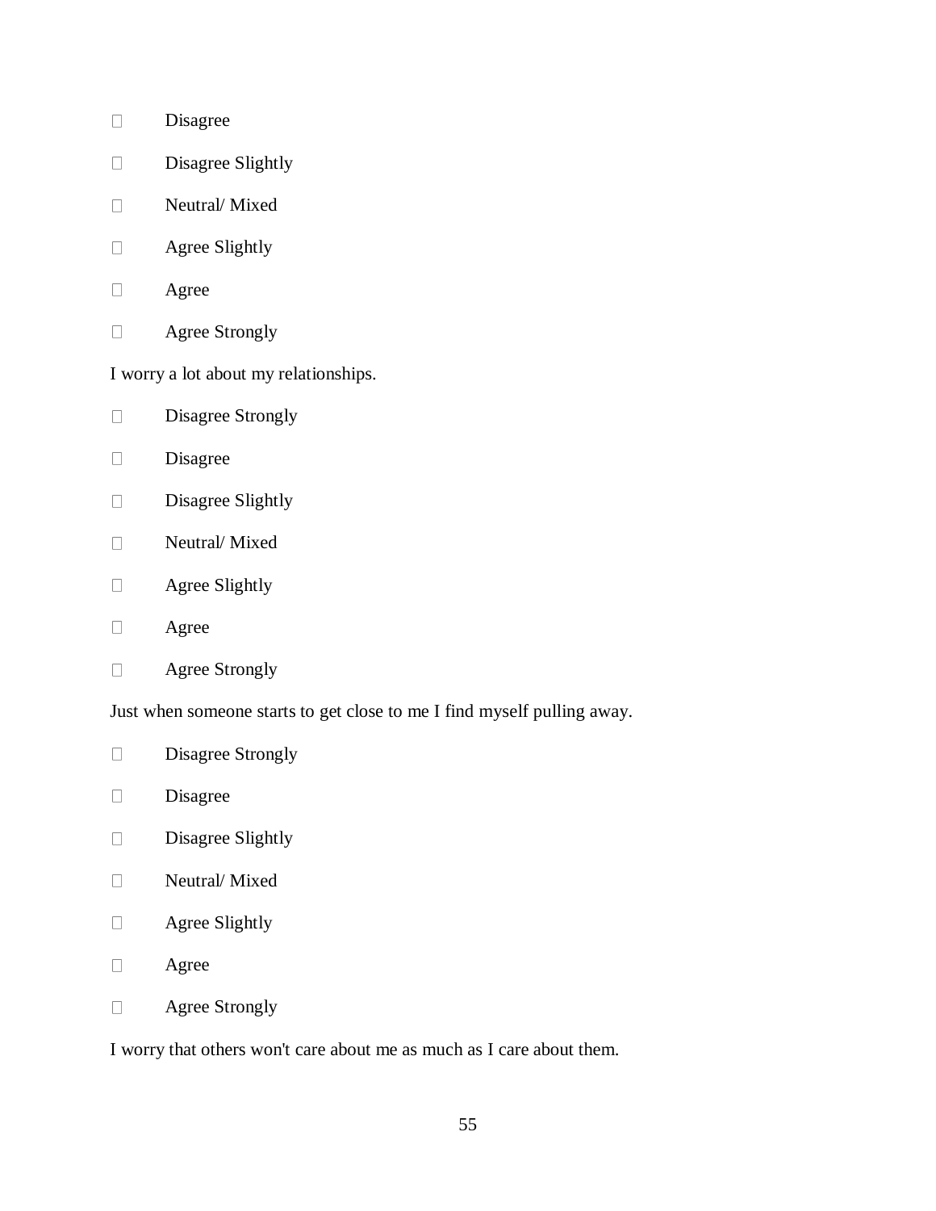- Disagree
- Disagree Slightly
- Neutral/ Mixed
- Agree Slightly
- Agree
- Agree Strongly

I worry a lot about my relationships.

- Disagree Strongly
- Disagree
- Disagree Slightly
- Neutral/ Mixed
- Agree Slightly
- Agree
- Agree Strongly

Just when someone starts to get close to me I find myself pulling away.

- Disagree Strongly
- Disagree
- Disagree Slightly
- Neutral/ Mixed
- Agree Slightly
- Agree
- Agree Strongly

I worry that others won't care about me as much as I care about them.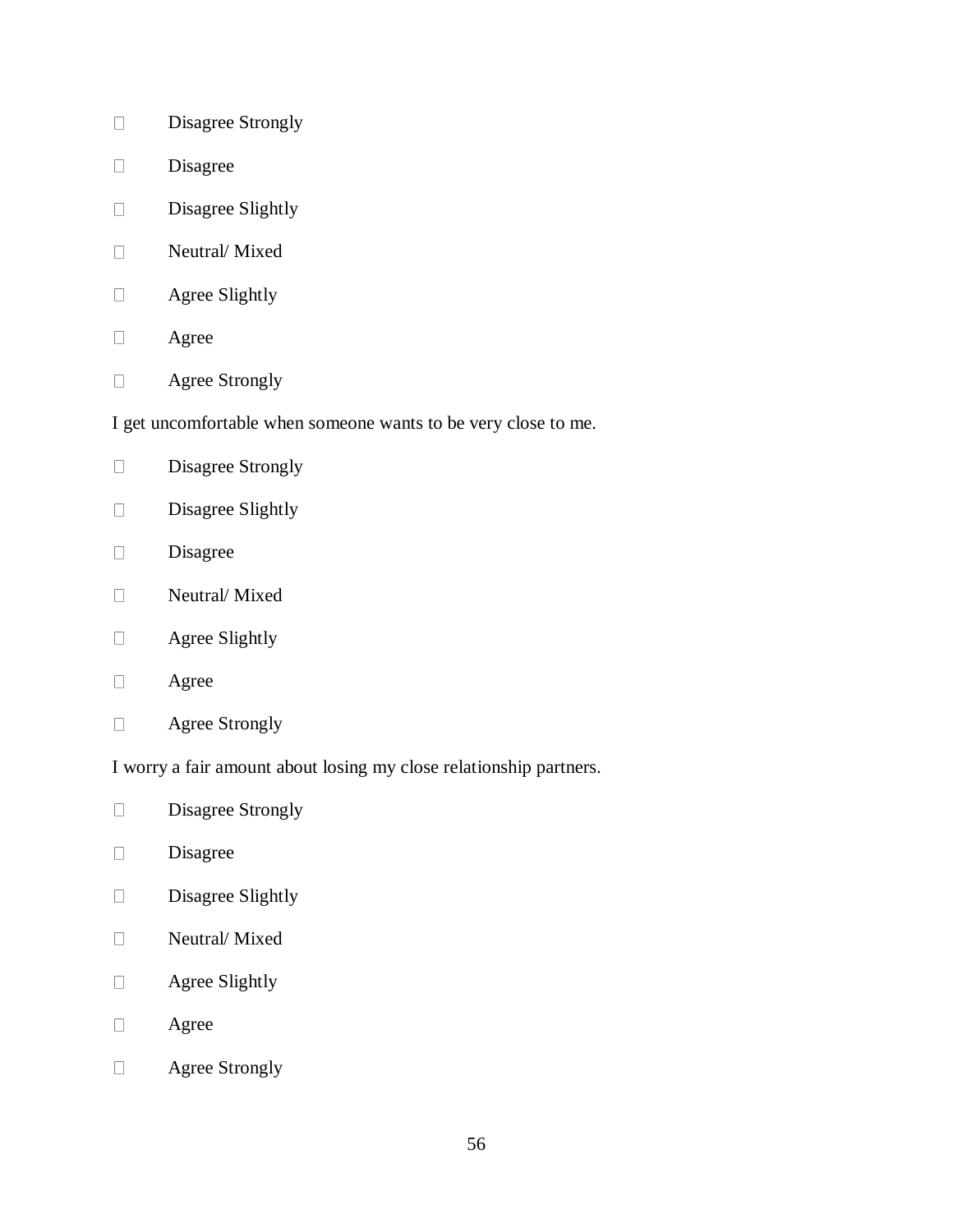- Disagree Strongly
- Disagree
- Disagree Slightly
- Neutral/ Mixed
- Agree Slightly
- Agree
- Agree Strongly

I get uncomfortable when someone wants to be very close to me.

- Disagree Strongly
- Disagree Slightly
- Disagree
- Neutral/ Mixed
- Agree Slightly
- Agree
- Agree Strongly

I worry a fair amount about losing my close relationship partners.

- Disagree Strongly
- Disagree
- Disagree Slightly
- Neutral/ Mixed
- Agree Slightly
- Agree
- Agree Strongly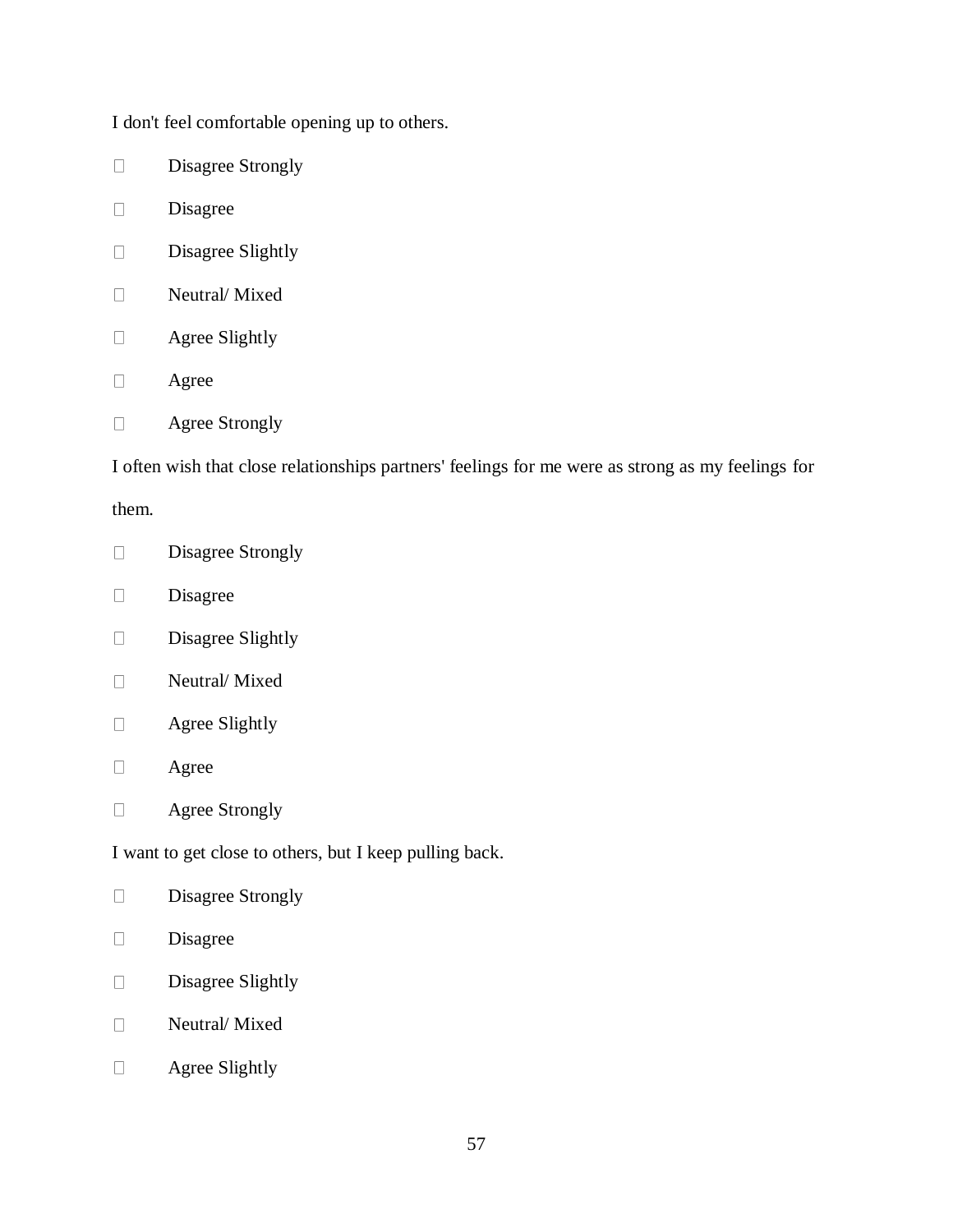I don't feel comfortable opening up to others.

- ☐ Disagree Strongly
- ☐ Disagree
- ☐ Disagree Slightly
- ☐ Neutral/ Mixed
- ☐ Agree Slightly
- ☐ Agree
- ☐ Agree Strongly

I often wish that close relationships partners' feelings for me were as strong as my feelings for them.

- ☐ Disagree Strongly
- ☐ Disagree
- ☐ Disagree Slightly
- ☐ Neutral/ Mixed
- ☐ Agree Slightly
- ☐ Agree
- ☐ Agree Strongly

I want to get close to others, but I keep pulling back.

- ☐ Disagree Strongly
- ☐ Disagree
- ☐ Disagree Slightly
- ☐ Neutral/ Mixed
- ☐ Agree Slightly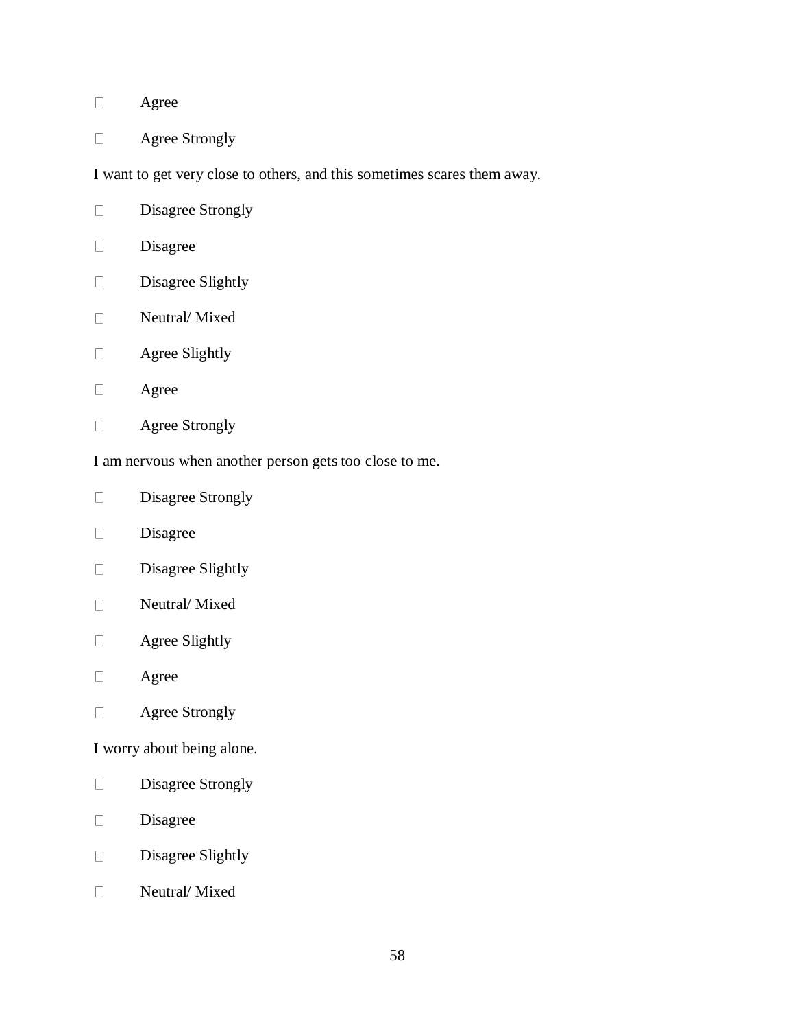- Agree
- Agree Strongly

I want to get very close to others, and this sometimes scares them away.

- Disagree Strongly
- Disagree
- Disagree Slightly
- Neutral/ Mixed
- Agree Slightly
- Agree
- Agree Strongly

I am nervous when another person gets too close to me.

- Disagree Strongly
- Disagree
- Disagree Slightly
- Neutral/ Mixed
- Agree Slightly
- Agree
- Agree Strongly

I worry about being alone.

- Disagree Strongly
- Disagree
- Disagree Slightly
- Neutral/ Mixed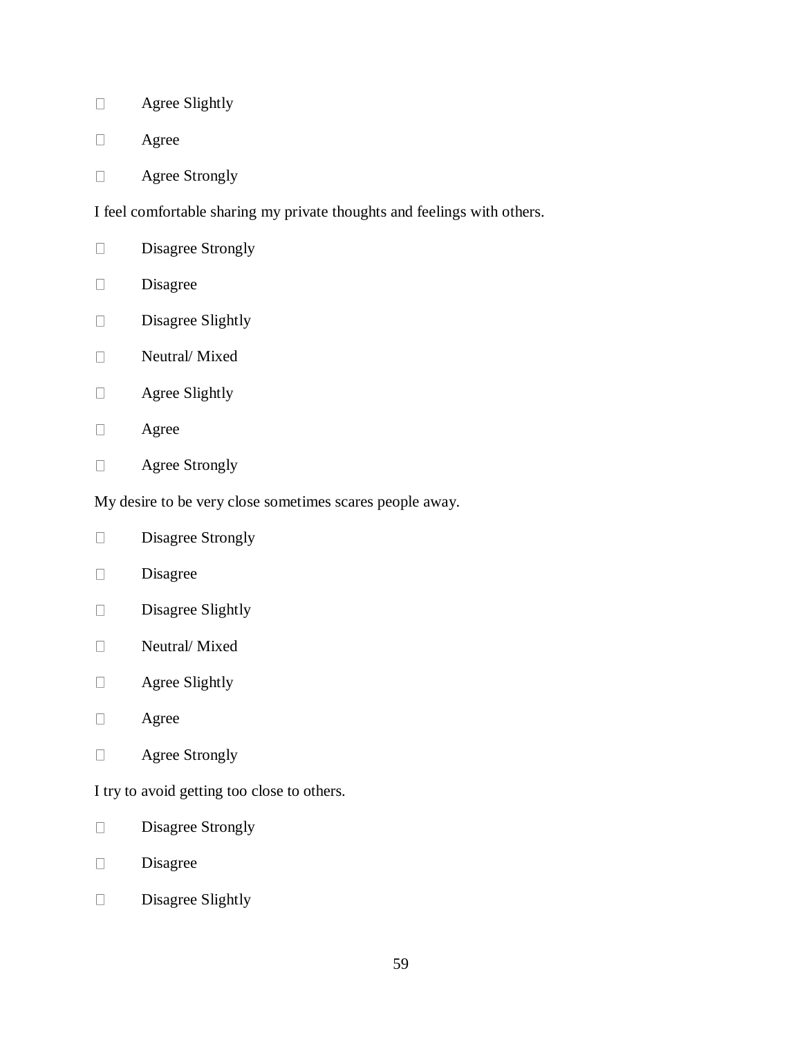- Agree Slightly
- Agree
- Agree Strongly

I feel comfortable sharing my private thoughts and feelings with others.

- Disagree Strongly
- Disagree
- Disagree Slightly
- Neutral/ Mixed
- Agree Slightly
- Agree
- Agree Strongly

My desire to be very close sometimes scares people away.

- Disagree Strongly
- Disagree
- Disagree Slightly
- Neutral/ Mixed
- Agree Slightly
- Agree
- Agree Strongly

I try to avoid getting too close to others.

- Disagree Strongly
- Disagree
- Disagree Slightly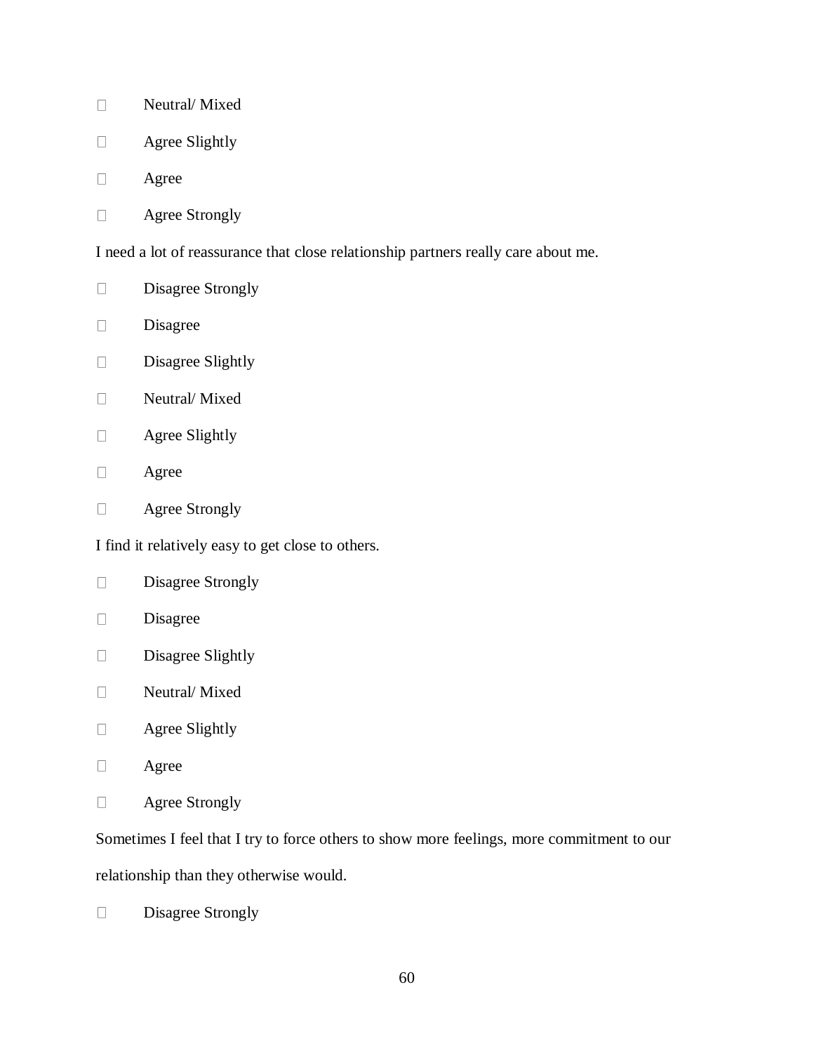- Neutral/ Mixed
- Agree Slightly
- Agree
- Agree Strongly

I need a lot of reassurance that close relationship partners really care about me.

- Disagree Strongly
- Disagree
- Disagree Slightly
- Neutral/ Mixed
- Agree Slightly
- Agree
- Agree Strongly

I find it relatively easy to get close to others.

- Disagree Strongly
- Disagree
- Disagree Slightly
- Neutral/ Mixed
- Agree Slightly
- Agree
- Agree Strongly

Sometimes I feel that I try to force others to show more feelings, more commitment to our relationship than they otherwise would.

- Disagree Strongly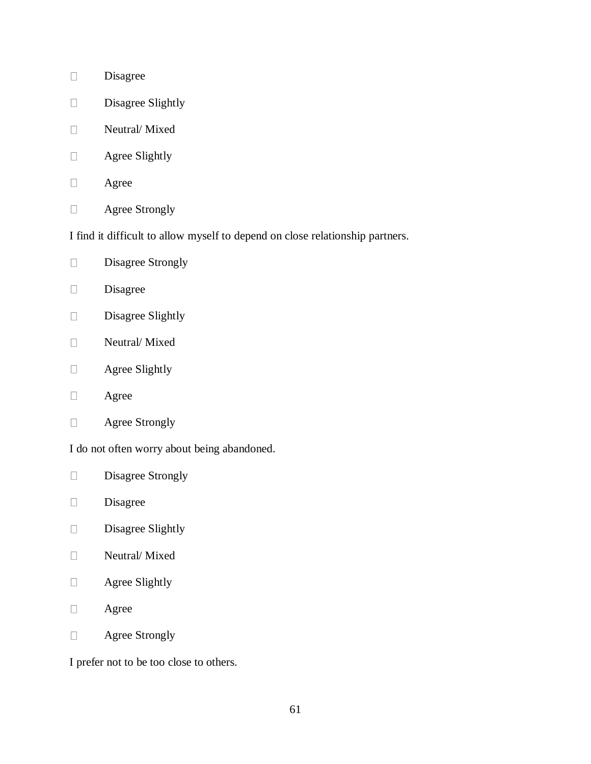- Disagree
- Disagree Slightly
- Neutral/ Mixed
- Agree Slightly
- Agree
- Agree Strongly

I find it difficult to allow myself to depend on close relationship partners.

- Disagree Strongly
- Disagree
- Disagree Slightly
- Neutral/ Mixed
- Agree Slightly
- Agree
- Agree Strongly

I do not often worry about being abandoned.

- Disagree Strongly
- Disagree
- Disagree Slightly
- Neutral/ Mixed
- Agree Slightly
- Agree
- Agree Strongly

I prefer not to be too close to others.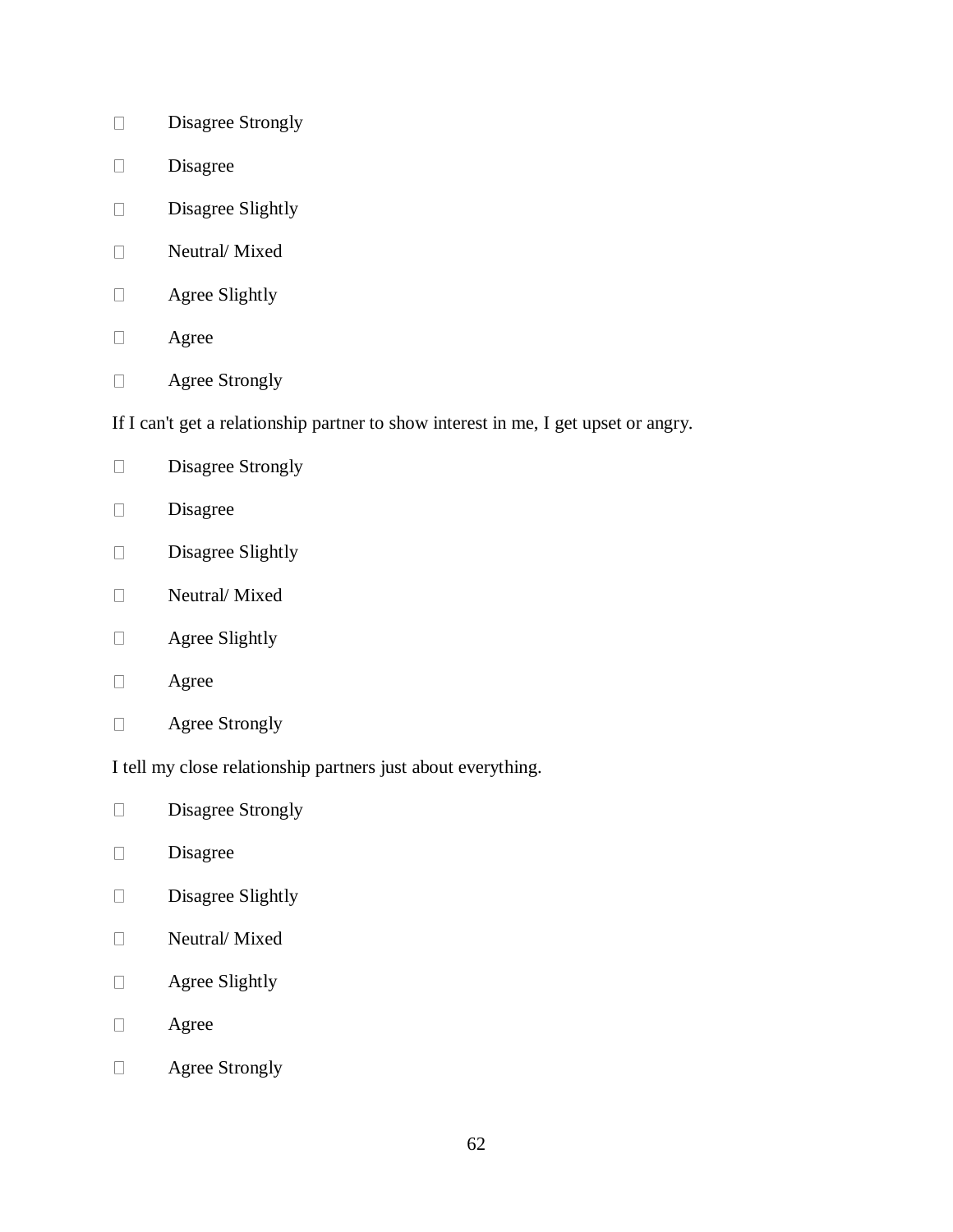- Disagree Strongly
- Disagree
- Disagree Slightly
- Neutral/ Mixed
- Agree Slightly
- Agree
- Agree Strongly

If I can't get a relationship partner to show interest in me, I get upset or angry.

- Disagree Strongly
- Disagree
- Disagree Slightly
- Neutral/ Mixed
- Agree Slightly
- Agree
- Agree Strongly

I tell my close relationship partners just about everything.

- Disagree Strongly
- Disagree
- Disagree Slightly
- Neutral/ Mixed
- Agree Slightly
- Agree
- Agree Strongly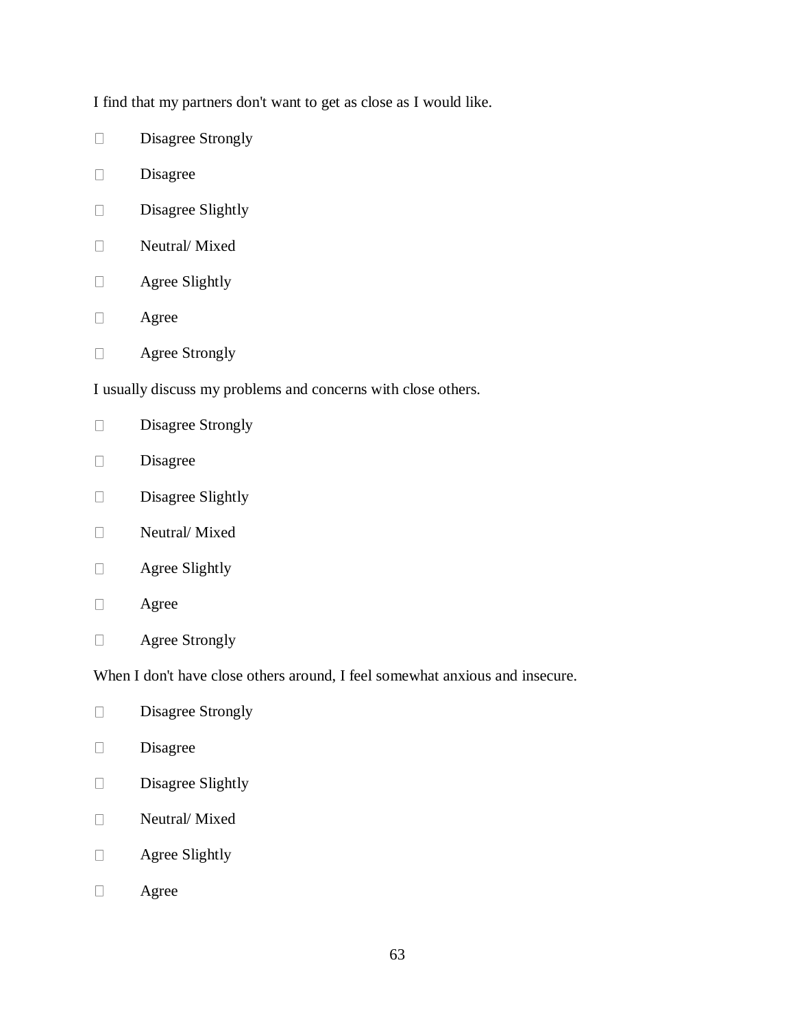I find that my partners don't want to get as close as I would like.

- Disagree Strongly
- Disagree
- Disagree Slightly
- Neutral/ Mixed
- Agree Slightly
- Agree
- Agree Strongly

I usually discuss my problems and concerns with close others.

- Disagree Strongly
- Disagree
- Disagree Slightly
- Neutral/ Mixed
- Agree Slightly
- Agree
- Agree Strongly

When I don't have close others around, I feel somewhat anxious and insecure.

- Disagree Strongly
- Disagree
- Disagree Slightly
- Neutral/ Mixed
- Agree Slightly
- Agree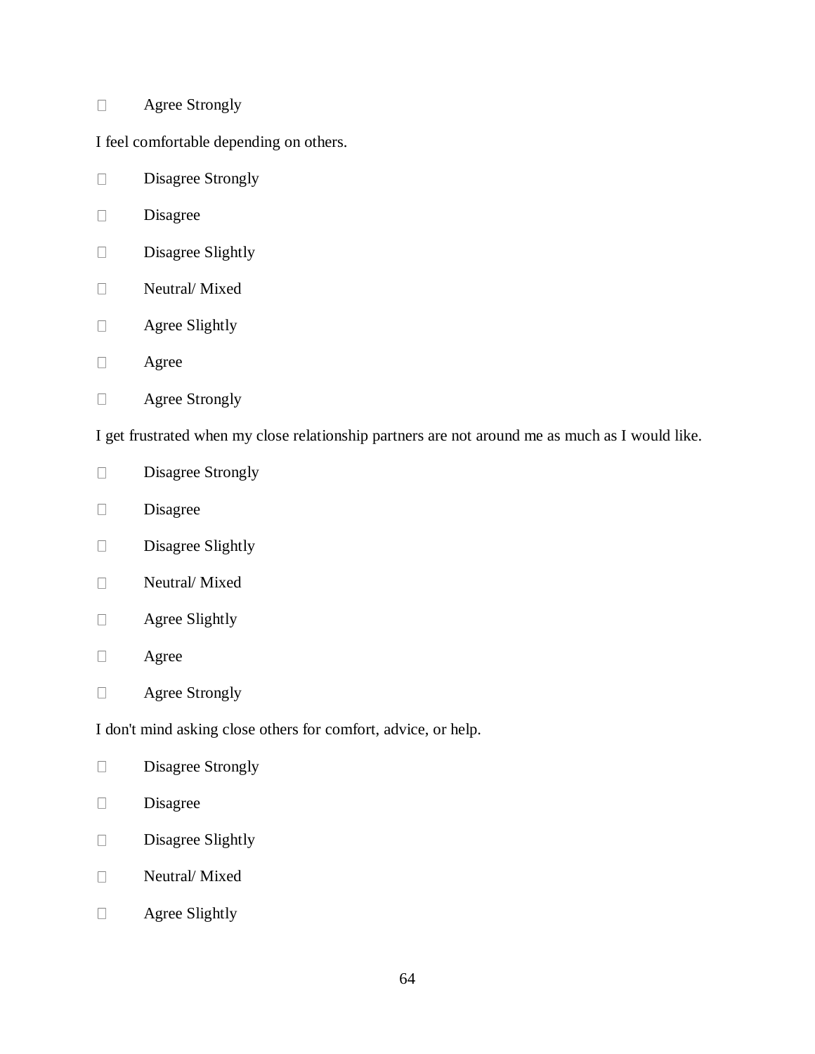- Agree Strongly

I feel comfortable depending on others.

- Disagree Strongly
- Disagree
- Disagree Slightly
- Neutral/ Mixed
- Agree Slightly
- Agree
- Agree Strongly

I get frustrated when my close relationship partners are not around me as much as I would like.

- Disagree Strongly
- Disagree
- Disagree Slightly
- Neutral/ Mixed
- Agree Slightly
- Agree
- Agree Strongly

I don't mind asking close others for comfort, advice, or help.

- Disagree Strongly
- Disagree
- Disagree Slightly
- Neutral/ Mixed
- Agree Slightly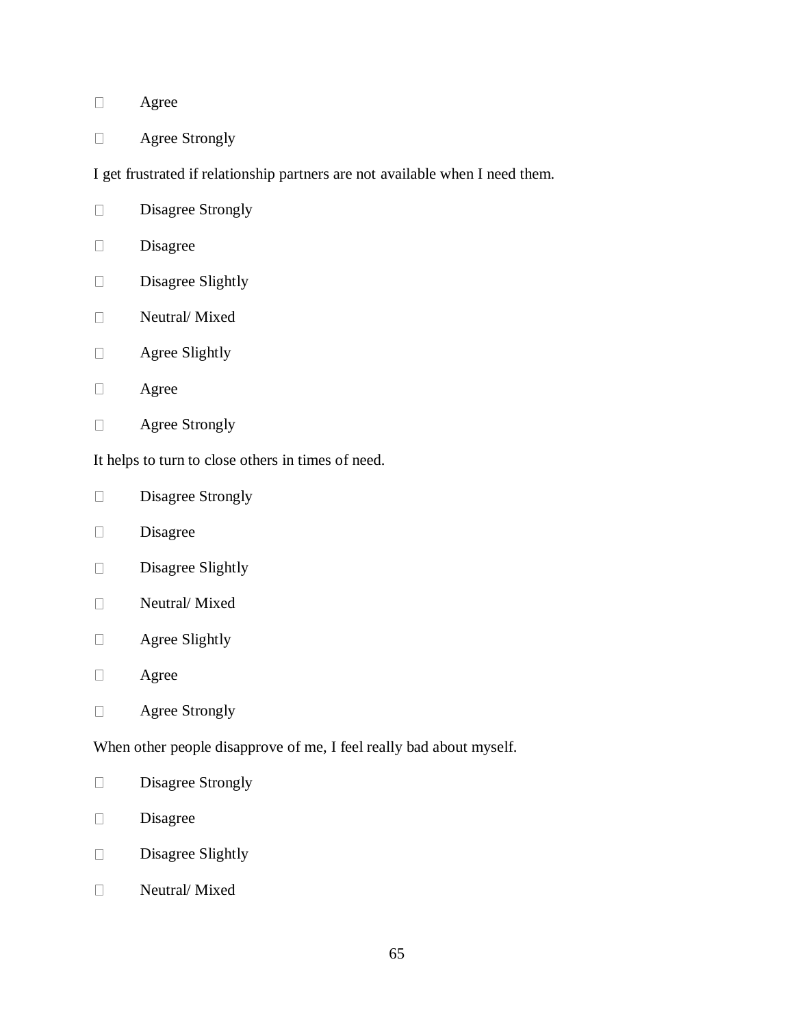- Agree
- Agree Strongly

I get frustrated if relationship partners are not available when I need them.

- Disagree Strongly
- Disagree
- Disagree Slightly
- Neutral/ Mixed
- Agree Slightly
- Agree
- Agree Strongly

It helps to turn to close others in times of need.

- Disagree Strongly
- Disagree
- Disagree Slightly
- Neutral/ Mixed
- Agree Slightly
- Agree
- Agree Strongly

When other people disapprove of me, I feel really bad about myself.

- Disagree Strongly
- Disagree
- Disagree Slightly
- Neutral/ Mixed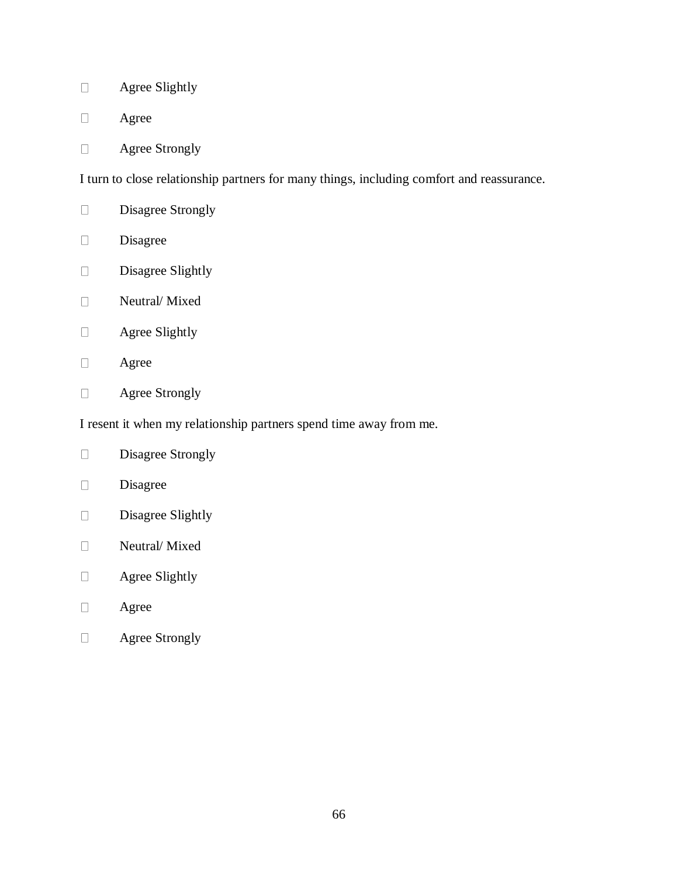- Agree Slightly
- Agree
- Agree Strongly

I turn to close relationship partners for many things, including comfort and reassurance.

- Disagree Strongly
- Disagree
- Disagree Slightly
- Neutral/ Mixed
- Agree Slightly
- Agree
- Agree Strongly

I resent it when my relationship partners spend time away from me.

- Disagree Strongly
- Disagree
- Disagree Slightly
- Neutral/ Mixed
- Agree Slightly
- Agree
- Agree Strongly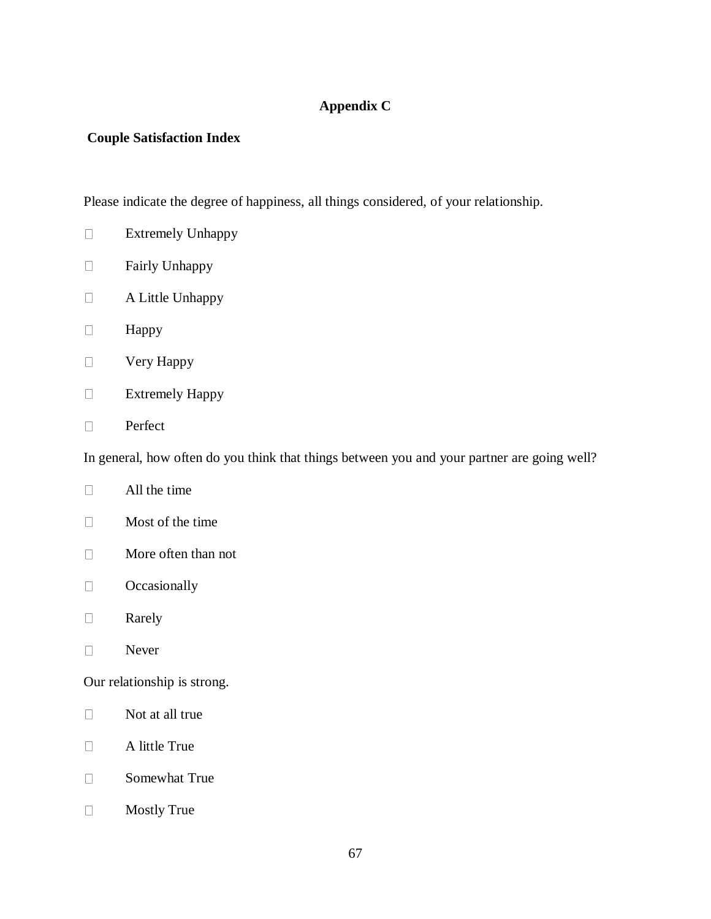**Appendix C**

**Couple Satisfaction Index**

Please indicate the degree of happiness, all things considered, of your relationship.

- ☐ Extremely Unhappy
- ☐ Fairly Unhappy
- ☐ A Little Unhappy
- ☐ Happy
- ☐ Very Happy
- ☐ Extremely Happy
- ☐ Perfect

In general, how often do you think that things between you and your partner are going well?

- ☐ All the time
- ☐ Most of the time
- ☐ More often than not
- ☐ Occasionally
- ☐ Rarely
- ☐ Never

Our relationship is strong.

- ☐ Not at all true
- ☐ A little True
- ☐ Somewhat True
- ☐ Mostly True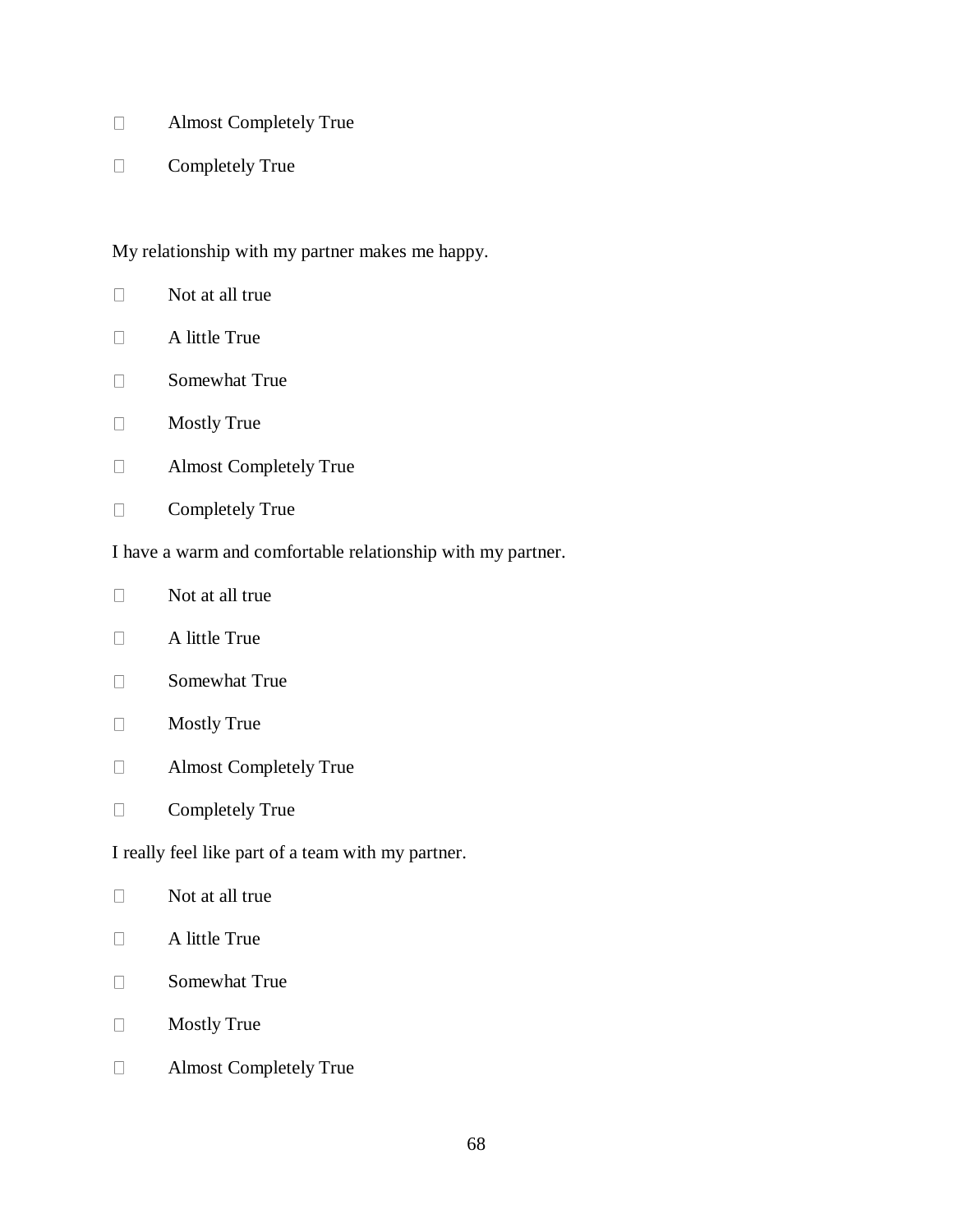- Almost Completely True
- Completely True

My relationship with my partner makes me happy.

- Not at all true
- A little True
- Somewhat True
- Mostly True
- Almost Completely True
- Completely True

I have a warm and comfortable relationship with my partner.

- Not at all true
- A little True
- Somewhat True
- Mostly True
- Almost Completely True
- Completely True

I really feel like part of a team with my partner.

- Not at all true
- A little True
- Somewhat True
- Mostly True
- Almost Completely True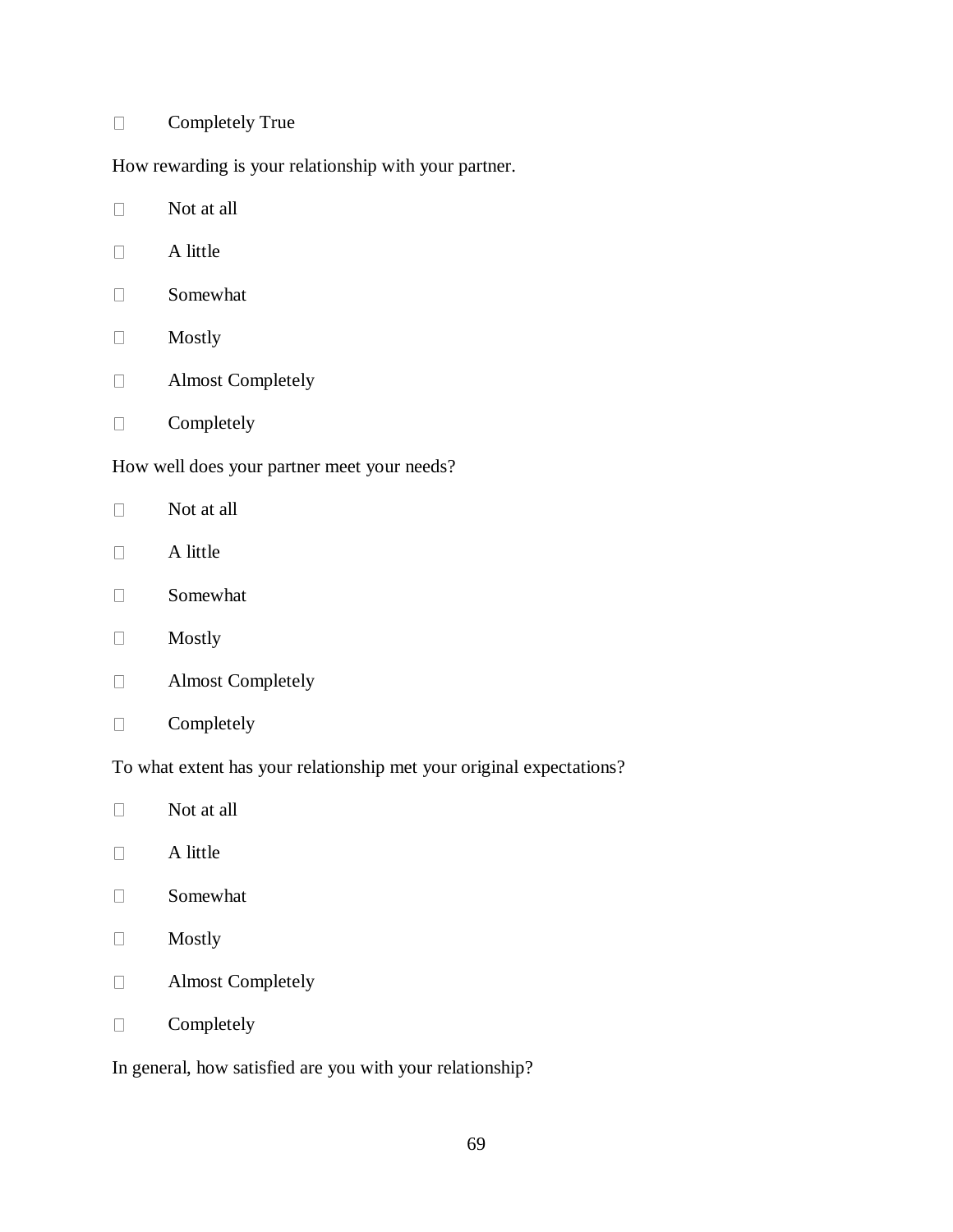- Completely True

How rewarding is your relationship with your partner.

- Not at all
- A little
- Somewhat
- Mostly
- Almost Completely
- Completely

How well does your partner meet your needs?

- Not at all
- A little
- Somewhat
- Mostly
- Almost Completely
- Completely

To what extent has your relationship met your original expectations?

- Not at all
- A little
- Somewhat
- Mostly
- Almost Completely
- Completely

In general, how satisfied are you with your relationship?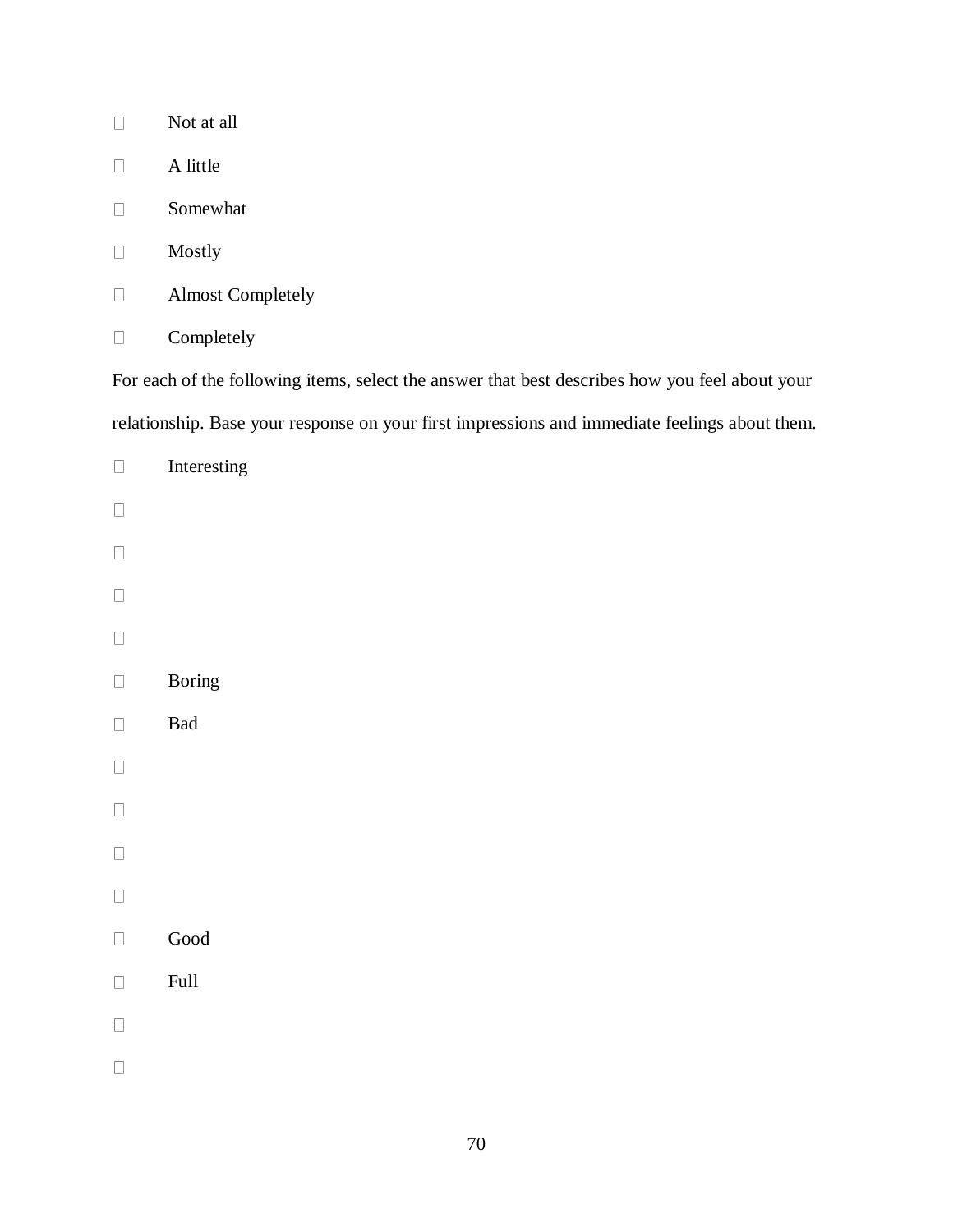- Not at all
- A little
- Somewhat
- Mostly
- Almost Completely
- Completely

For each of the following items, select the answer that best describes how you feel about your relationship. Base your response on your first impressions and immediate feelings about them.

- Interesting
- 
- 
- 
- 
- Boring
- Bad
- 
- 
- 
- 
- Good
- Full
- 
-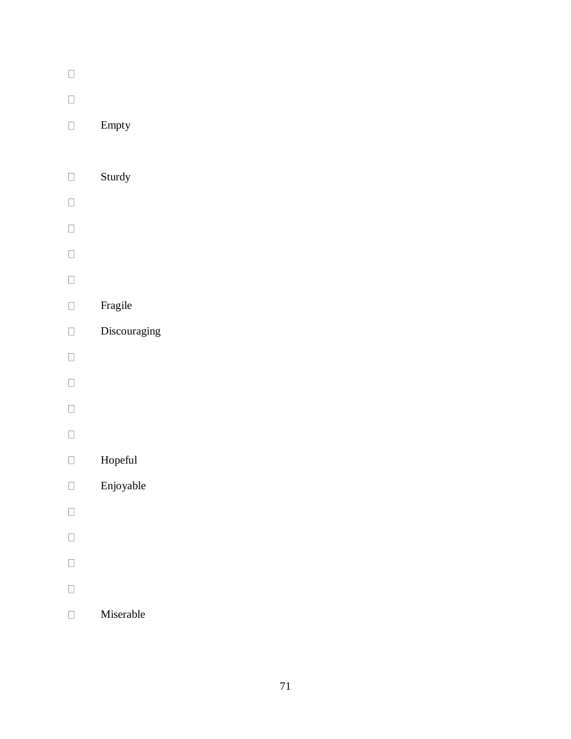- 
- 
- Empty

- Sturdy
- 
- 
- 
- 
- Fragile
- Discouraging
- 
- 
- 
- 
- Hopeful
- Enjoyable
- 
- 
- 
- 
- Miserable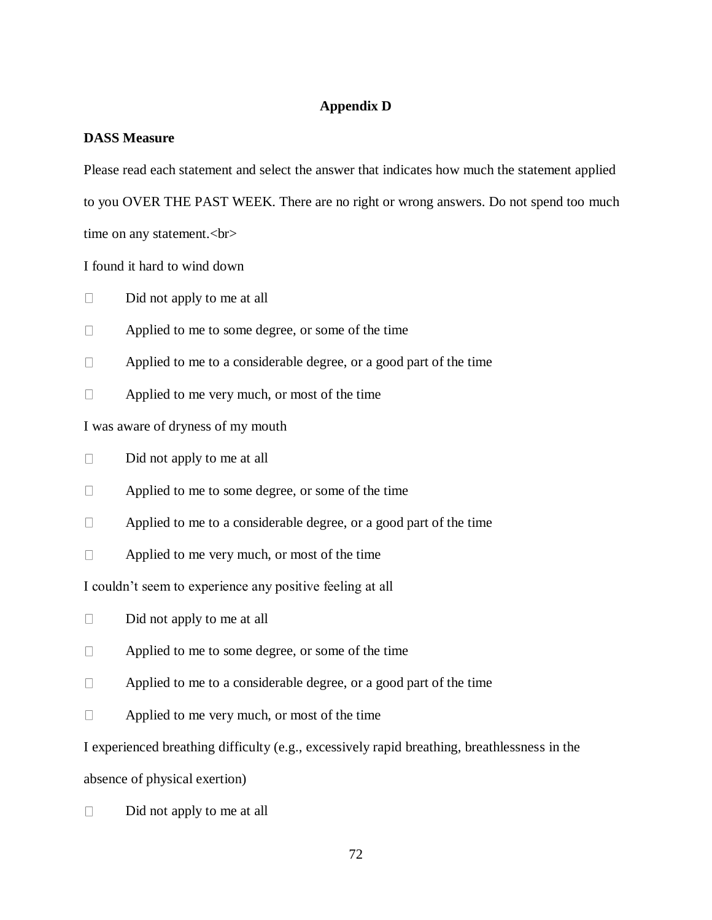## Appendix D

**DASS Measure**

Please read each statement and select the answer that indicates how much the statement applied to you OVER THE PAST WEEK. There are no right or wrong answers. Do not spend too much time on any statement.<br>

I found it hard to wind down

- Did not apply to me at all
- Applied to me to some degree, or some of the time
- Applied to me to a considerable degree, or a good part of the time
- Applied to me very much, or most of the time

I was aware of dryness of my mouth

- Did not apply to me at all
- Applied to me to some degree, or some of the time
- Applied to me to a considerable degree, or a good part of the time
- Applied to me very much, or most of the time

I couldn't seem to experience any positive feeling at all

- Did not apply to me at all
- Applied to me to some degree, or some of the time
- Applied to me to a considerable degree, or a good part of the time
- Applied to me very much, or most of the time

I experienced breathing difficulty (e.g., excessively rapid breathing, breathlessness in the absence of physical exertion)

- Did not apply to me at all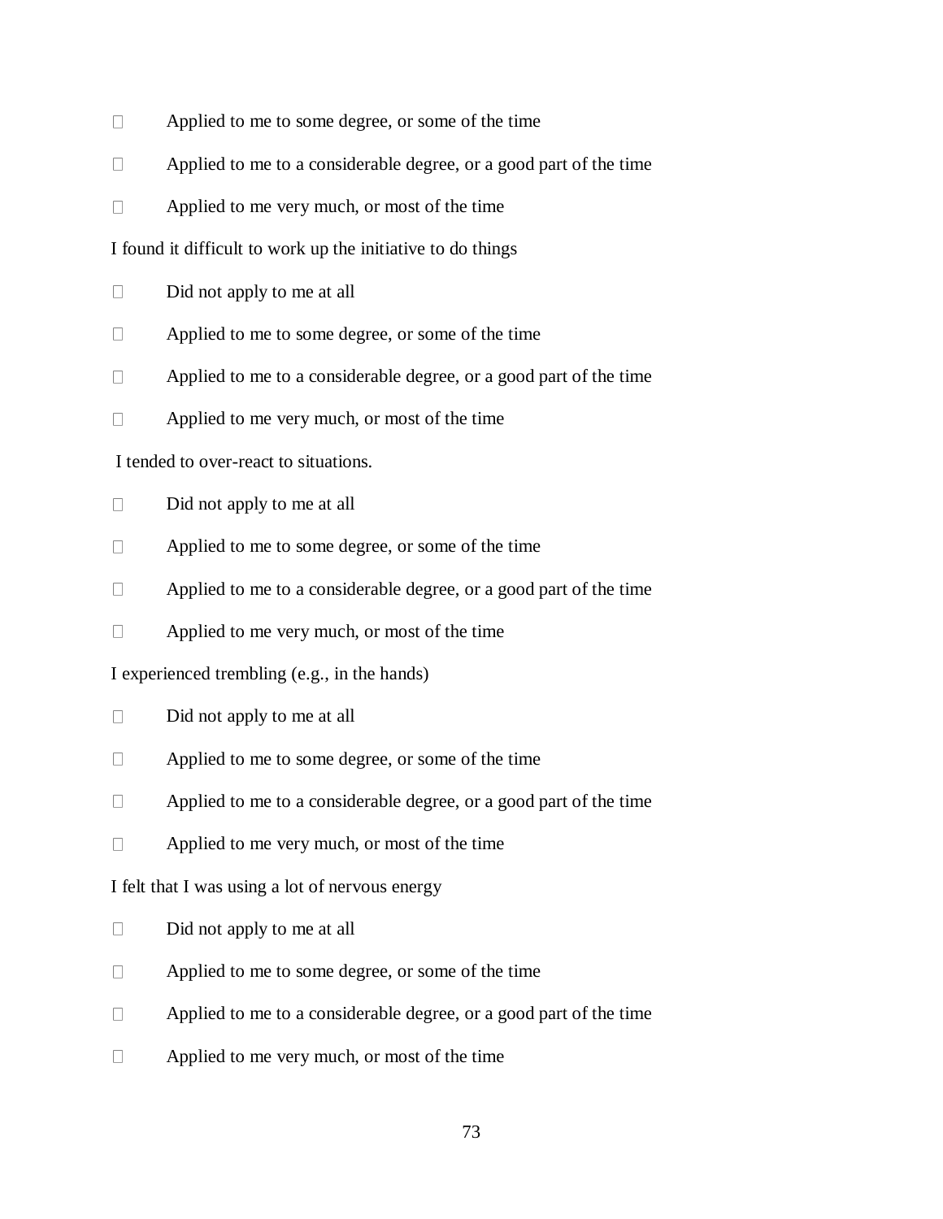- Applied to me to some degree, or some of the time
- Applied to me to a considerable degree, or a good part of the time
- Applied to me very much, or most of the time

I found it difficult to work up the initiative to do things

- Did not apply to me at all
- Applied to me to some degree, or some of the time
- Applied to me to a considerable degree, or a good part of the time
- Applied to me very much, or most of the time

I tended to over-react to situations.

- Did not apply to me at all
- Applied to me to some degree, or some of the time
- Applied to me to a considerable degree, or a good part of the time
- Applied to me very much, or most of the time

I experienced trembling (e.g., in the hands)

- Did not apply to me at all
- Applied to me to some degree, or some of the time
- Applied to me to a considerable degree, or a good part of the time
- Applied to me very much, or most of the time

I felt that I was using a lot of nervous energy

- Did not apply to me at all
- Applied to me to some degree, or some of the time
- Applied to me to a considerable degree, or a good part of the time
- Applied to me very much, or most of the time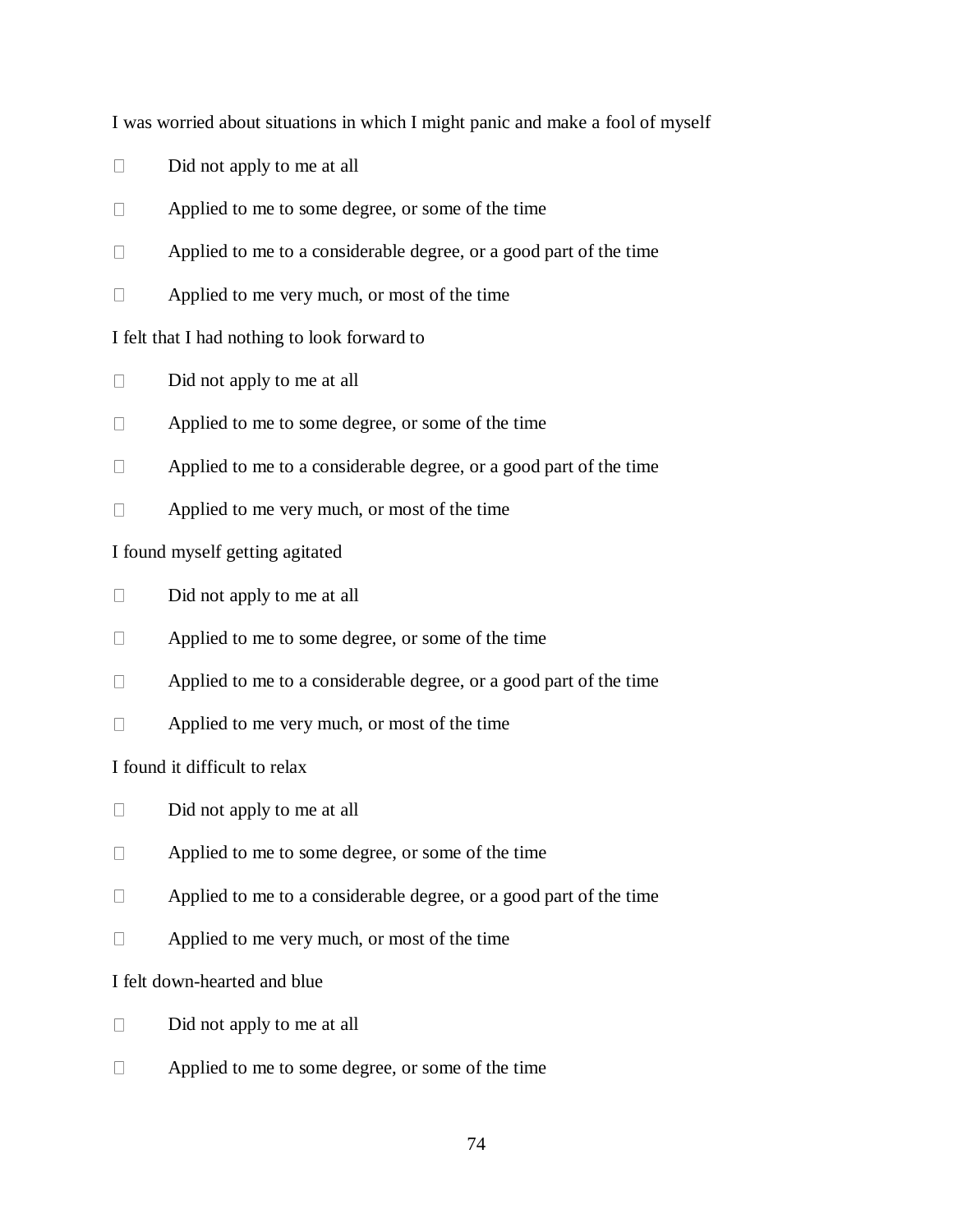I was worried about situations in which I might panic and make a fool of myself

- Did not apply to me at all
- Applied to me to some degree, or some of the time
- Applied to me to a considerable degree, or a good part of the time
- Applied to me very much, or most of the time

I felt that I had nothing to look forward to

- Did not apply to me at all
- Applied to me to some degree, or some of the time
- Applied to me to a considerable degree, or a good part of the time
- Applied to me very much, or most of the time

I found myself getting agitated

- Did not apply to me at all
- Applied to me to some degree, or some of the time
- Applied to me to a considerable degree, or a good part of the time
- Applied to me very much, or most of the time

I found it difficult to relax

- Did not apply to me at all
- Applied to me to some degree, or some of the time
- Applied to me to a considerable degree, or a good part of the time
- Applied to me very much, or most of the time

I felt down-hearted and blue

- Did not apply to me at all
- Applied to me to some degree, or some of the time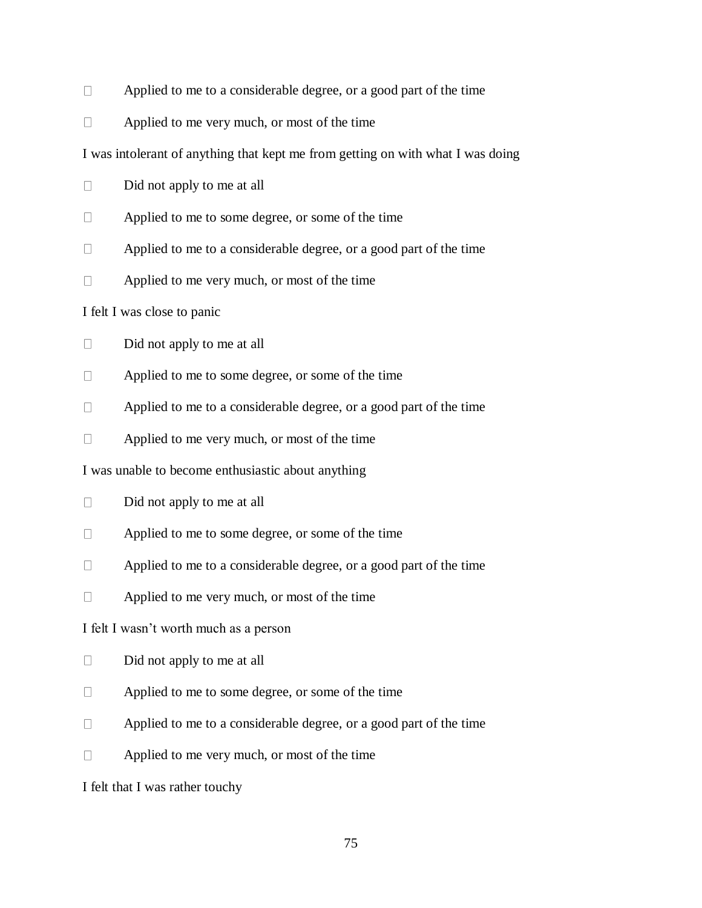- Applied to me to a considerable degree, or a good part of the time
- Applied to me very much, or most of the time

I was intolerant of anything that kept me from getting on with what I was doing

- Did not apply to me at all
- Applied to me to some degree, or some of the time
- Applied to me to a considerable degree, or a good part of the time
- Applied to me very much, or most of the time

I felt I was close to panic

- Did not apply to me at all
- Applied to me to some degree, or some of the time
- Applied to me to a considerable degree, or a good part of the time
- Applied to me very much, or most of the time

I was unable to become enthusiastic about anything

- Did not apply to me at all
- Applied to me to some degree, or some of the time
- Applied to me to a considerable degree, or a good part of the time
- Applied to me very much, or most of the time

I felt I wasn't worth much as a person

- Did not apply to me at all
- Applied to me to some degree, or some of the time
- Applied to me to a considerable degree, or a good part of the time
- Applied to me very much, or most of the time

I felt that I was rather touchy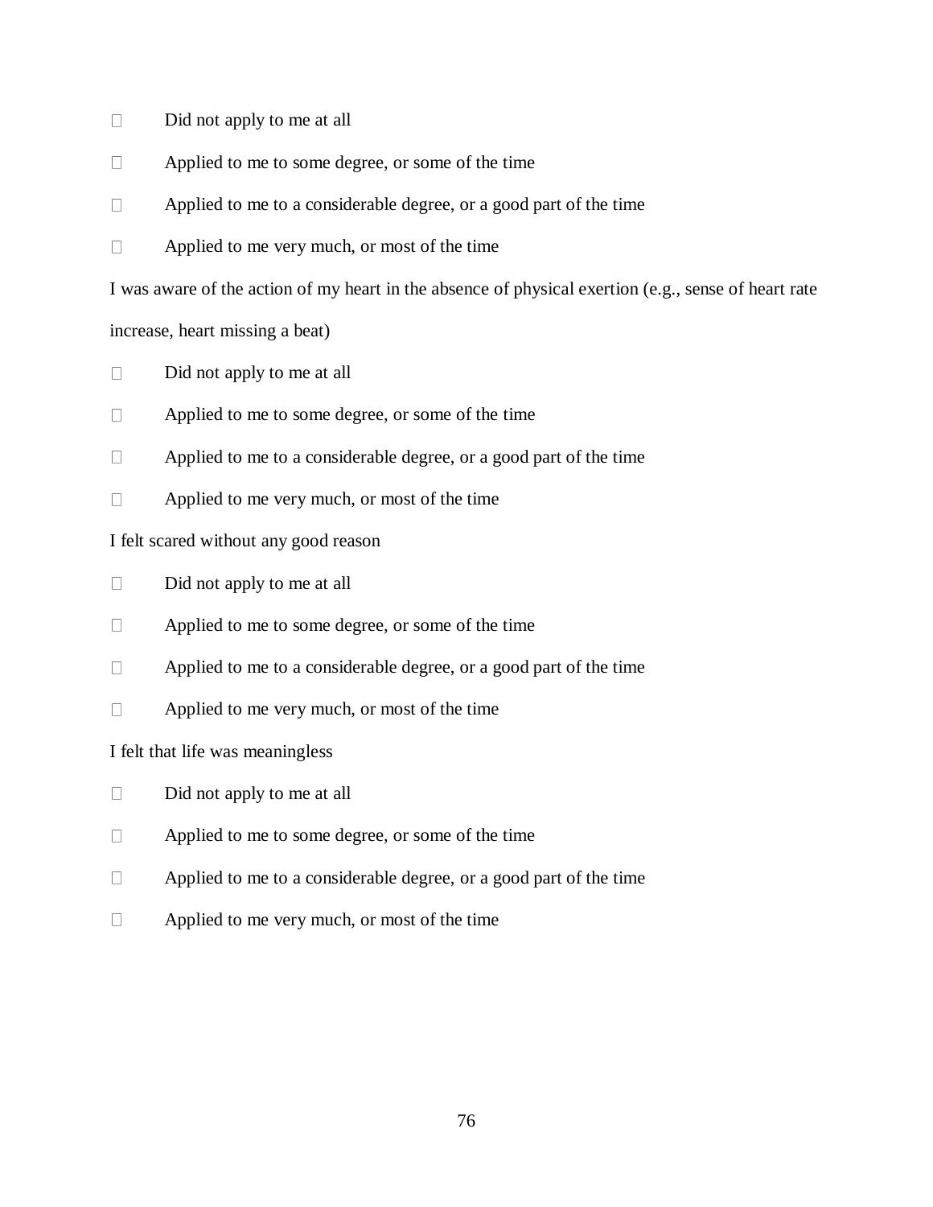- Did not apply to me at all
- Applied to me to some degree, or some of the time
- Applied to me to a considerable degree, or a good part of the time
- Applied to me very much, or most of the time

I was aware of the action of my heart in the absence of physical exertion (e.g., sense of heart rate increase, heart missing a beat)

- Did not apply to me at all
- Applied to me to some degree, or some of the time
- Applied to me to a considerable degree, or a good part of the time
- Applied to me very much, or most of the time

I felt scared without any good reason

- Did not apply to me at all
- Applied to me to some degree, or some of the time
- Applied to me to a considerable degree, or a good part of the time
- Applied to me very much, or most of the time

I felt that life was meaningless

- Did not apply to me at all
- Applied to me to some degree, or some of the time
- Applied to me to a considerable degree, or a good part of the time
- Applied to me very much, or most of the time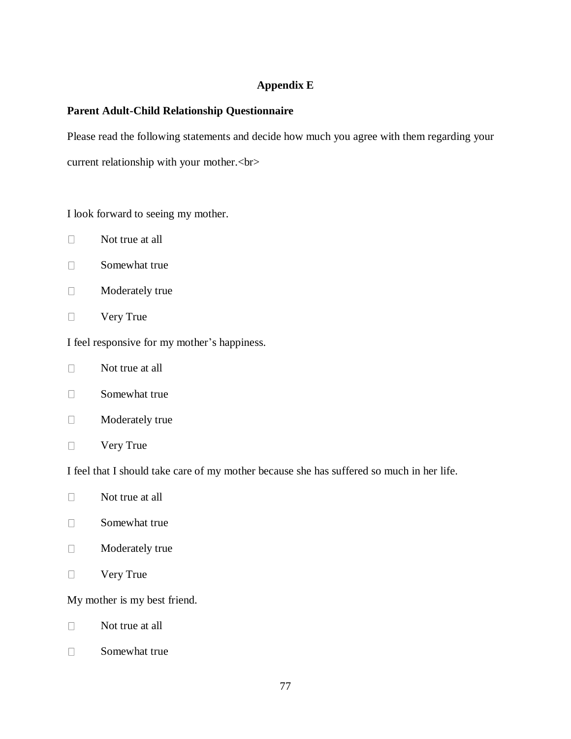**Appendix E**

**Parent Adult-Child Relationship Questionnaire**

Please read the following statements and decide how much you agree with them regarding your current relationship with your mother.<br>

I look forward to seeing my mother.

-  Not true at all
-  Somewhat true
-  Moderately true
-  Very True

I feel responsive for my mother's happiness.

-  Not true at all
-  Somewhat true
-  Moderately true
-  Very True

I feel that I should take care of my mother because she has suffered so much in her life.

-  Not true at all
-  Somewhat true
-  Moderately true
-  Very True

My mother is my best friend.

-  Not true at all
-  Somewhat true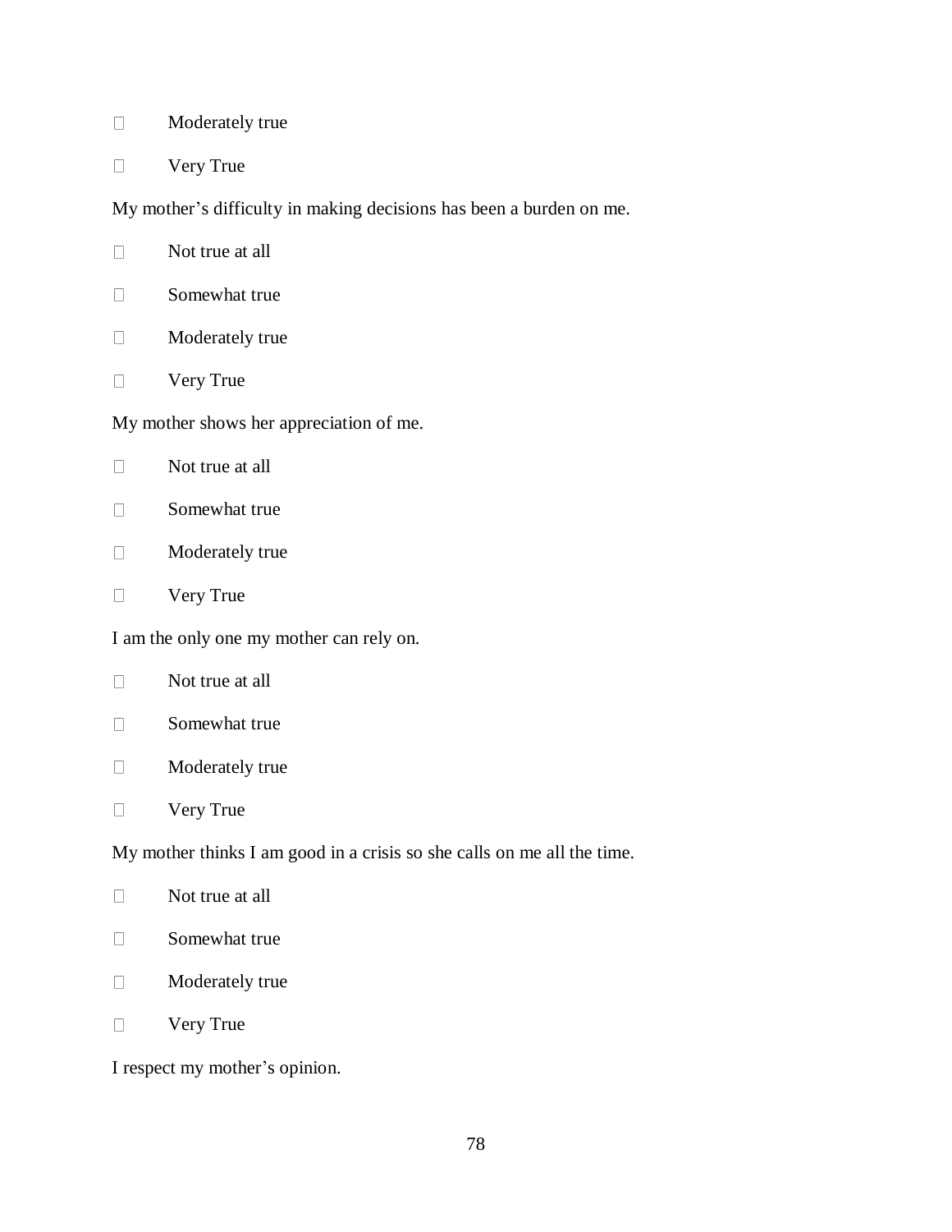- Moderately true
- Very True

My mother's difficulty in making decisions has been a burden on me.

- Not true at all
- Somewhat true
- Moderately true
- Very True

My mother shows her appreciation of me.

- Not true at all
- Somewhat true
- Moderately true
- Very True

I am the only one my mother can rely on.

- Not true at all
- Somewhat true
- Moderately true
- Very True

My mother thinks I am good in a crisis so she calls on me all the time.

- Not true at all
- Somewhat true
- Moderately true
- Very True

I respect my mother's opinion.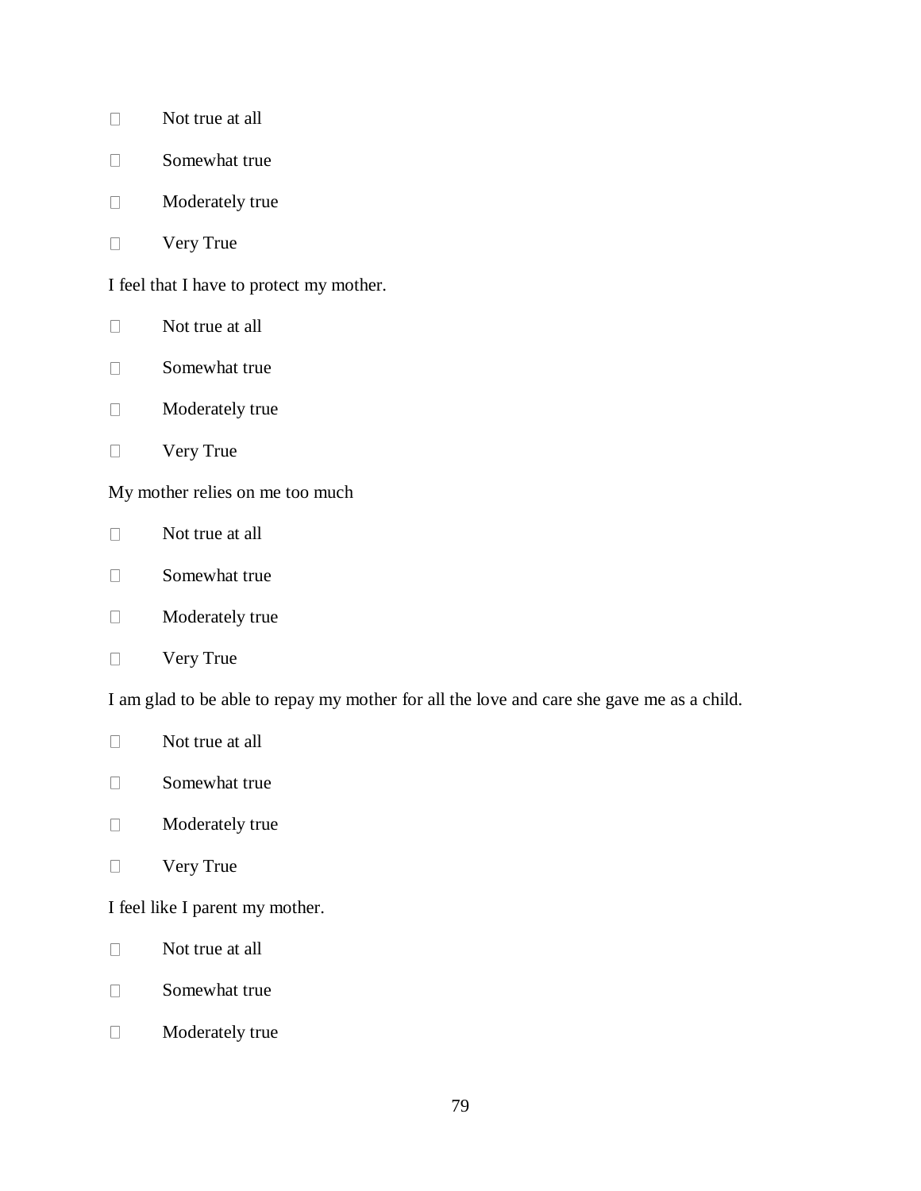- ☐ Not true at all
- ☐ Somewhat true
- ☐ Moderately true
- ☐ Very True

I feel that I have to protect my mother.

- ☐ Not true at all
- ☐ Somewhat true
- ☐ Moderately true
- ☐ Very True

My mother relies on me too much

- ☐ Not true at all
- ☐ Somewhat true
- ☐ Moderately true
- ☐ Very True

I am glad to be able to repay my mother for all the love and care she gave me as a child.

- ☐ Not true at all
- ☐ Somewhat true
- ☐ Moderately true
- ☐ Very True

I feel like I parent my mother.

- ☐ Not true at all
- ☐ Somewhat true
- ☐ Moderately true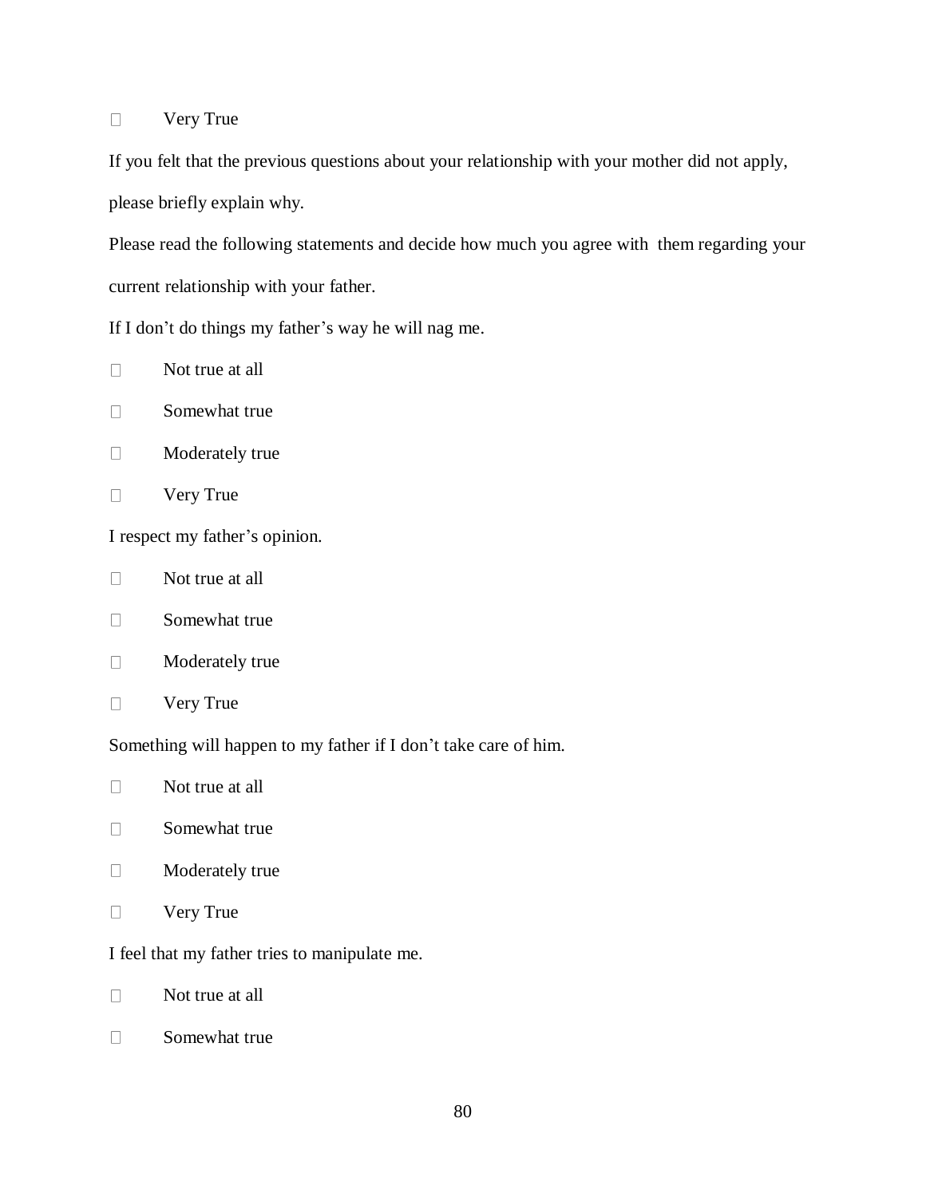- Very True

If you felt that the previous questions about your relationship with your mother did not apply, please briefly explain why.

Please read the following statements and decide how much you agree with them regarding your current relationship with your father.

If I don't do things my father's way he will nag me.

- Not true at all
- Somewhat true
- Moderately true
- Very True

I respect my father's opinion.

- Not true at all
- Somewhat true
- Moderately true
- Very True

Something will happen to my father if I don't take care of him.

- Not true at all
- Somewhat true
- Moderately true
- Very True

I feel that my father tries to manipulate me.

- Not true at all
- Somewhat true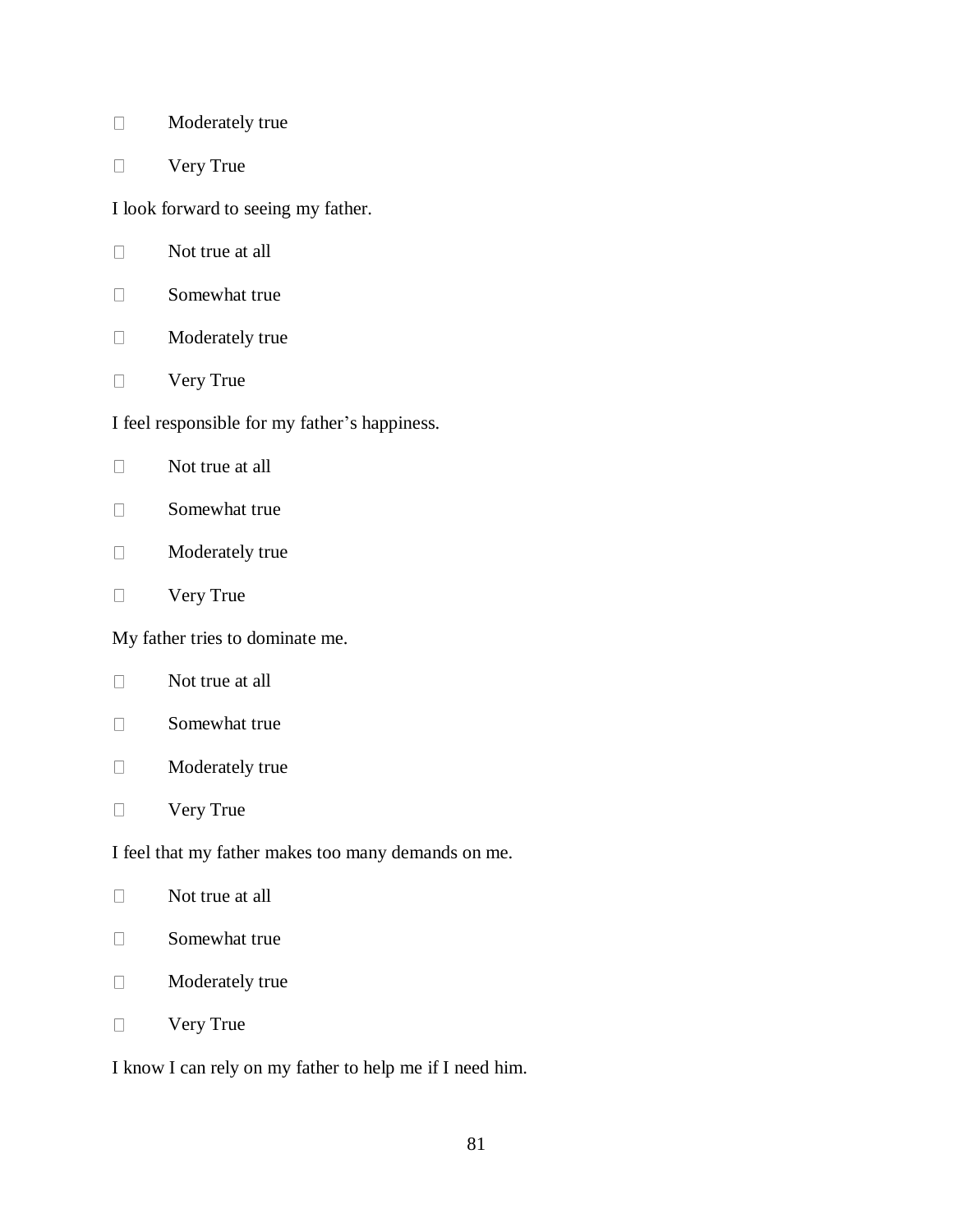- ☐ Moderately true
- ☐ Very True

I look forward to seeing my father.

- ☐ Not true at all
- ☐ Somewhat true
- ☐ Moderately true
- ☐ Very True

I feel responsible for my father's happiness.

- ☐ Not true at all
- ☐ Somewhat true
- ☐ Moderately true
- ☐ Very True

My father tries to dominate me.

- ☐ Not true at all
- ☐ Somewhat true
- ☐ Moderately true
- ☐ Very True

I feel that my father makes too many demands on me.

- ☐ Not true at all
- ☐ Somewhat true
- ☐ Moderately true
- ☐ Very True

I know I can rely on my father to help me if I need him.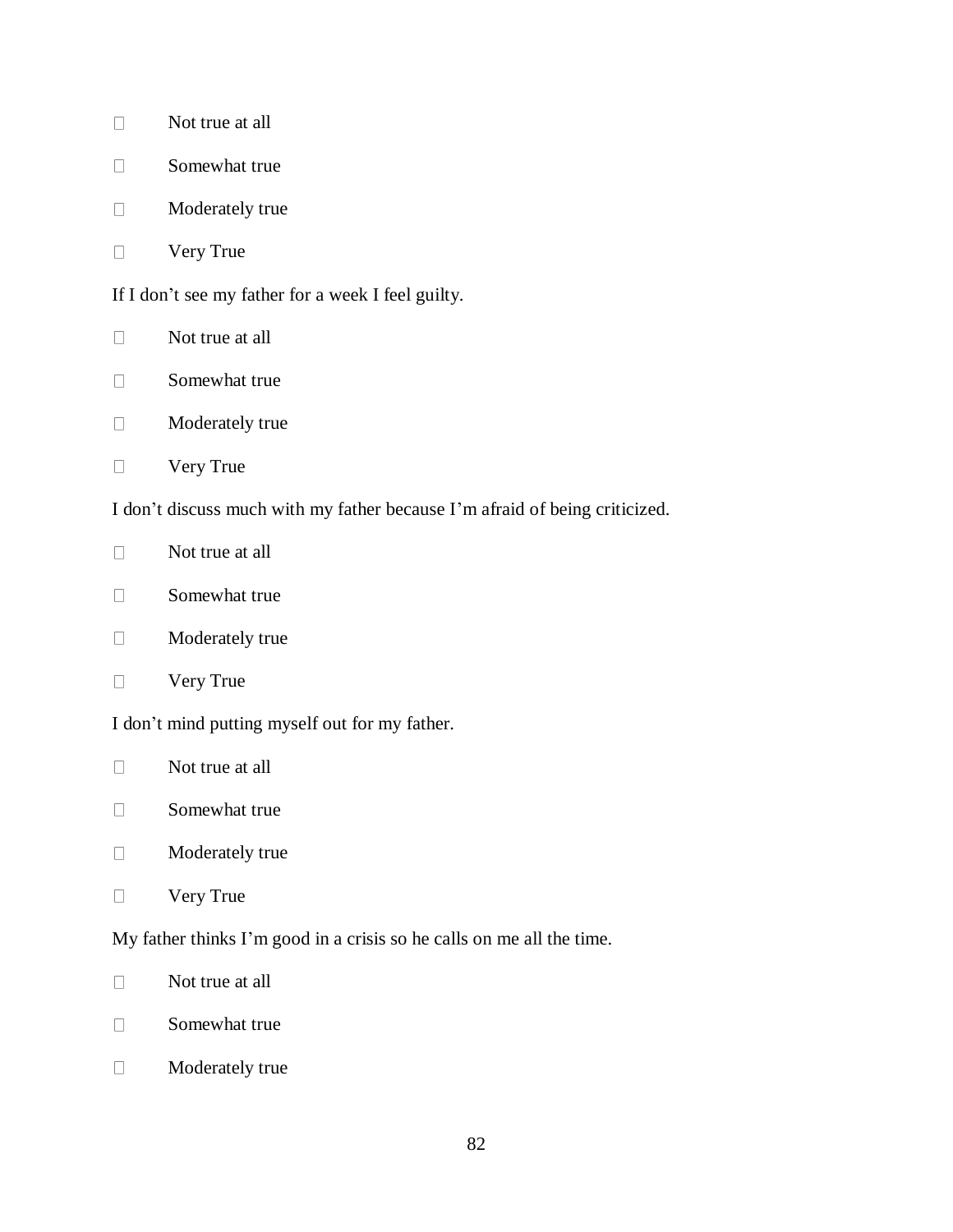- Not true at all
- Somewhat true
- Moderately true
- Very True

If I don't see my father for a week I feel guilty.

- Not true at all
- Somewhat true
- Moderately true
- Very True

I don't discuss much with my father because I'm afraid of being criticized.

- Not true at all
- Somewhat true
- Moderately true
- Very True

I don't mind putting myself out for my father.

- Not true at all
- Somewhat true
- Moderately true
- Very True

My father thinks I'm good in a crisis so he calls on me all the time.

- Not true at all
- Somewhat true
- Moderately true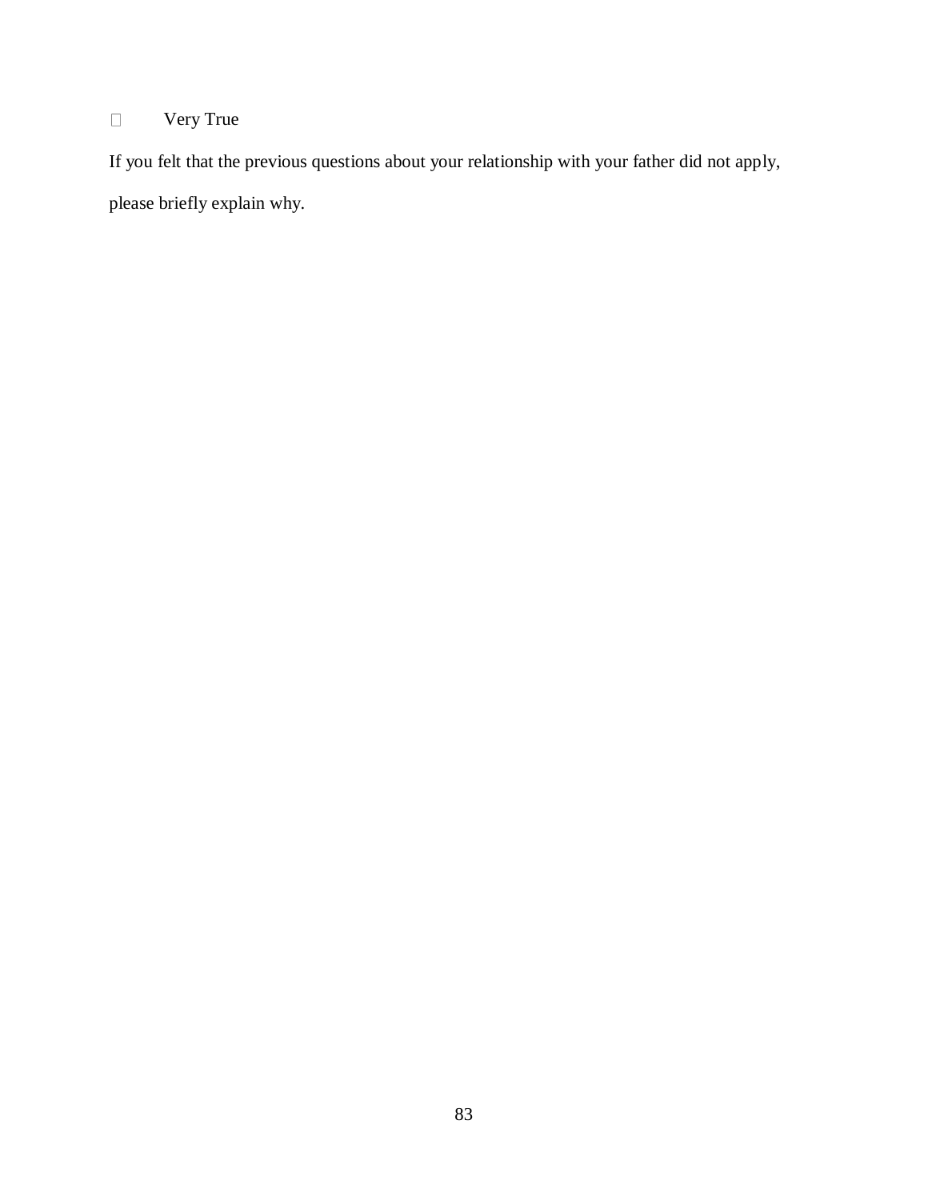- ☐ Very True

If you felt that the previous questions about your relationship with your father did not apply, please briefly explain why.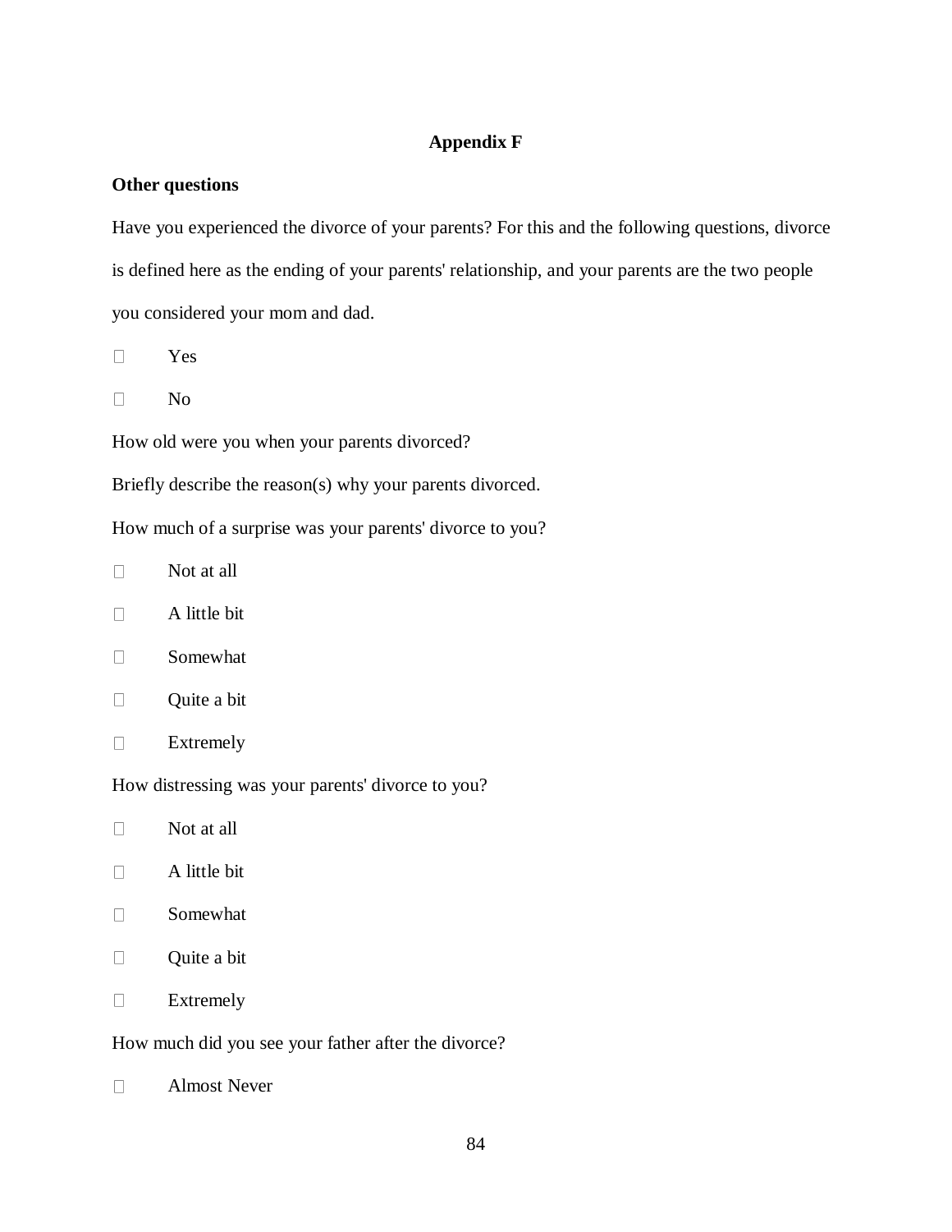# Appendix F

**Other questions**

Have you experienced the divorce of your parents? For this and the following questions, divorce is defined here as the ending of your parents' relationship, and your parents are the two people you considered your mom and dad.

- ☐ Yes
- ☐ No

How old were you when your parents divorced?

Briefly describe the reason(s) why your parents divorced.

How much of a surprise was your parents' divorce to you?

- ☐ Not at all
- ☐ A little bit
- ☐ Somewhat
- ☐ Quite a bit
- ☐ Extremely

How distressing was your parents' divorce to you?

- ☐ Not at all
- ☐ A little bit
- ☐ Somewhat
- ☐ Quite a bit
- ☐ Extremely

How much did you see your father after the divorce?

- ☐ Almost Never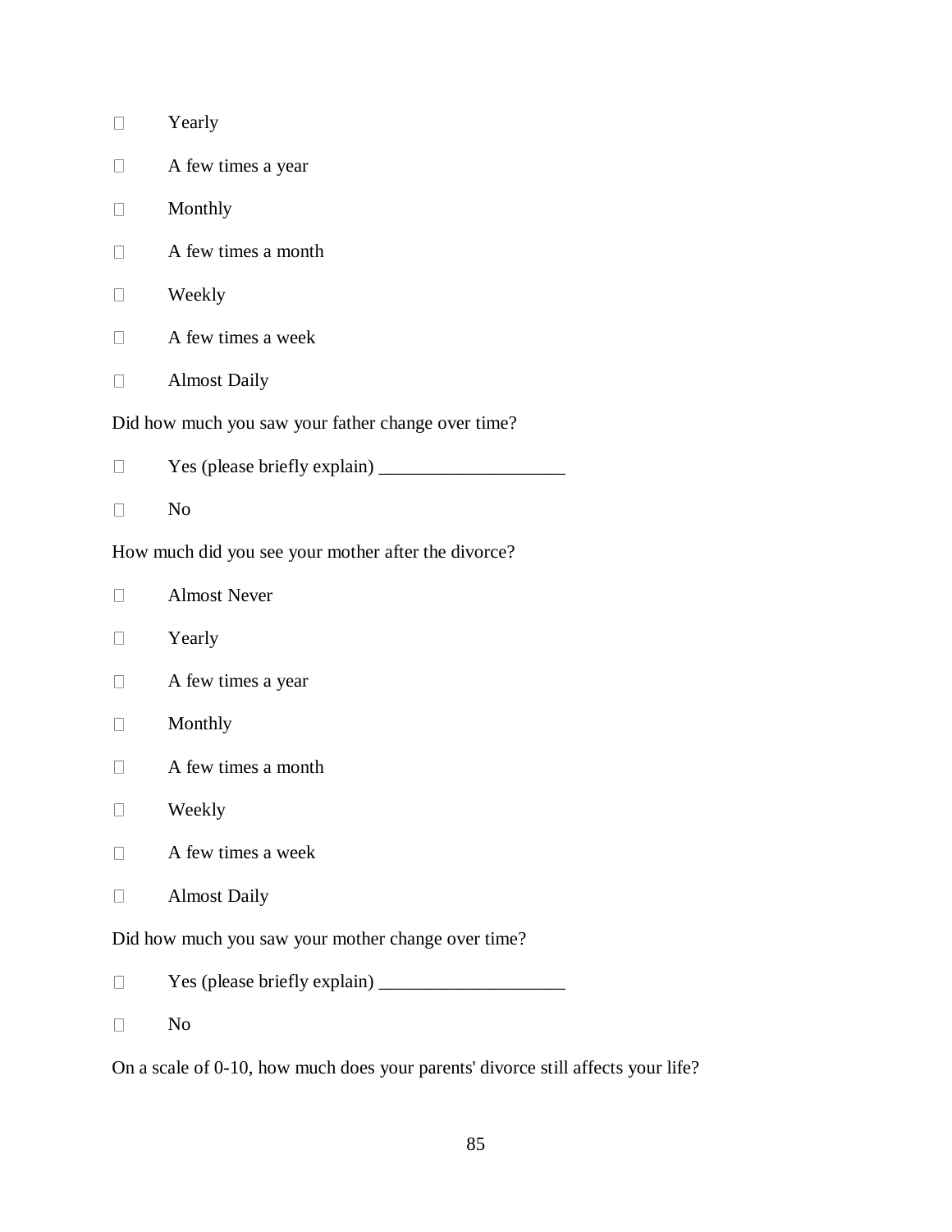- ☐ Yearly
- ☐ A few times a year
- ☐ Monthly
- ☐ A few times a month
- ☐ Weekly
- ☐ A few times a week
- ☐ Almost Daily

Did how much you saw your father change over time?

- ☐ Yes (please briefly explain) ____________________
- ☐ No

How much did you see your mother after the divorce?

- ☐ Almost Never
- ☐ Yearly
- ☐ A few times a year
- ☐ Monthly
- ☐ A few times a month
- ☐ Weekly
- ☐ A few times a week
- ☐ Almost Daily

Did how much you saw your mother change over time?

- ☐ Yes (please briefly explain) ____________________
- ☐ No

On a scale of 0-10, how much does your parents' divorce still affects your life?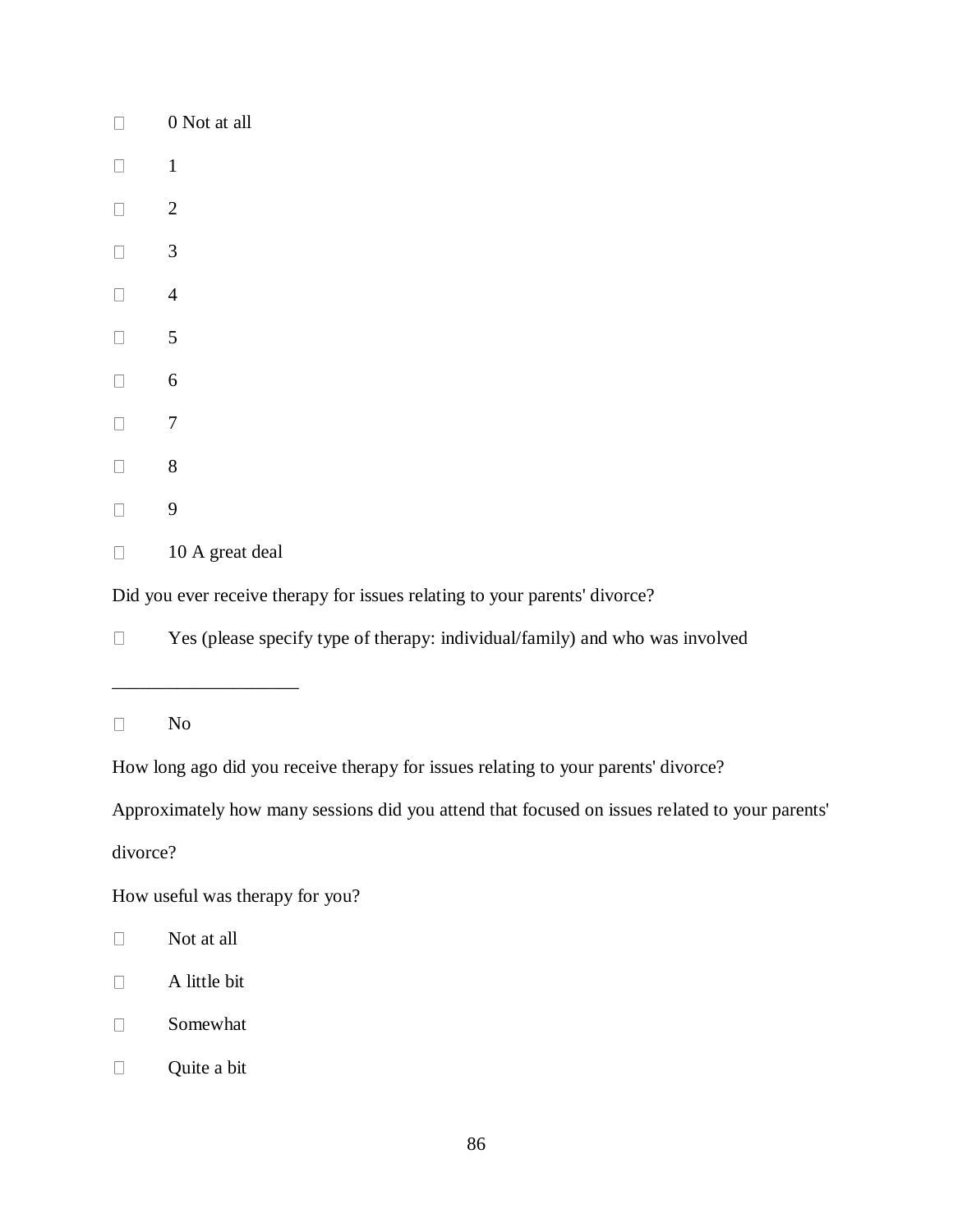- 0 Not at all
- 1
- 2
- 3
- 4
- 5
- 6
- 7
- 8
- 9
- 10 A great deal

Did you ever receive therapy for issues relating to your parents' divorce?

- Yes (please specify type of therapy: individual/family) and who was involved

____________________

- No

How long ago did you receive therapy for issues relating to your parents' divorce?

Approximately how many sessions did you attend that focused on issues related to your parents' divorce?

How useful was therapy for you?

- Not at all
- A little bit
- Somewhat
- Quite a bit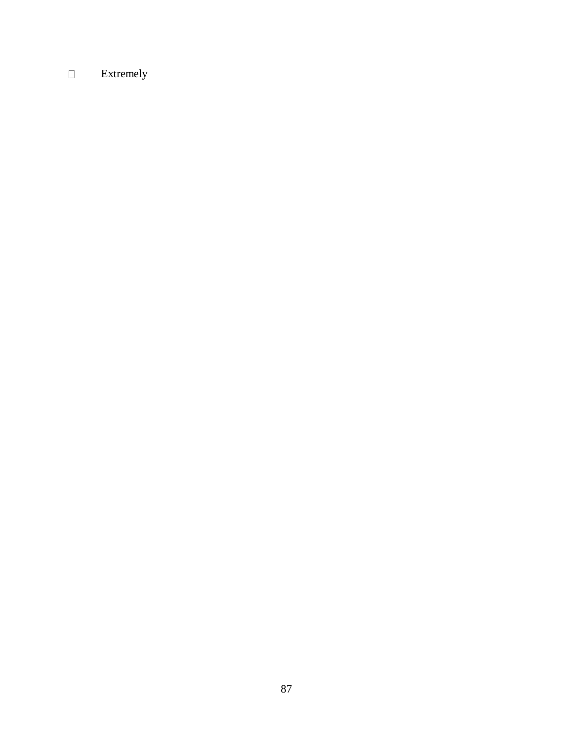- Extremely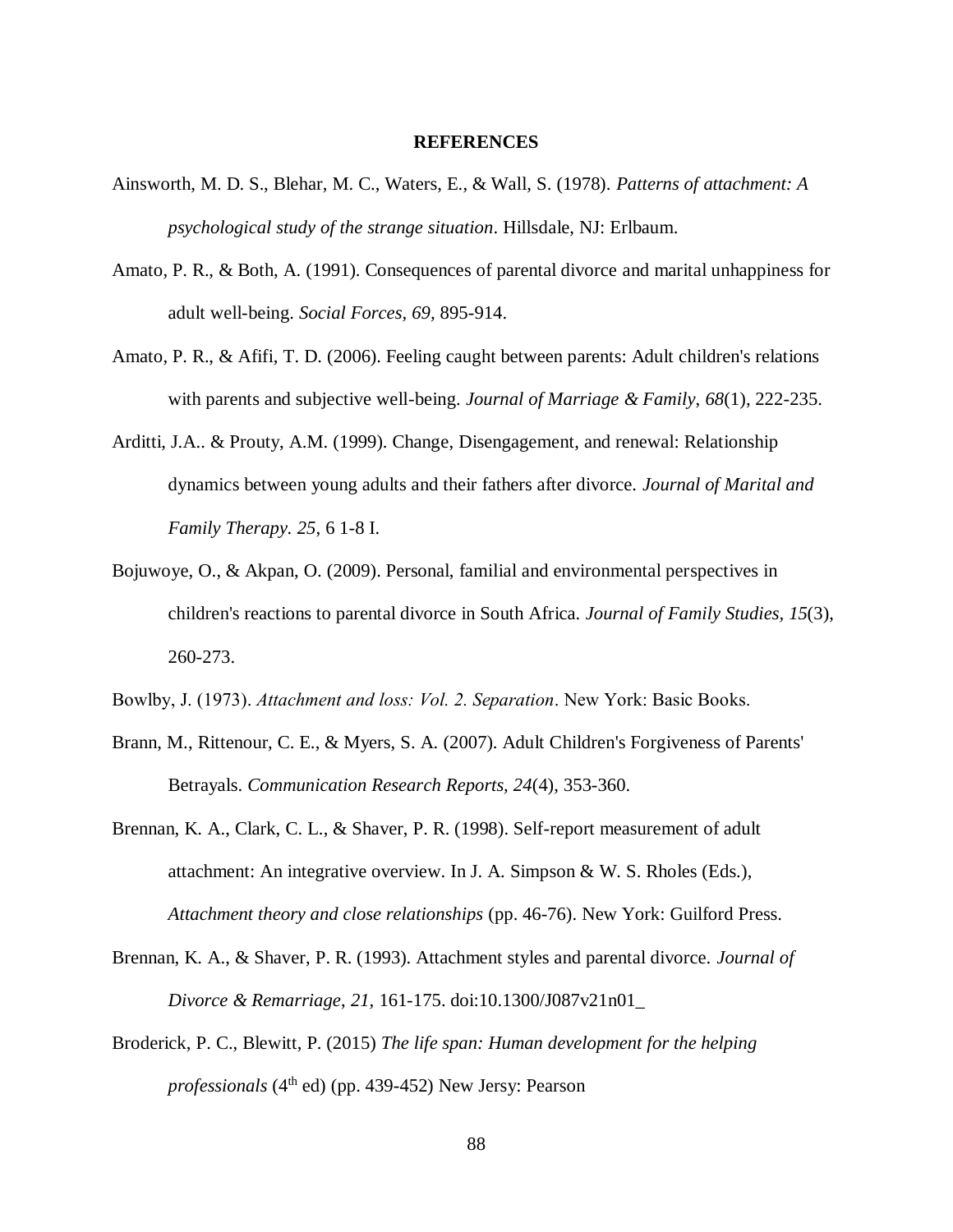# REFERENCES

Ainsworth, M. D. S., Blehar, M. C., Waters, E., & Wall, S. (1978). *Patterns of attachment: A psychological study of the strange situation*. Hillsdale, NJ: Erlbaum.

Amato, P. R., & Both, A. (1991). Consequences of parental divorce and marital unhappiness for adult well-being. *Social Forces, 69*, 895-914.

Amato, P. R., & Afifi, T. D. (2006). Feeling caught between parents: Adult children's relations with parents and subjective well-being. *Journal of Marriage & Family*, *68*(1), 222-235.

Arditti, J.A.. & Prouty, A.M. (1999). Change, Disengagement, and renewal: Relationship dynamics between young adults and their fathers after divorce. *Journal of Marital and Family Therapy. 25*, 6 1-8 I.

Bojuwoye, O., & Akpan, O. (2009). Personal, familial and environmental perspectives in children's reactions to parental divorce in South Africa. *Journal of Family Studies, 15*(3), 260-273.

Bowlby, J. (1973). *Attachment and loss: Vol. 2. Separation*. New York: Basic Books.

Brann, M., Rittenour, C. E., & Myers, S. A. (2007). Adult Children's Forgiveness of Parents' Betrayals. *Communication Research Reports, 24*(4), 353-360.

Brennan, K. A., Clark, C. L., & Shaver, P. R. (1998). Self-report measurement of adult attachment: An integrative overview. In J. A. Simpson & W. S. Rholes (Eds.), *Attachment theory and close relationships* (pp. 46-76). New York: Guilford Press.

Brennan, K. A., & Shaver, P. R. (1993). Attachment styles and parental divorce. *Journal of Divorce & Remarriage*, *21*, 161-175. doi:10.1300/J087v21n01_

Broderick, P. C., Blewitt, P. (2015) *The life span: Human development for the helping professionals* (4th ed) (pp. 439-452) New Jersy: Pearson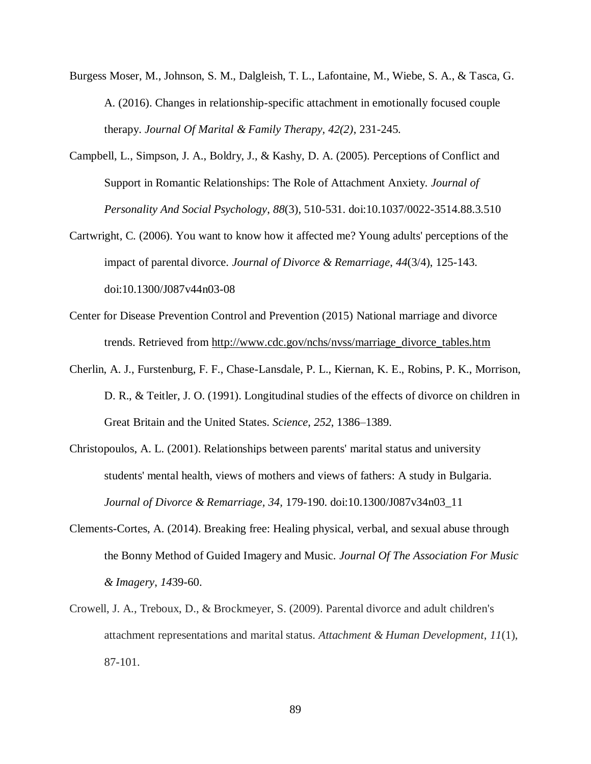Burgess Moser, M., Johnson, S. M., Dalgleish, T. L., Lafontaine, M., Wiebe, S. A., & Tasca, G. A. (2016). Changes in relationship-specific attachment in emotionally focused couple therapy. *Journal Of Marital & Family Therapy, 42(2)*, 231-245.

Campbell, L., Simpson, J. A., Boldry, J., & Kashy, D. A. (2005). Perceptions of Conflict and Support in Romantic Relationships: The Role of Attachment Anxiety. *Journal of Personality And Social Psychology*, *88*(3), 510-531. doi:10.1037/0022-3514.88.3.510

Cartwright, C. (2006). You want to know how it affected me? Young adults' perceptions of the impact of parental divorce. *Journal of Divorce & Remarriage*, *44*(3/4), 125-143. doi:10.1300/J087v44n03-08

Center for Disease Prevention Control and Prevention (2015) National marriage and divorce trends. Retrieved from http://www.cdc.gov/nchs/nvss/marriage_divorce_tables.htm

Cherlin, A. J., Furstenburg, F. F., Chase-Lansdale, P. L., Kiernan, K. E., Robins, P. K., Morrison, D. R., & Teitler, J. O. (1991). Longitudinal studies of the effects of divorce on children in Great Britain and the United States. *Science*, *252*, 1386–1389.

Christopoulos, A. L. (2001). Relationships between parents' marital status and university students' mental health, views of mothers and views of fathers: A study in Bulgaria. *Journal of Divorce & Remarriage, 34,* 179-190. doi:10.1300/J087v34n03_11

Clements-Cortes, A. (2014). Breaking free: Healing physical, verbal, and sexual abuse through the Bonny Method of Guided Imagery and Music. *Journal Of The Association For Music & Imagery*, *14*39-60.

Crowell, J. A., Treboux, D., & Brockmeyer, S. (2009). Parental divorce and adult children's attachment representations and marital status. *Attachment & Human Development*, *11*(1), 87-101.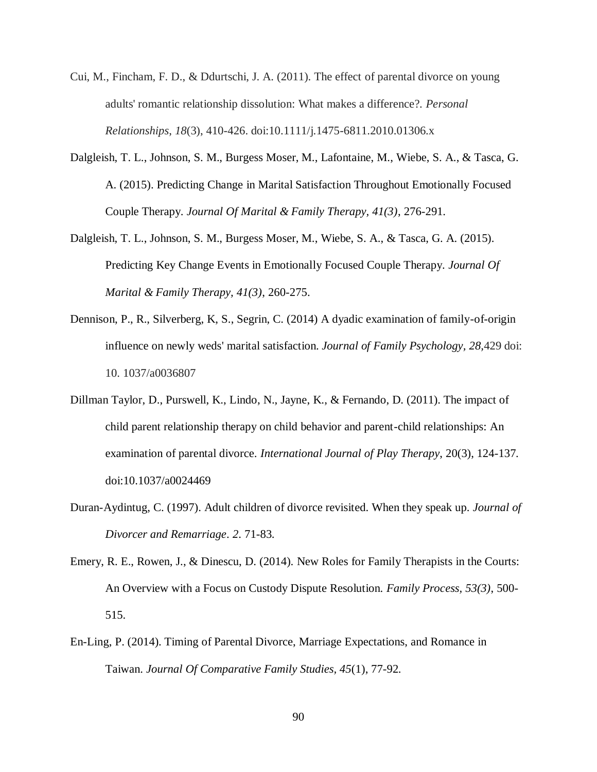Cui, M., Fincham, F. D., & Ddurtschi, J. A. (2011). The effect of parental divorce on young adults' romantic relationship dissolution: What makes a difference?. *Personal Relationships*, *18*(3), 410-426. doi:10.1111/j.1475-6811.2010.01306.x

Dalgleish, T. L., Johnson, S. M., Burgess Moser, M., Lafontaine, M., Wiebe, S. A., & Tasca, G. A. (2015). Predicting Change in Marital Satisfaction Throughout Emotionally Focused Couple Therapy. *Journal Of Marital & Family Therapy, 41(3)*, 276-291.

Dalgleish, T. L., Johnson, S. M., Burgess Moser, M., Wiebe, S. A., & Tasca, G. A. (2015). Predicting Key Change Events in Emotionally Focused Couple Therapy. *Journal Of Marital & Family Therapy, 41(3)*, 260-275.

Dennison, P., R., Silverberg, K, S., Segrin, C. (2014) A dyadic examination of family-of-origin influence on newly weds' marital satisfaction. *Journal of Family Psychology, 28*,429 doi: 10. 1037/a0036807

Dillman Taylor, D., Purswell, K., Lindo, N., Jayne, K., & Fernando, D. (2011). The impact of child parent relationship therapy on child behavior and parent-child relationships: An examination of parental divorce. *International Journal of Play Therapy*, 20(3), 124-137. doi:10.1037/a0024469

Duran-Aydintug, C. (1997). Adult children of divorce revisited. When they speak up. *Journal of Divorcer and Remarriage*. *2*. 71-83.

Emery, R. E., Rowen, J., & Dinescu, D. (2014). New Roles for Family Therapists in the Courts: An Overview with a Focus on Custody Dispute Resolution. *Family Process, 53(3)*, 500-515.

En-Ling, P. (2014). Timing of Parental Divorce, Marriage Expectations, and Romance in Taiwan. *Journal Of Comparative Family Studies, 45*(1), 77-92.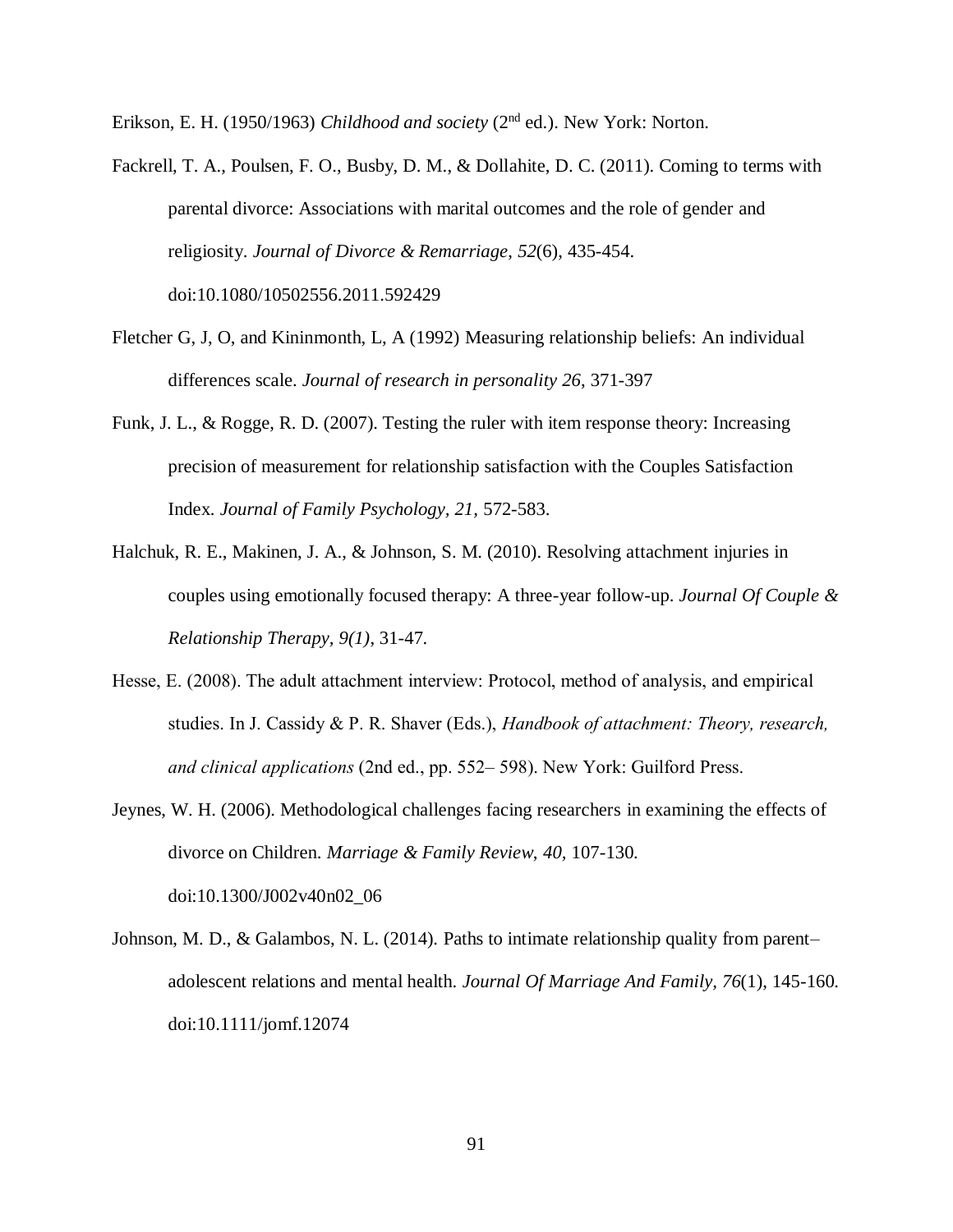Erikson, E. H. (1950/1963) *Childhood and society* (2nd ed.). New York: Norton.

Fackrell, T. A., Poulsen, F. O., Busby, D. M., & Dollahite, D. C. (2011). Coming to terms with parental divorce: Associations with marital outcomes and the role of gender and religiosity. *Journal of Divorce & Remarriage*, *52*(6), 435-454. doi:10.1080/10502556.2011.592429

Fletcher G, J, O, and Kininmonth, L, A (1992) Measuring relationship beliefs: An individual differences scale. *Journal of research in personality 26*, 371-397

Funk, J. L., & Rogge, R. D. (2007). Testing the ruler with item response theory: Increasing precision of measurement for relationship satisfaction with the Couples Satisfaction Index. *Journal of Family Psychology, 21,* 572-583.

Halchuk, R. E., Makinen, J. A., & Johnson, S. M. (2010). Resolving attachment injuries in couples using emotionally focused therapy: A three-year follow-up. *Journal Of Couple & Relationship Therapy, 9(1)*, 31-47.

Hesse, E. (2008). The adult attachment interview: Protocol, method of analysis, and empirical studies. In J. Cassidy & P. R. Shaver (Eds.), *Handbook of attachment: Theory, research, and clinical applications* (2nd ed., pp. 552– 598). New York: Guilford Press.

Jeynes, W. H. (2006). Methodological challenges facing researchers in examining the effects of divorce on Children. *Marriage & Family Review*, *40*, 107-130. doi:10.1300/J002v40n02_06

Johnson, M. D., & Galambos, N. L. (2014). Paths to intimate relationship quality from parent–adolescent relations and mental health. *Journal Of Marriage And Family*, *76*(1), 145-160. doi:10.1111/jomf.12074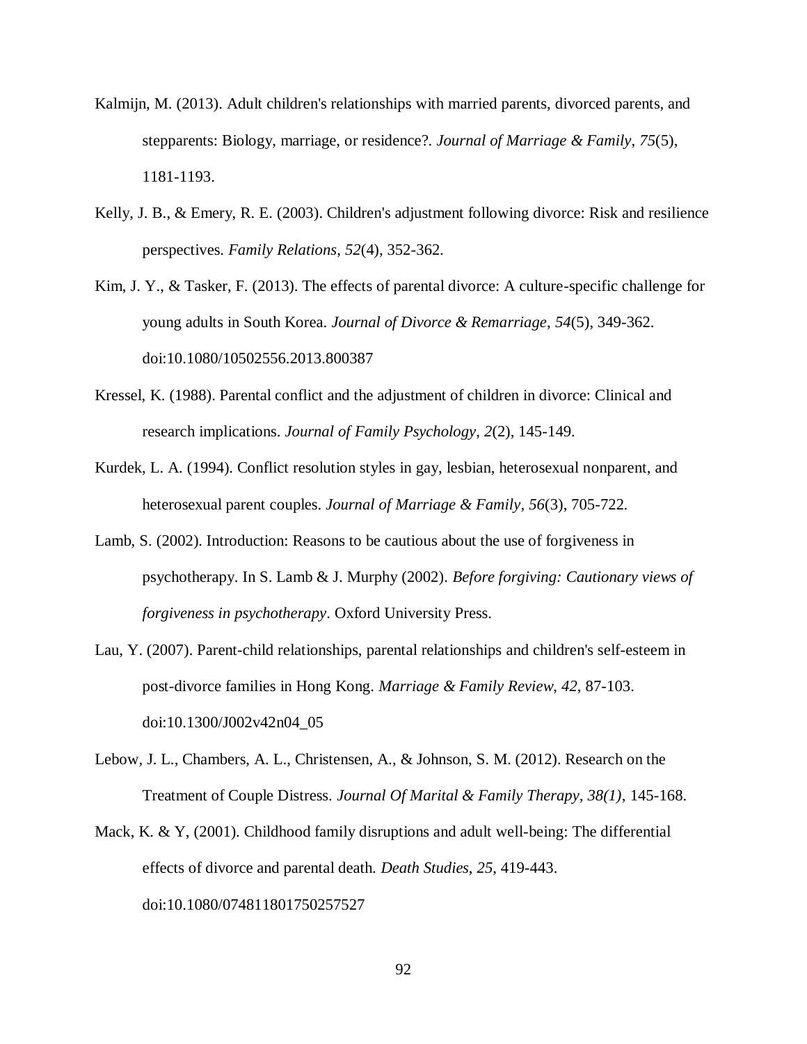Kalmijn, M. (2013). Adult children's relationships with married parents, divorced parents, and stepparents: Biology, marriage, or residence?. *Journal of Marriage & Family*, *75*(5), 1181-1193.

Kelly, J. B., & Emery, R. E. (2003). Children's adjustment following divorce: Risk and resilience perspectives. *Family Relations*, *52*(4), 352-362.

Kim, J. Y., & Tasker, F. (2013). The effects of parental divorce: A culture-specific challenge for young adults in South Korea. *Journal of Divorce & Remarriage*, *54*(5), 349-362. doi:10.1080/10502556.2013.800387

Kressel, K. (1988). Parental conflict and the adjustment of children in divorce: Clinical and research implications. *Journal of Family Psychology*, *2*(2), 145-149.

Kurdek, L. A. (1994). Conflict resolution styles in gay, lesbian, heterosexual nonparent, and heterosexual parent couples. *Journal of Marriage & Family*, *56*(3), 705-722.

Lamb, S. (2002). Introduction: Reasons to be cautious about the use of forgiveness in psychotherapy. In S. Lamb & J. Murphy (2002). *Before forgiving: Cautionary views of forgiveness in psychotherapy*. Oxford University Press.

Lau, Y. (2007). Parent-child relationships, parental relationships and children's self-esteem in post-divorce families in Hong Kong. *Marriage & Family Review*, *42*, 87-103. doi:10.1300/J002v42n04_05

Lebow, J. L., Chambers, A. L., Christensen, A., & Johnson, S. M. (2012). Research on the Treatment of Couple Distress. *Journal Of Marital & Family Therapy*, *38(1)*, 145-168.

Mack, K. & Y, (2001). Childhood family disruptions and adult well-being: The differential effects of divorce and parental death. *Death Studies*, *25*, 419-443. doi:10.1080/074811801750257527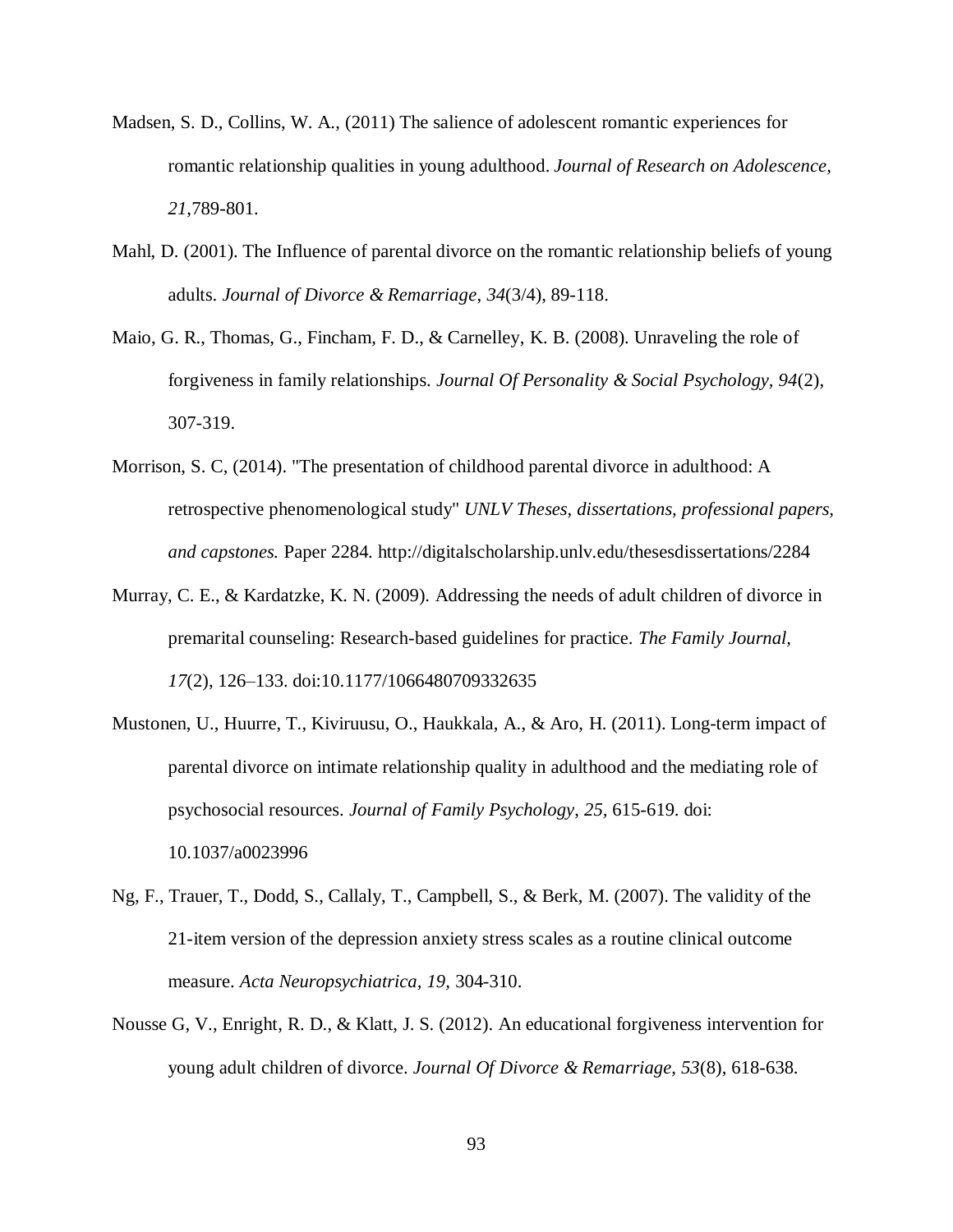Madsen, S. D., Collins, W. A., (2011) The salience of adolescent romantic experiences for romantic relationship qualities in young adulthood. *Journal of Research on Adolescence*, *21*,789-801.

Mahl, D. (2001). The Influence of parental divorce on the romantic relationship beliefs of young adults. *Journal of Divorce & Remarriage*, *34*(3/4), 89-118.

Maio, G. R., Thomas, G., Fincham, F. D., & Carnelley, K. B. (2008). Unraveling the role of forgiveness in family relationships. *Journal Of Personality & Social Psychology, 94*(2), 307-319.

Morrison, S. C, (2014). "The presentation of childhood parental divorce in adulthood: A retrospective phenomenological study" *UNLV Theses, dissertations, professional papers, and capstones.* Paper 2284. http://digitalscholarship.unlv.edu/thesesdissertations/2284

Murray, C. E., & Kardatzke, K. N. (2009). Addressing the needs of adult children of divorce in premarital counseling: Research-based guidelines for practice. *The Family Journal, 17*(2), 126–133. doi:10.1177/1066480709332635

Mustonen, U., Huurre, T., Kiviruusu, O., Haukkala, A., & Aro, H. (2011). Long-term impact of parental divorce on intimate relationship quality in adulthood and the mediating role of psychosocial resources. *Journal of Family Psychology*, *25*, 615-619. doi: 10.1037/a0023996

Ng, F., Trauer, T., Dodd, S., Callaly, T., Campbell, S., & Berk, M. (2007). The validity of the 21-item version of the depression anxiety stress scales as a routine clinical outcome measure. *Acta Neuropsychiatrica, 19,* 304-310.

Nousse G, V., Enright, R. D., & Klatt, J. S. (2012). An educational forgiveness intervention for young adult children of divorce. *Journal Of Divorce & Remarriage, 53*(8), 618-638.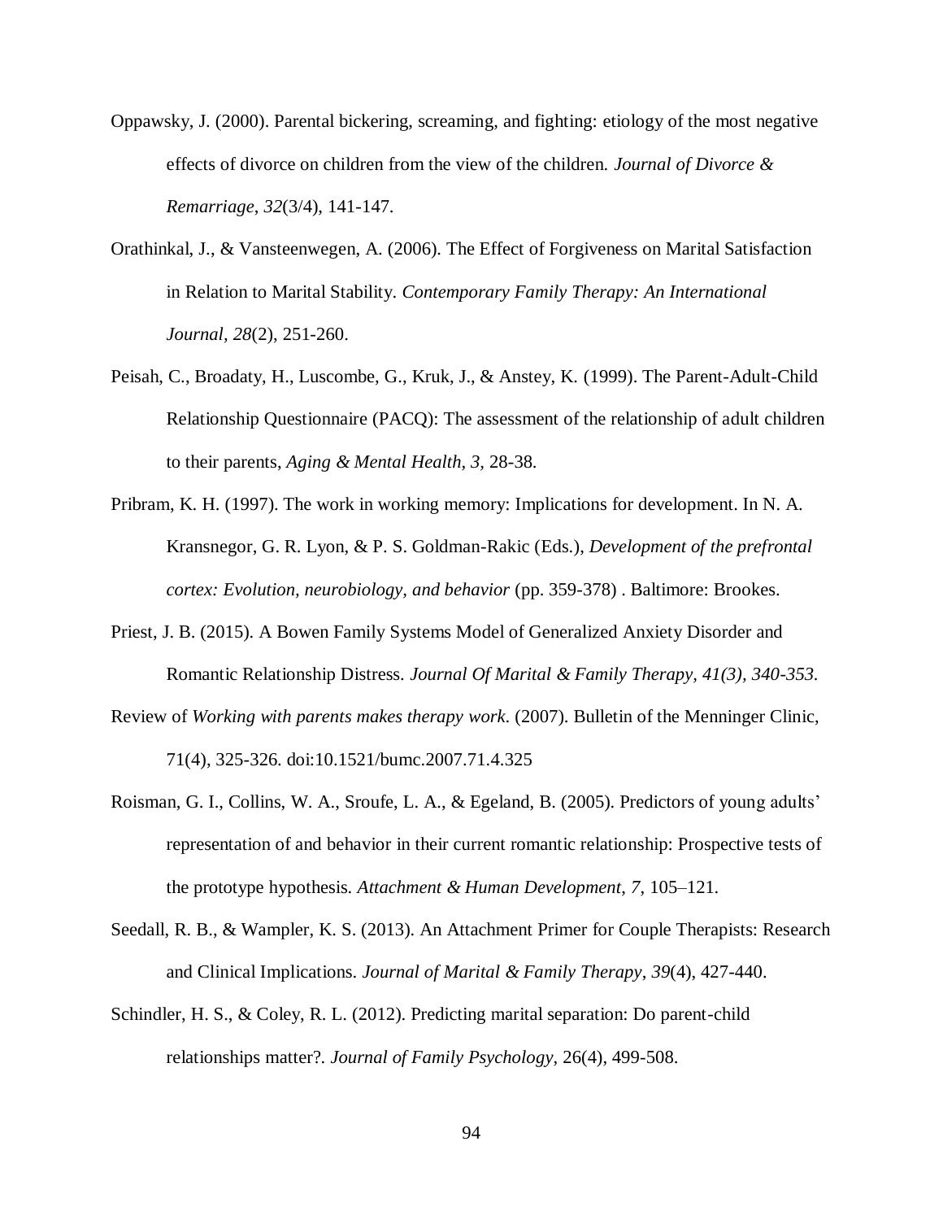Oppawsky, J. (2000). Parental bickering, screaming, and fighting: etiology of the most negative effects of divorce on children from the view of the children. *Journal of Divorce & Remarriage*, *32*(3/4), 141-147.

Orathinkal, J., & Vansteenwegen, A. (2006). The Effect of Forgiveness on Marital Satisfaction in Relation to Marital Stability. *Contemporary Family Therapy: An International Journal*, *28*(2), 251-260.

Peisah, C., Broadaty, H., Luscombe, G., Kruk, J., & Anstey, K. (1999). The Parent-Adult-Child Relationship Questionnaire (PACQ): The assessment of the relationship of adult children to their parents, *Aging & Mental Health*, *3*, 28-38.

Pribram, K. H. (1997). The work in working memory: Implications for development. In N. A. Kransnegor, G. R. Lyon, & P. S. Goldman-Rakic (Eds.), *Development of the prefrontal cortex: Evolution, neurobiology, and behavior* (pp. 359-378) . Baltimore: Brookes.

Priest, J. B. (2015). A Bowen Family Systems Model of Generalized Anxiety Disorder and Romantic Relationship Distress. *Journal Of Marital & Family Therapy, 41(3), 340-353.*

Review of *Working with parents makes therapy work*. (2007). Bulletin of the Menninger Clinic, 71(4), 325-326. doi:10.1521/bumc.2007.71.4.325

Roisman, G. I., Collins, W. A., Sroufe, L. A., & Egeland, B. (2005). Predictors of young adults' representation of and behavior in their current romantic relationship: Prospective tests of the prototype hypothesis. *Attachment & Human Development*, *7*, 105–121.

Seedall, R. B., & Wampler, K. S. (2013). An Attachment Primer for Couple Therapists: Research and Clinical Implications. *Journal of Marital & Family Therapy*, *39*(4), 427-440.

Schindler, H. S., & Coley, R. L. (2012). Predicting marital separation: Do parent-child relationships matter?. *Journal of Family Psychology*, 26(4), 499-508.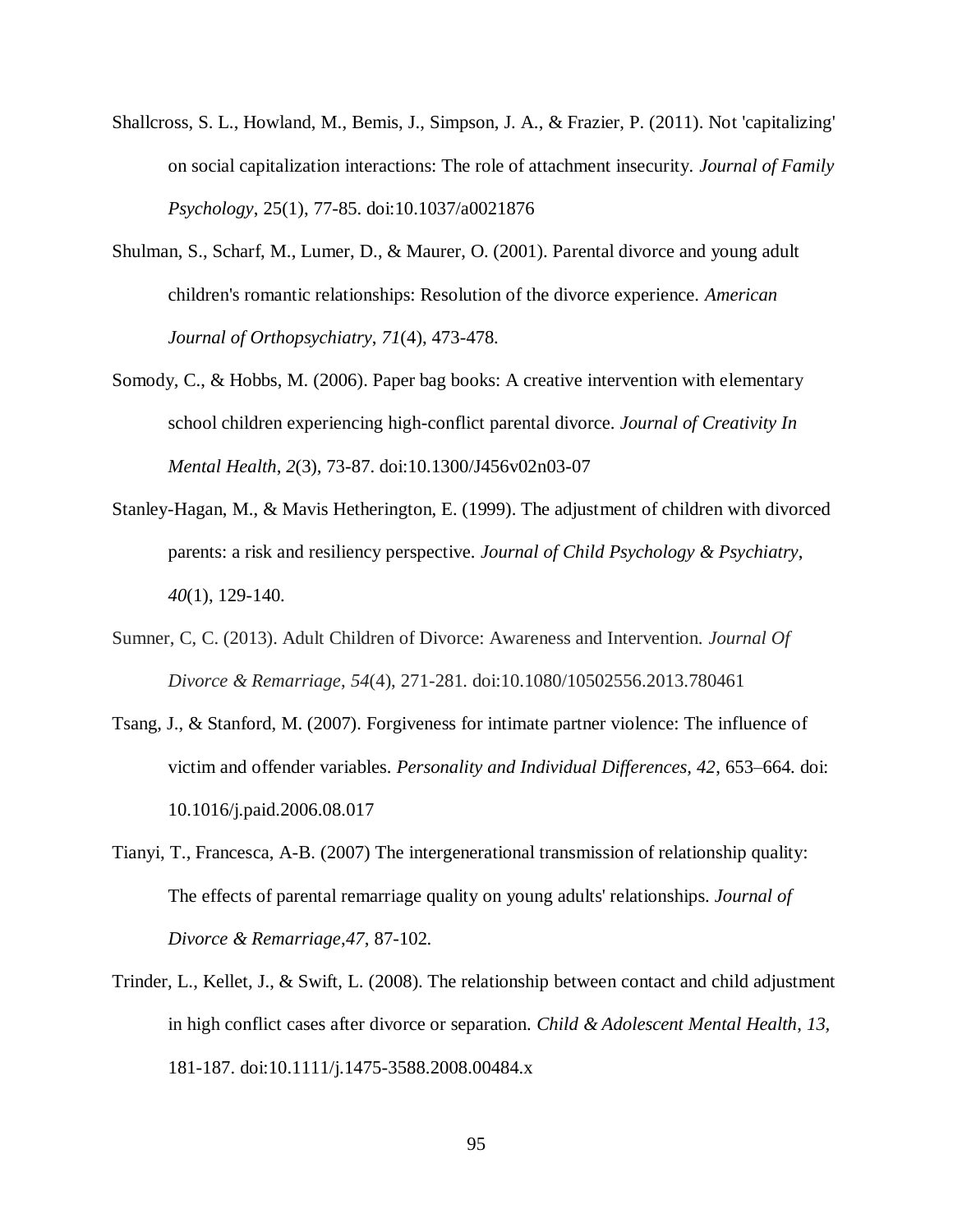Shallcross, S. L., Howland, M., Bemis, J., Simpson, J. A., & Frazier, P. (2011). Not 'capitalizing' on social capitalization interactions: The role of attachment insecurity. *Journal of Family Psychology*, 25(1), 77-85. doi:10.1037/a0021876

Shulman, S., Scharf, M., Lumer, D., & Maurer, O. (2001). Parental divorce and young adult children's romantic relationships: Resolution of the divorce experience. *American Journal of Orthopsychiatry*, *71*(4), 473-478.

Somody, C., & Hobbs, M. (2006). Paper bag books: A creative intervention with elementary school children experiencing high-conflict parental divorce. *Journal of Creativity In Mental Health*, *2*(3), 73-87. doi:10.1300/J456v02n03-07

Stanley-Hagan, M., & Mavis Hetherington, E. (1999). The adjustment of children with divorced parents: a risk and resiliency perspective. *Journal of Child Psychology & Psychiatry*, *40*(1), 129-140.

Sumner, C, C. (2013). Adult Children of Divorce: Awareness and Intervention. *Journal Of Divorce & Remarriage*, *54*(4), 271-281. doi:10.1080/10502556.2013.780461

Tsang, J., & Stanford, M. (2007). Forgiveness for intimate partner violence: The influence of victim and offender variables. *Personality and Individual Differences, 42*, 653–664. doi: 10.1016/j.paid.2006.08.017

Tianyi, T., Francesca, A-B. (2007) The intergenerational transmission of relationship quality: The effects of parental remarriage quality on young adults' relationships. *Journal of Divorce & Remarriage*,*47*, 87-102.

Trinder, L., Kellet, J., & Swift, L. (2008). The relationship between contact and child adjustment in high conflict cases after divorce or separation. *Child & Adolescent Mental Health*, *13*, 181-187. doi:10.1111/j.1475-3588.2008.00484.x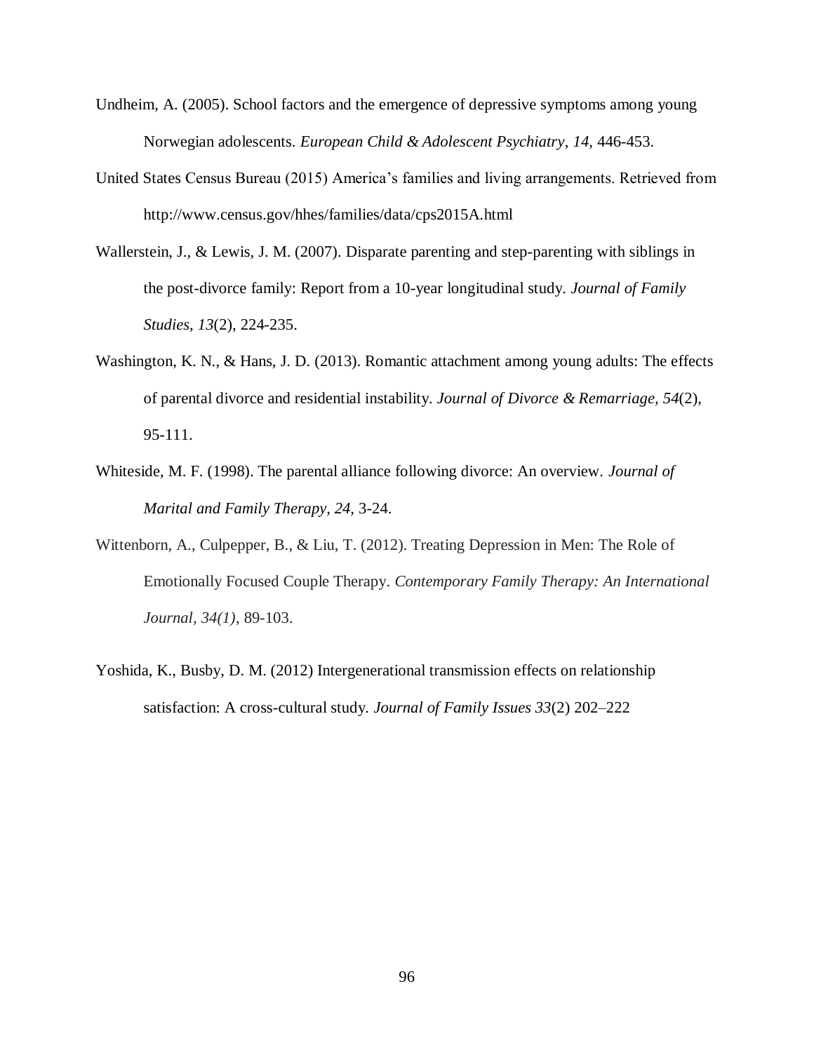Undheim, A. (2005). School factors and the emergence of depressive symptoms among young Norwegian adolescents. *European Child & Adolescent Psychiatry, 14*, 446-453.

United States Census Bureau (2015) America's families and living arrangements. Retrieved from http://www.census.gov/hhes/families/data/cps2015A.html

Wallerstein, J., & Lewis, J. M. (2007). Disparate parenting and step-parenting with siblings in the post-divorce family: Report from a 10-year longitudinal study. *Journal of Family Studies*, *13*(2), 224-235.

Washington, K. N., & Hans, J. D. (2013). Romantic attachment among young adults: The effects of parental divorce and residential instability. *Journal of Divorce & Remarriage, 54*(2), 95-111.

Whiteside, M. F. (1998). The parental alliance following divorce: An overview. *Journal of Marital and Family Therapy, 24,* 3-24.

Wittenborn, A., Culpepper, B., & Liu, T. (2012). Treating Depression in Men: The Role of Emotionally Focused Couple Therapy. *Contemporary Family Therapy: An International Journal, 34(1)*, 89-103.

Yoshida, K., Busby, D. M. (2012) Intergenerational transmission effects on relationship satisfaction: A cross-cultural study. *Journal of Family Issues 33*(2) 202–222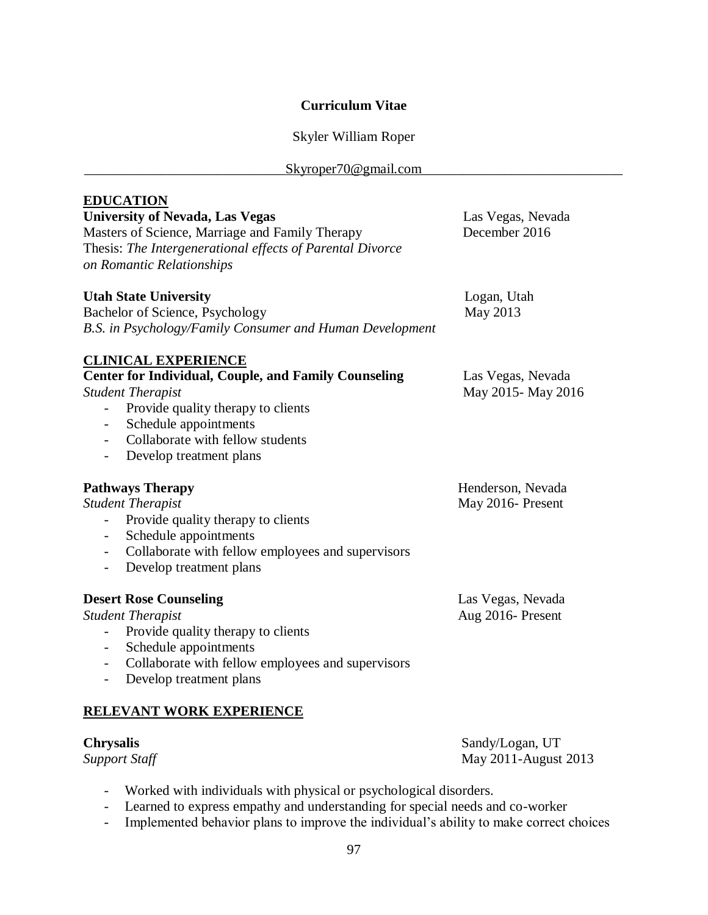**Curriculum Vitae**

Skyler William Roper

Skyroper70@gmail.com

---

## EDUCATION

**University of Nevada, Las Vegas** — Las Vegas, Nevada
Masters of Science, Marriage and Family Therapy — December 2016
Thesis: *The Intergenerational effects of Parental Divorce on Romantic Relationships*

**Utah State University** — Logan, Utah
Bachelor of Science, Psychology — May 2013
*B.S. in Psychology/Family Consumer and Human Development*

## CLINICAL EXPERIENCE

**Center for Individual, Couple, and Family Counseling** — Las Vegas, Nevada
*Student Therapist* — May 2015- May 2016

- Provide quality therapy to clients
- Schedule appointments
- Collaborate with fellow students
- Develop treatment plans

**Pathways Therapy** — Henderson, Nevada
*Student Therapist* — May 2016- Present

- Provide quality therapy to clients
- Schedule appointments
- Collaborate with fellow employees and supervisors
- Develop treatment plans

**Desert Rose Counseling** — Las Vegas, Nevada
*Student Therapist* — Aug 2016- Present

- Provide quality therapy to clients
- Schedule appointments
- Collaborate with fellow employees and supervisors
- Develop treatment plans

## RELEVANT WORK EXPERIENCE

**Chrysalis** — Sandy/Logan, UT
*Support Staff* — May 2011-August 2013

- Worked with individuals with physical or psychological disorders.
- Learned to express empathy and understanding for special needs and co-worker
- Implemented behavior plans to improve the individual's ability to make correct choices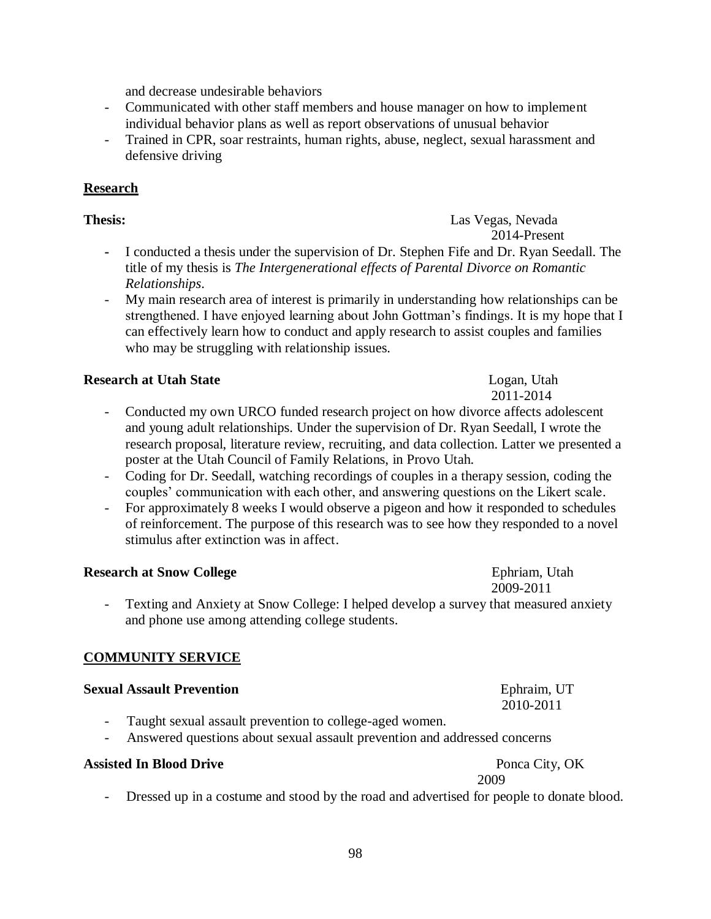and decrease undesirable behaviors

- Communicated with other staff members and house manager on how to implement individual behavior plans as well as report observations of unusual behavior
- Trained in CPR, soar restraints, human rights, abuse, neglect, sexual harassment and defensive driving

## Research

**Thesis:** Las Vegas, Nevada
2014-Present

- I conducted a thesis under the supervision of Dr. Stephen Fife and Dr. Ryan Seedall. The title of my thesis is *The Intergenerational effects of Parental Divorce on Romantic Relationships*.
- My main research area of interest is primarily in understanding how relationships can be strengthened. I have enjoyed learning about John Gottman's findings. It is my hope that I can effectively learn how to conduct and apply research to assist couples and families who may be struggling with relationship issues.

**Research at Utah State** Logan, Utah
2011-2014

- Conducted my own URCO funded research project on how divorce affects adolescent and young adult relationships. Under the supervision of Dr. Ryan Seedall, I wrote the research proposal, literature review, recruiting, and data collection. Latter we presented a poster at the Utah Council of Family Relations, in Provo Utah.
- Coding for Dr. Seedall, watching recordings of couples in a therapy session, coding the couples' communication with each other, and answering questions on the Likert scale.
- For approximately 8 weeks I would observe a pigeon and how it responded to schedules of reinforcement. The purpose of this research was to see how they responded to a novel stimulus after extinction was in affect.

**Research at Snow College** Ephriam, Utah
2009-2011

- Texting and Anxiety at Snow College: I helped develop a survey that measured anxiety and phone use among attending college students.

## COMMUNITY SERVICE

**Sexual Assault Prevention** Ephraim, UT
2010-2011

- Taught sexual assault prevention to college-aged women.
- Answered questions about sexual assault prevention and addressed concerns

**Assisted In Blood Drive** Ponca City, OK
2009

- Dressed up in a costume and stood by the road and advertised for people to donate blood.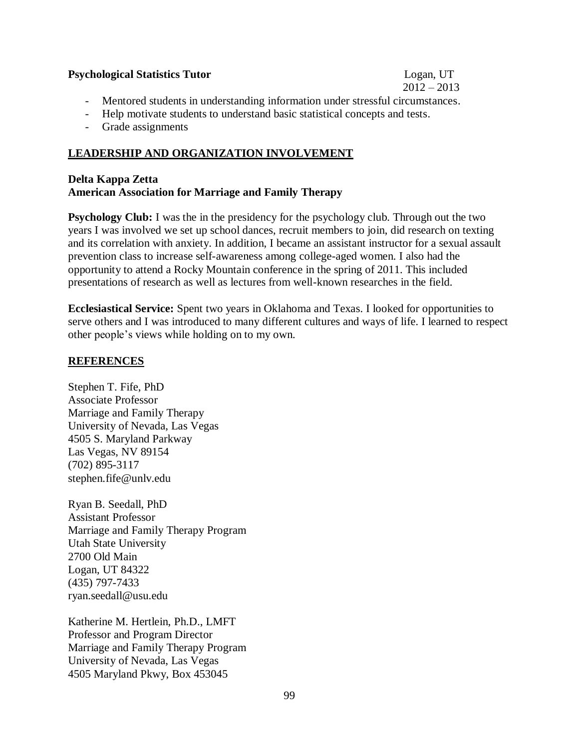**Psychological Statistics Tutor** Logan, UT
2012 – 2013

- Mentored students in understanding information under stressful circumstances.
- Help motivate students to understand basic statistical concepts and tests.
- Grade assignments

## LEADERSHIP AND ORGANIZATION INVOLVEMENT

**Delta Kappa Zetta**
**American Association for Marriage and Family Therapy**

**Psychology Club:** I was the in the presidency for the psychology club. Through out the two years I was involved we set up school dances, recruit members to join, did research on texting and its correlation with anxiety. In addition, I became an assistant instructor for a sexual assault prevention class to increase self-awareness among college-aged women. I also had the opportunity to attend a Rocky Mountain conference in the spring of 2011. This included presentations of research as well as lectures from well-known researches in the field.

**Ecclesiastical Service:** Spent two years in Oklahoma and Texas. I looked for opportunities to serve others and I was introduced to many different cultures and ways of life. I learned to respect other people's views while holding on to my own.

## REFERENCES

Stephen T. Fife, PhD
Associate Professor
Marriage and Family Therapy
University of Nevada, Las Vegas
4505 S. Maryland Parkway
Las Vegas, NV 89154
(702) 895-3117
stephen.fife@unlv.edu

Ryan B. Seedall, PhD
Assistant Professor
Marriage and Family Therapy Program
Utah State University
2700 Old Main
Logan, UT 84322
(435) 797-7433
ryan.seedall@usu.edu

Katherine M. Hertlein, Ph.D., LMFT
Professor and Program Director
Marriage and Family Therapy Program
University of Nevada, Las Vegas
4505 Maryland Pkwy, Box 453045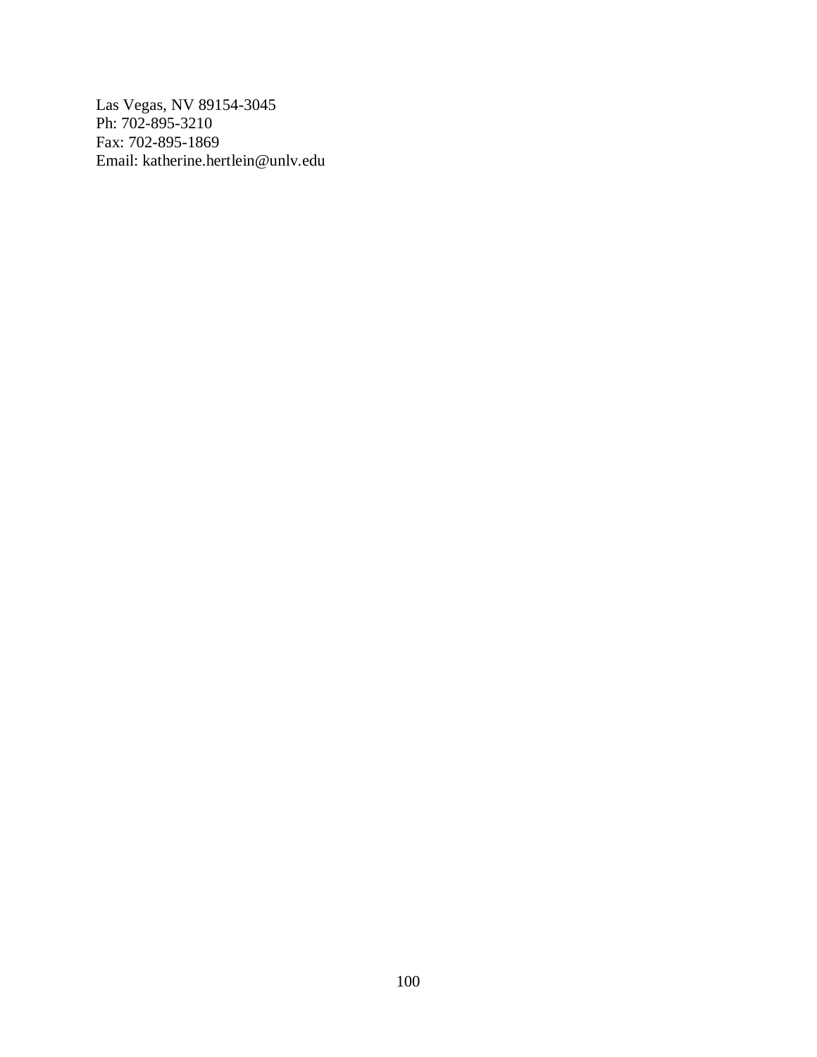Las Vegas, NV 89154-3045
Ph: 702-895-3210
Fax: 702-895-1869
Email: katherine.hertlein@unlv.edu